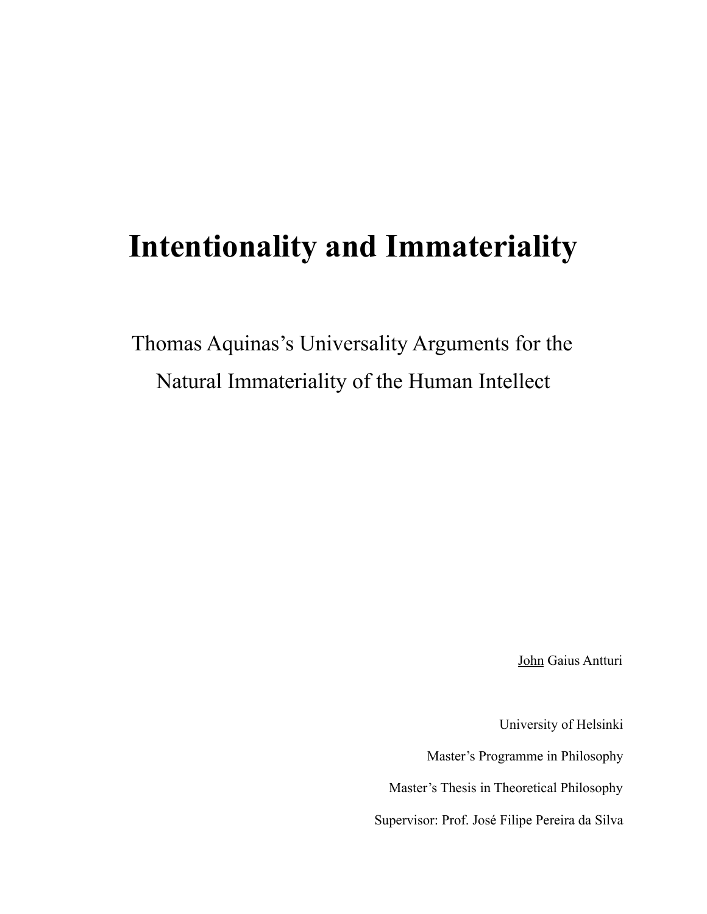# Intentionality and Immateriality

Thomas Aquinas's Universality Arguments for the Natural Immateriality of the Human Intellect

John Gaius Antturi

University of Helsinki

Master's Programme in Philosophy

Master's Thesis in Theoretical Philosophy

Supervisor: Prof. José Filipe Pereira da Silva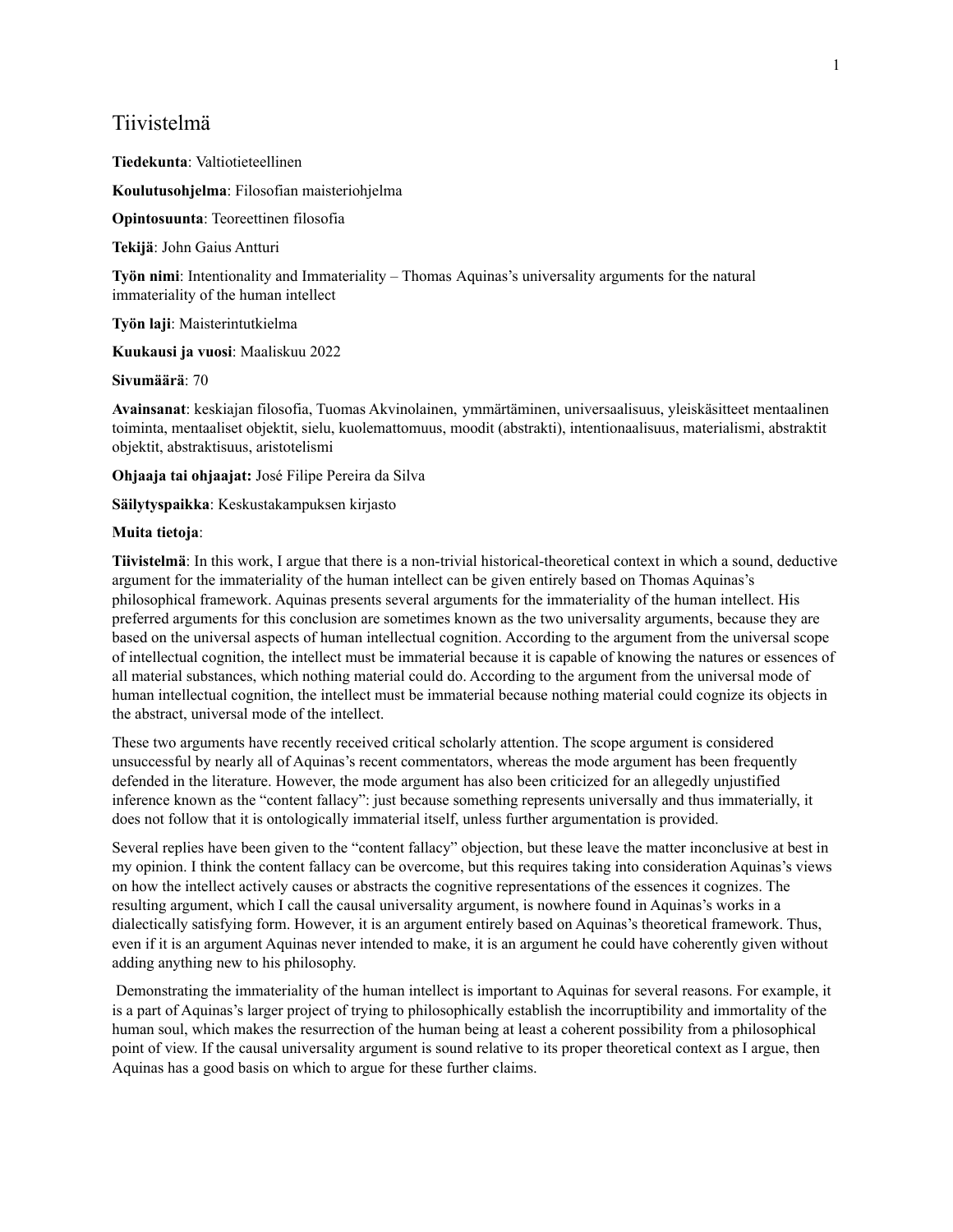# Tiivistelmä

**Tiedekunta**: Valtiotieteellinen

**Koulutusohjelma**: Filosofian maisteriohjelma

**Opintosuunta**: Teoreettinen filosofia

**Tekijä**: John Gaius Antturi

**Työn nimi**: Intentionality and Immateriality – Thomas Aquinas's universality arguments for the natural immateriality of the human intellect

**Työn laji**: Maisterintutkielma

**Kuukausi ja vuosi**: Maaliskuu 2022

**Sivumäärä**: 70

**Avainsanat**: keskiajan filosofia, Tuomas Akvinolainen, ymmärtäminen, universaalisuus, yleiskäsitteet mentaalinen toiminta, mentaaliset objektit, sielu, kuolemattomuus, moodit (abstrakti), intentionaalisuus, materialismi, abstraktit objektit, abstraktisuus, aristotelismi

**Ohjaaja tai ohjaajat:** José Filipe Pereira da Silva

**Säilytyspaikka**: Keskustakampuksen kirjasto

**Muita tietoja**:

**Tiivistelmä**: In this work, I argue that there is a non-trivial historical-theoretical context in which a sound, deductive argument for the immateriality of the human intellect can be given entirely based on Thomas Aquinas's philosophical framework. Aquinas presents several arguments for the immateriality of the human intellect. His preferred arguments for this conclusion are sometimes known as the two universality arguments, because they are based on the universal aspects of human intellectual cognition. According to the argument from the universal scope of intellectual cognition, the intellect must be immaterial because it is capable of knowing the natures or essences of all material substances, which nothing material could do. According to the argument from the universal mode of human intellectual cognition, the intellect must be immaterial because nothing material could cognize its objects in the abstract, universal mode of the intellect.

These two arguments have recently received critical scholarly attention. The scope argument is considered unsuccessful by nearly all of Aquinas's recent commentators, whereas the mode argument has been frequently defended in the literature. However, the mode argument has also been criticized for an allegedly unjustified inference known as the "content fallacy": just because something represents universally and thus immaterially, it does not follow that it is ontologically immaterial itself, unless further argumentation is provided.

Several replies have been given to the "content fallacy" objection, but these leave the matter inconclusive at best in my opinion. I think the content fallacy can be overcome, but this requires taking into consideration Aquinas's views on how the intellect actively causes or abstracts the cognitive representations of the essences it cognizes. The resulting argument, which I call the causal universality argument, is nowhere found in Aquinas's works in a dialectically satisfying form. However, it is an argument entirely based on Aquinas's theoretical framework. Thus, even if it is an argument Aquinas never intended to make, it is an argument he could have coherently given without adding anything new to his philosophy.

Demonstrating the immateriality of the human intellect is important to Aquinas for several reasons. For example, it is a part of Aquinas's larger project of trying to philosophically establish the incorruptibility and immortality of the human soul, which makes the resurrection of the human being at least a coherent possibility from a philosophical point of view. If the causal universality argument is sound relative to its proper theoretical context as I argue, then Aquinas has a good basis on which to argue for these further claims.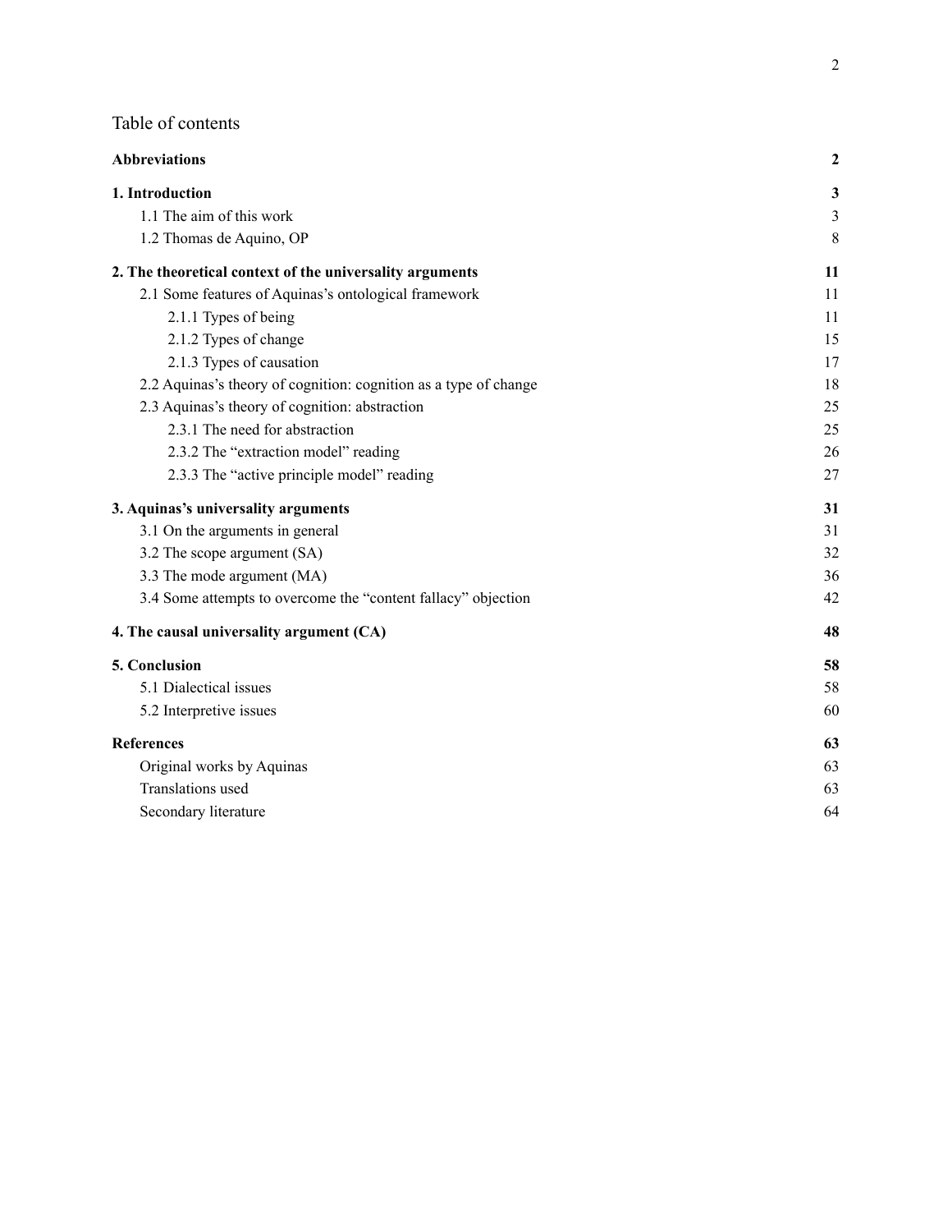# Table of contents

| | |
|---|---|
| **Abbreviations** | **2** |
| **1. Introduction** | **3** |
| 1.1 The aim of this work | 3 |
| 1.2 Thomas de Aquino, OP | 8 |
| **2. The theoretical context of the universality arguments** | **11** |
| 2.1 Some features of Aquinas's ontological framework | 11 |
| 2.1.1 Types of being | 11 |
| 2.1.2 Types of change | 15 |
| 2.1.3 Types of causation | 17 |
| 2.2 Aquinas's theory of cognition: cognition as a type of change | 18 |
| 2.3 Aquinas's theory of cognition: abstraction | 25 |
| 2.3.1 The need for abstraction | 25 |
| 2.3.2 The "extraction model" reading | 26 |
| 2.3.3 The "active principle model" reading | 27 |
| **3. Aquinas's universality arguments** | **31** |
| 3.1 On the arguments in general | 31 |
| 3.2 The scope argument (SA) | 32 |
| 3.3 The mode argument (MA) | 36 |
| 3.4 Some attempts to overcome the "content fallacy" objection | 42 |
| **4. The causal universality argument (CA)** | **48** |
| **5. Conclusion** | **58** |
| 5.1 Dialectical issues | 58 |
| 5.2 Interpretive issues | 60 |
| **References** | **63** |
| Original works by Aquinas | 63 |
| Translations used | 63 |
| Secondary literature | 64 |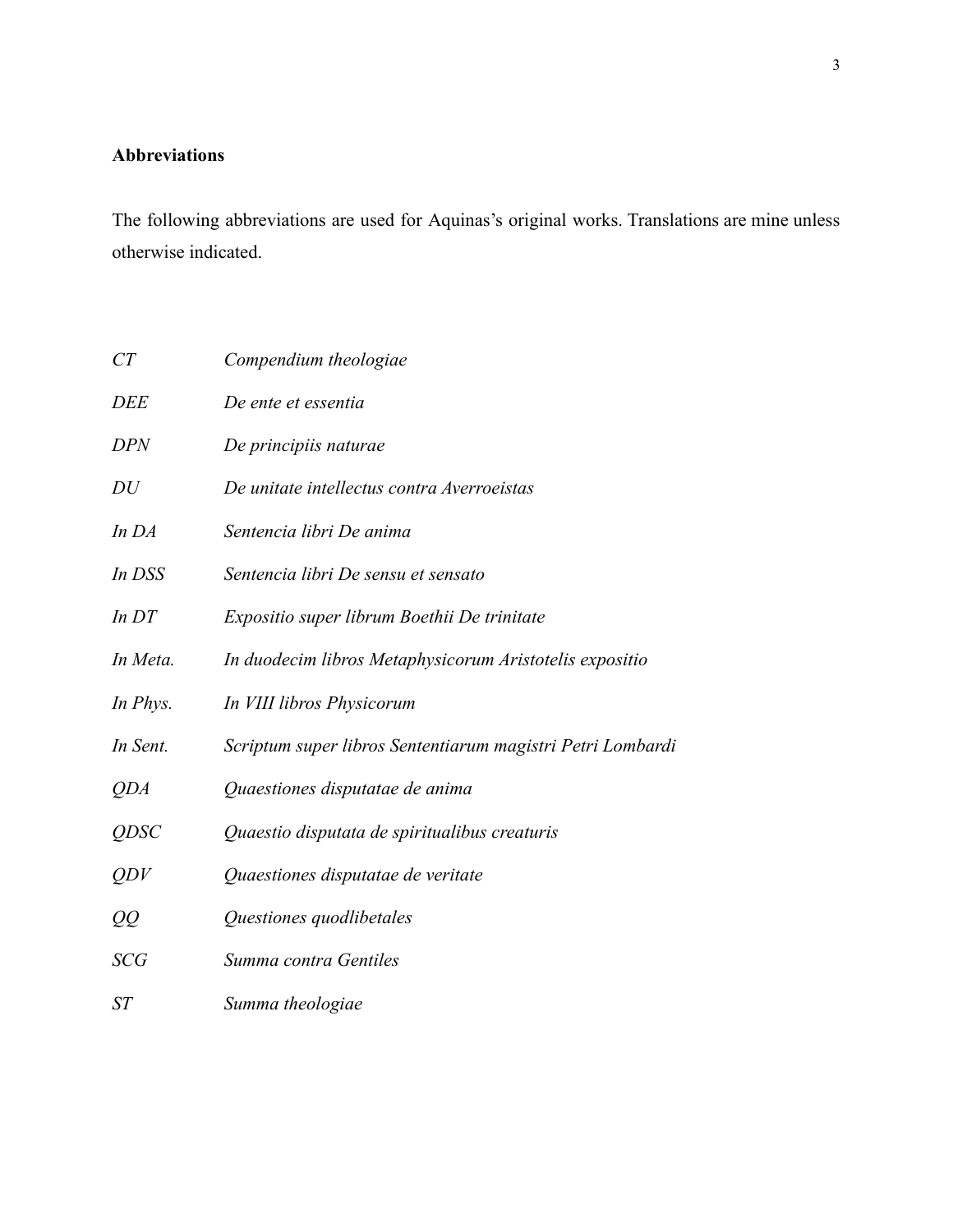## Abbreviations

The following abbreviations are used for Aquinas's original works. Translations are mine unless otherwise indicated.

| | |
|---|---|
| *CT* | *Compendium theologiae* |
| *DEE* | *De ente et essentia* |
| *DPN* | *De principiis naturae* |
| *DU* | *De unitate intellectus contra Averroeistas* |
| *In DA* | *Sentencia libri De anima* |
| *In DSS* | *Sentencia libri De sensu et sensato* |
| *In DT* | *Expositio super librum Boethii De trinitate* |
| *In Meta.* | *In duodecim libros Metaphysicorum Aristotelis expositio* |
| *In Phys.* | *In VIII libros Physicorum* |
| *In Sent.* | *Scriptum super libros Sententiarum magistri Petri Lombardi* |
| *QDA* | *Quaestiones disputatae de anima* |
| *QDSC* | *Quaestio disputata de spiritualibus creaturis* |
| *QDV* | *Quaestiones disputatae de veritate* |
| *QQ* | *Questiones quodlibetales* |
| *SCG* | *Summa contra Gentiles* |
| *ST* | *Summa theologiae* |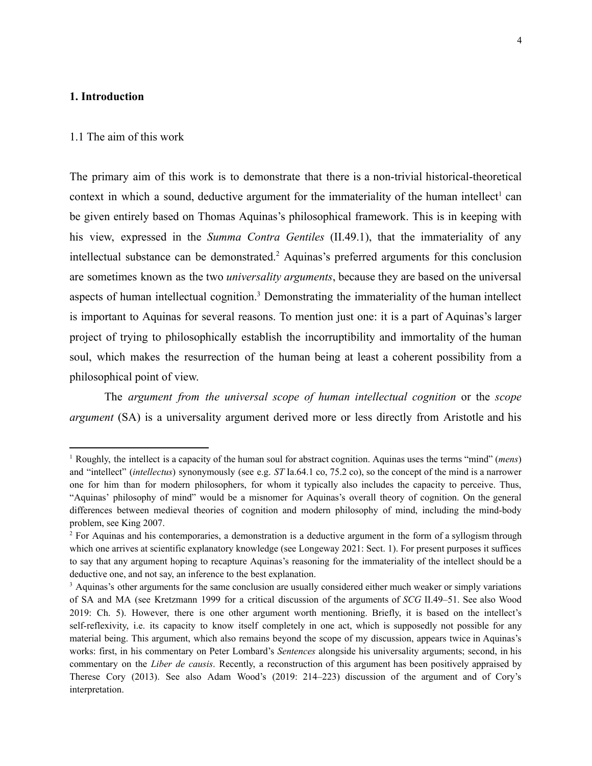## 1. Introduction

### 1.1 The aim of this work

The primary aim of this work is to demonstrate that there is a non-trivial historical-theoretical context in which a sound, deductive argument for the immateriality of the human intellect[1] can be given entirely based on Thomas Aquinas's philosophical framework. This is in keeping with his view, expressed in the *Summa Contra Gentiles* (II.49.1), that the immateriality of any intellectual substance can be demonstrated.[2] Aquinas's preferred arguments for this conclusion are sometimes known as the two *universality arguments*, because they are based on the universal aspects of human intellectual cognition.[3] Demonstrating the immateriality of the human intellect is important to Aquinas for several reasons. To mention just one: it is a part of Aquinas's larger project of trying to philosophically establish the incorruptibility and immortality of the human soul, which makes the resurrection of the human being at least a coherent possibility from a philosophical point of view.

The *argument from the universal scope of human intellectual cognition* or the *scope argument* (SA) is a universality argument derived more or less directly from Aristotle and his

[1] Roughly, the intellect is a capacity of the human soul for abstract cognition. Aquinas uses the terms "mind" (*mens*) and "intellect" (*intellectus*) synonymously (see e.g. *ST* Ia.64.1 co, 75.2 co), so the concept of the mind is a narrower one for him than for modern philosophers, for whom it typically also includes the capacity to perceive. Thus, "Aquinas' philosophy of mind" would be a misnomer for Aquinas's overall theory of cognition. On the general differences between medieval theories of cognition and modern philosophy of mind, including the mind-body problem, see King 2007.

[2] For Aquinas and his contemporaries, a demonstration is a deductive argument in the form of a syllogism through which one arrives at scientific explanatory knowledge (see Longeway 2021: Sect. 1). For present purposes it suffices to say that any argument hoping to recapture Aquinas's reasoning for the immateriality of the intellect should be a deductive one, and not say, an inference to the best explanation.

[3] Aquinas's other arguments for the same conclusion are usually considered either much weaker or simply variations of SA and MA (see Kretzmann 1999 for a critical discussion of the arguments of *SCG* II.49–51. See also Wood 2019: Ch. 5). However, there is one other argument worth mentioning. Briefly, it is based on the intellect's self-reflexivity, i.e. its capacity to know itself completely in one act, which is supposedly not possible for any material being. This argument, which also remains beyond the scope of my discussion, appears twice in Aquinas's works: first, in his commentary on Peter Lombard's *Sentences* alongside his universality arguments; second, in his commentary on the *Liber de causis*. Recently, a reconstruction of this argument has been positively appraised by Therese Cory (2013). See also Adam Wood's (2019: 214–223) discussion of the argument and of Cory's interpretation.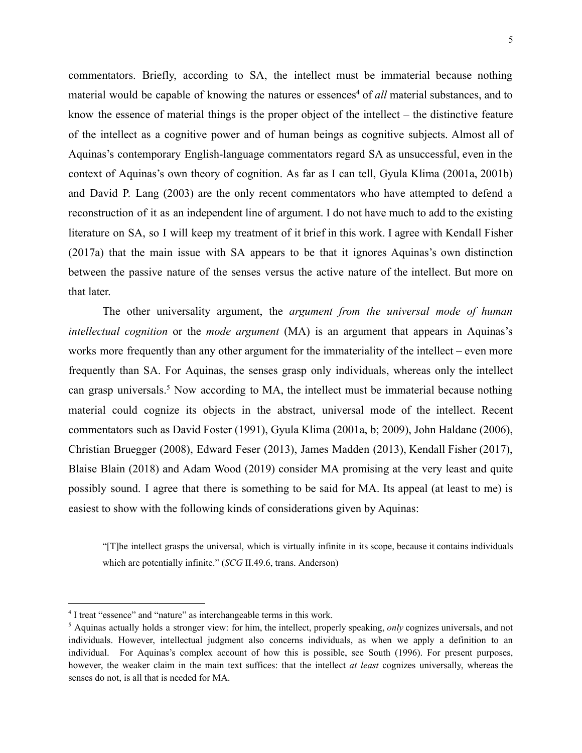commentators. Briefly, according to SA, the intellect must be immaterial because nothing material would be capable of knowing the natures or essences[4] of *all* material substances, and to know the essence of material things is the proper object of the intellect – the distinctive feature of the intellect as a cognitive power and of human beings as cognitive subjects. Almost all of Aquinas's contemporary English-language commentators regard SA as unsuccessful, even in the context of Aquinas's own theory of cognition. As far as I can tell, Gyula Klima (2001a, 2001b) and David P. Lang (2003) are the only recent commentators who have attempted to defend a reconstruction of it as an independent line of argument. I do not have much to add to the existing literature on SA, so I will keep my treatment of it brief in this work. I agree with Kendall Fisher (2017a) that the main issue with SA appears to be that it ignores Aquinas's own distinction between the passive nature of the senses versus the active nature of the intellect. But more on that later.

The other universality argument, the *argument from the universal mode of human intellectual cognition* or the *mode argument* (MA) is an argument that appears in Aquinas's works more frequently than any other argument for the immateriality of the intellect – even more frequently than SA. For Aquinas, the senses grasp only individuals, whereas only the intellect can grasp universals.[5] Now according to MA, the intellect must be immaterial because nothing material could cognize its objects in the abstract, universal mode of the intellect. Recent commentators such as David Foster (1991), Gyula Klima (2001a, b; 2009), John Haldane (2006), Christian Bruegger (2008), Edward Feser (2013), James Madden (2013), Kendall Fisher (2017), Blaise Blain (2018) and Adam Wood (2019) consider MA promising at the very least and quite possibly sound. I agree that there is something to be said for MA. Its appeal (at least to me) is easiest to show with the following kinds of considerations given by Aquinas:

> "[T]he intellect grasps the universal, which is virtually infinite in its scope, because it contains individuals which are potentially infinite." (*SCG* II.49.6, trans. Anderson)

---

[4] I treat "essence" and "nature" as interchangeable terms in this work.

[5] Aquinas actually holds a stronger view: for him, the intellect, properly speaking, *only* cognizes universals, and not individuals. However, intellectual judgment also concerns individuals, as when we apply a definition to an individual. For Aquinas's complex account of how this is possible, see South (1996). For present purposes, however, the weaker claim in the main text suffices: that the intellect *at least* cognizes universally, whereas the senses do not, is all that is needed for MA.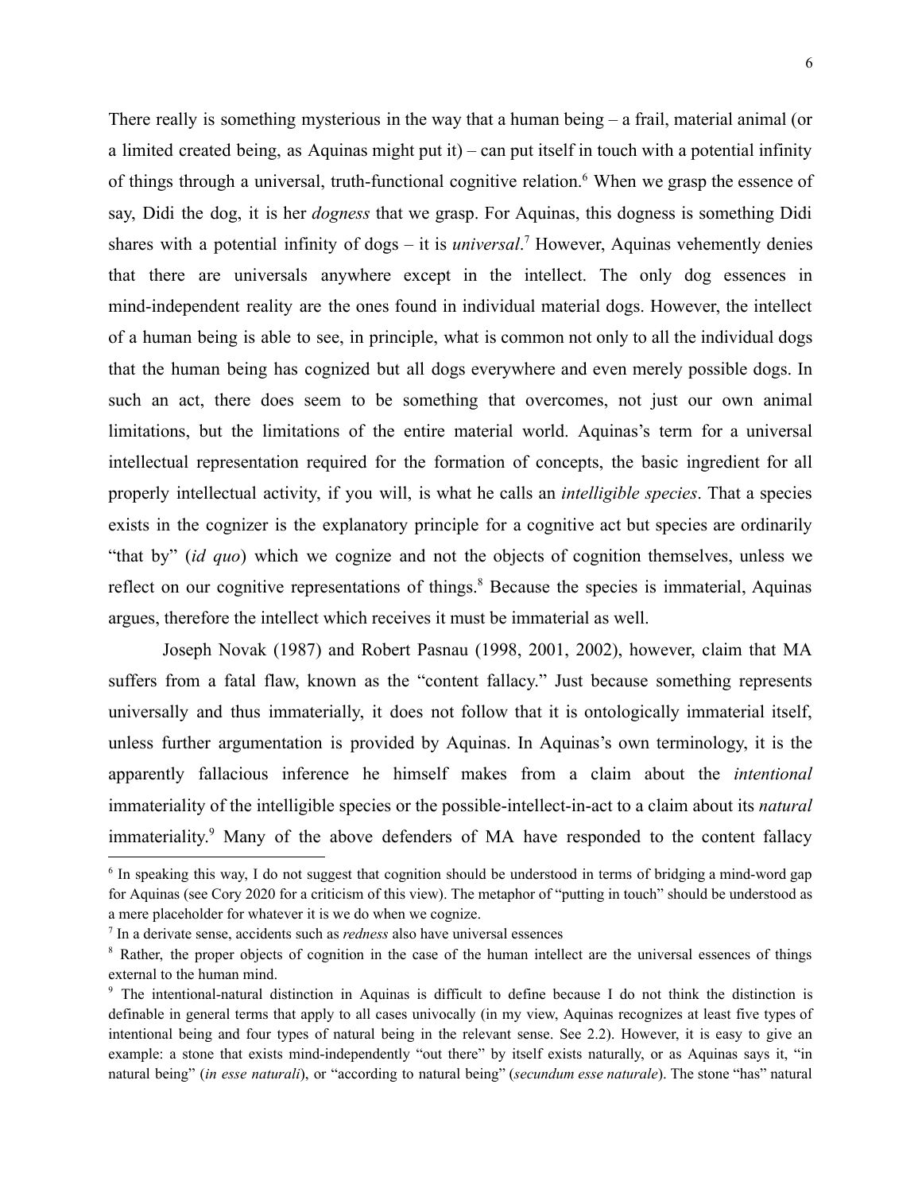There really is something mysterious in the way that a human being – a frail, material animal (or a limited created being, as Aquinas might put it) – can put itself in touch with a potential infinity of things through a universal, truth-functional cognitive relation.[6] When we grasp the essence of say, Didi the dog, it is her *dogness* that we grasp. For Aquinas, this dogness is something Didi shares with a potential infinity of dogs – it is *universal*.[7] However, Aquinas vehemently denies that there are universals anywhere except in the intellect. The only dog essences in mind-independent reality are the ones found in individual material dogs. However, the intellect of a human being is able to see, in principle, what is common not only to all the individual dogs that the human being has cognized but all dogs everywhere and even merely possible dogs. In such an act, there does seem to be something that overcomes, not just our own animal limitations, but the limitations of the entire material world. Aquinas's term for a universal intellectual representation required for the formation of concepts, the basic ingredient for all properly intellectual activity, if you will, is what he calls an *intelligible species*. That a species exists in the cognizer is the explanatory principle for a cognitive act but species are ordinarily "that by" (*id quo*) which we cognize and not the objects of cognition themselves, unless we reflect on our cognitive representations of things.[8] Because the species is immaterial, Aquinas argues, therefore the intellect which receives it must be immaterial as well.

Joseph Novak (1987) and Robert Pasnau (1998, 2001, 2002), however, claim that MA suffers from a fatal flaw, known as the "content fallacy." Just because something represents universally and thus immaterially, it does not follow that it is ontologically immaterial itself, unless further argumentation is provided by Aquinas. In Aquinas's own terminology, it is the apparently fallacious inference he himself makes from a claim about the *intentional* immateriality of the intelligible species or the possible-intellect-in-act to a claim about its *natural* immateriality.[9] Many of the above defenders of MA have responded to the content fallacy

---

[6] In speaking this way, I do not suggest that cognition should be understood in terms of bridging a mind-word gap for Aquinas (see Cory 2020 for a criticism of this view). The metaphor of "putting in touch" should be understood as a mere placeholder for whatever it is we do when we cognize.

[7] In a derivate sense, accidents such as *redness* also have universal essences

[8] Rather, the proper objects of cognition in the case of the human intellect are the universal essences of things external to the human mind.

[9] The intentional-natural distinction in Aquinas is difficult to define because I do not think the distinction is definable in general terms that apply to all cases univocally (in my view, Aquinas recognizes at least five types of intentional being and four types of natural being in the relevant sense. See 2.2). However, it is easy to give an example: a stone that exists mind-independently "out there" by itself exists naturally, or as Aquinas says it, "in natural being" (*in esse naturali*), or "according to natural being" (*secundum esse naturale*). The stone "has" natural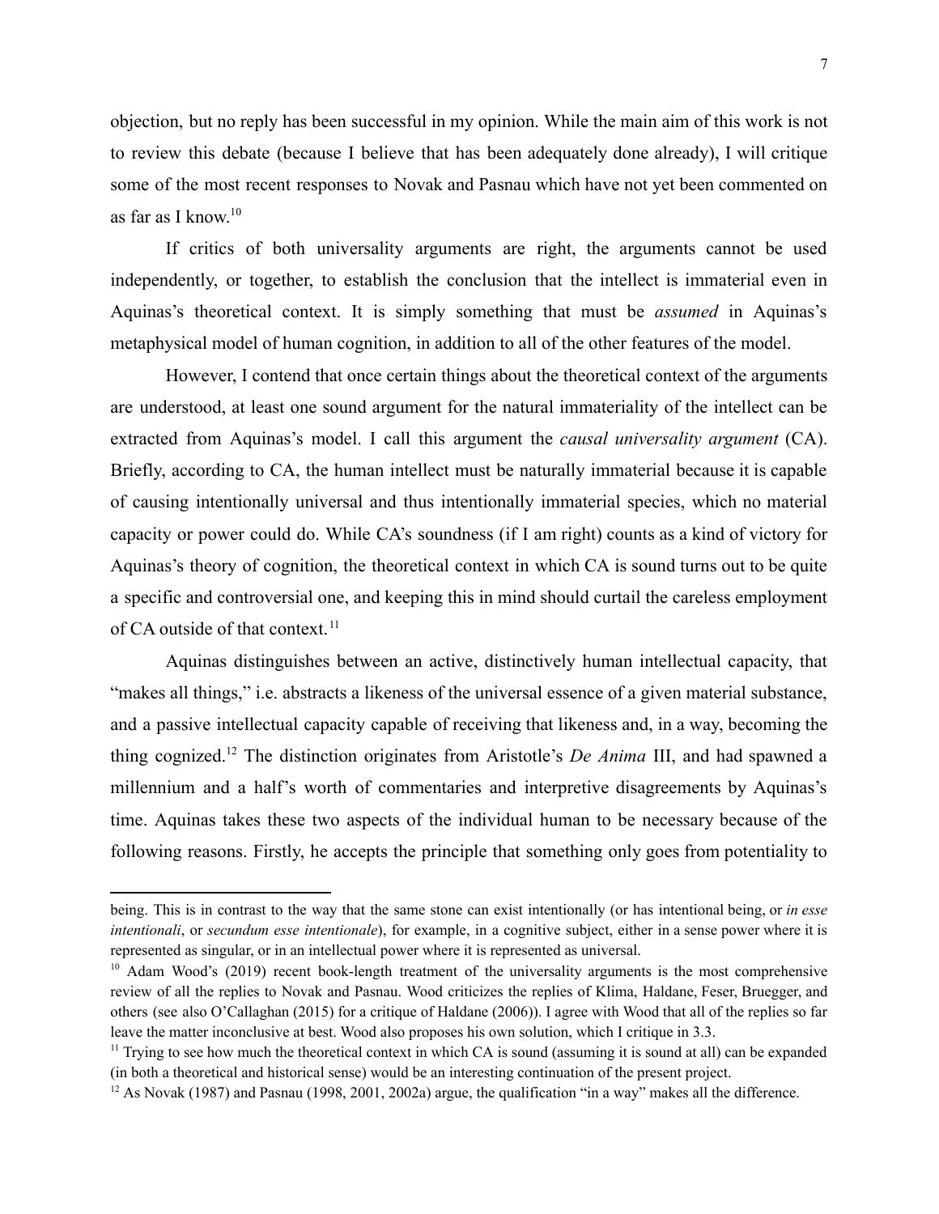objection, but no reply has been successful in my opinion. While the main aim of this work is not to review this debate (because I believe that has been adequately done already), I will critique some of the most recent responses to Novak and Pasnau which have not yet been commented on as far as I know.[10]

If critics of both universality arguments are right, the arguments cannot be used independently, or together, to establish the conclusion that the intellect is immaterial even in Aquinas's theoretical context. It is simply something that must be *assumed* in Aquinas's metaphysical model of human cognition, in addition to all of the other features of the model.

However, I contend that once certain things about the theoretical context of the arguments are understood, at least one sound argument for the natural immateriality of the intellect can be extracted from Aquinas's model. I call this argument the *causal universality argument* (CA). Briefly, according to CA, the human intellect must be naturally immaterial because it is capable of causing intentionally universal and thus intentionally immaterial species, which no material capacity or power could do. While CA's soundness (if I am right) counts as a kind of victory for Aquinas's theory of cognition, the theoretical context in which CA is sound turns out to be quite a specific and controversial one, and keeping this in mind should curtail the careless employment of CA outside of that context.[11]

Aquinas distinguishes between an active, distinctively human intellectual capacity, that "makes all things," i.e. abstracts a likeness of the universal essence of a given material substance, and a passive intellectual capacity capable of receiving that likeness and, in a way, becoming the thing cognized.[12] The distinction originates from Aristotle's *De Anima* III, and had spawned a millennium and a half's worth of commentaries and interpretive disagreements by Aquinas's time. Aquinas takes these two aspects of the individual human to be necessary because of the following reasons. Firstly, he accepts the principle that something only goes from potentiality to

---

being. This is in contrast to the way that the same stone can exist intentionally (or has intentional being, or *in esse intentionali*, or *secundum esse intentionale*), for example, in a cognitive subject, either in a sense power where it is represented as singular, or in an intellectual power where it is represented as universal.

[10] Adam Wood's (2019) recent book-length treatment of the universality arguments is the most comprehensive review of all the replies to Novak and Pasnau. Wood criticizes the replies of Klima, Haldane, Feser, Bruegger, and others (see also O'Callaghan (2015) for a critique of Haldane (2006)). I agree with Wood that all of the replies so far leave the matter inconclusive at best. Wood also proposes his own solution, which I critique in 3.3.

[11] Trying to see how much the theoretical context in which CA is sound (assuming it is sound at all) can be expanded (in both a theoretical and historical sense) would be an interesting continuation of the present project.

[12] As Novak (1987) and Pasnau (1998, 2001, 2002a) argue, the qualification "in a way" makes all the difference.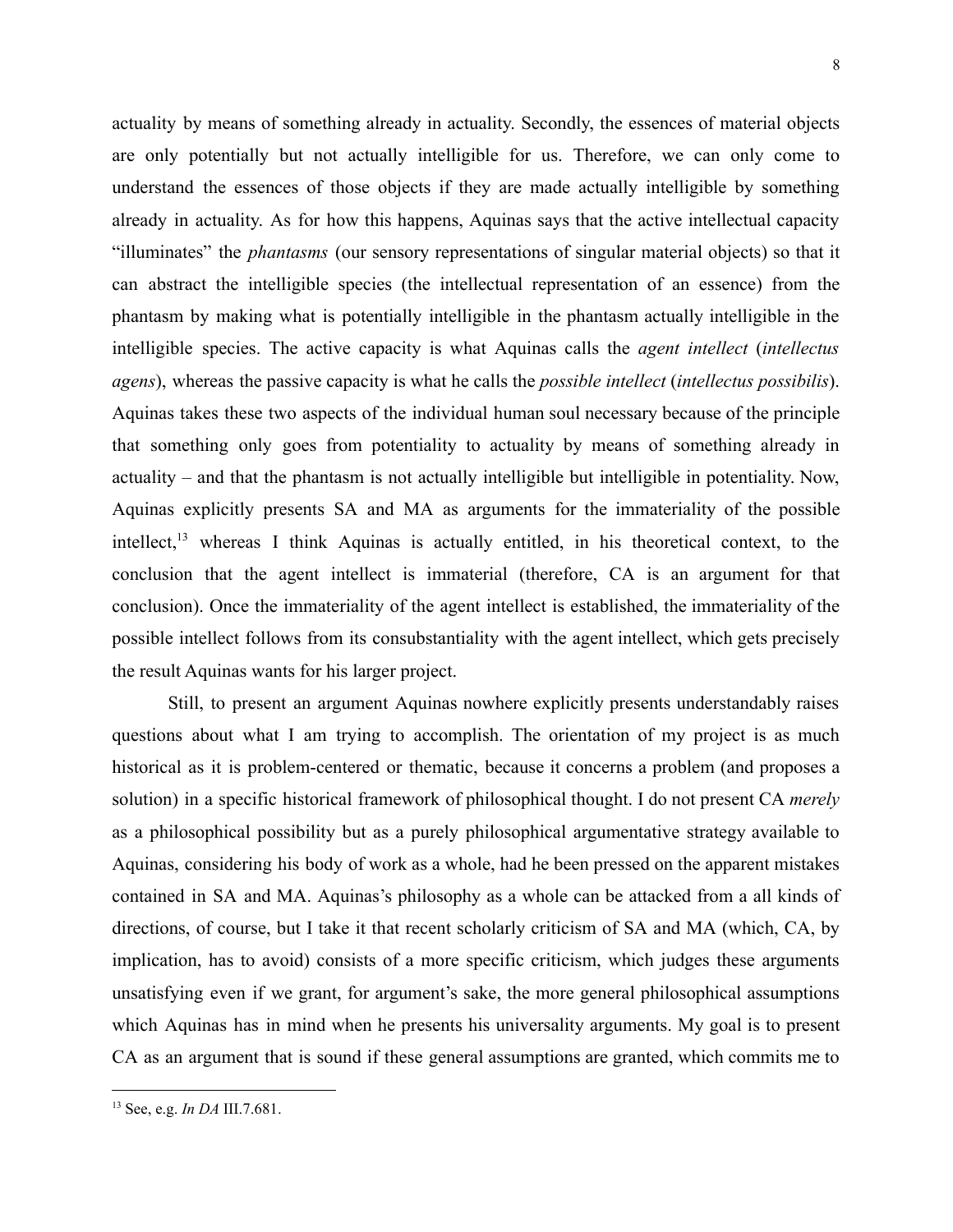actuality by means of something already in actuality. Secondly, the essences of material objects are only potentially but not actually intelligible for us. Therefore, we can only come to understand the essences of those objects if they are made actually intelligible by something already in actuality. As for how this happens, Aquinas says that the active intellectual capacity "illuminates" the *phantasms* (our sensory representations of singular material objects) so that it can abstract the intelligible species (the intellectual representation of an essence) from the phantasm by making what is potentially intelligible in the phantasm actually intelligible in the intelligible species. The active capacity is what Aquinas calls the *agent intellect* (*intellectus agens*), whereas the passive capacity is what he calls the *possible intellect* (*intellectus possibilis*). Aquinas takes these two aspects of the individual human soul necessary because of the principle that something only goes from potentiality to actuality by means of something already in actuality – and that the phantasm is not actually intelligible but intelligible in potentiality. Now, Aquinas explicitly presents SA and MA as arguments for the immateriality of the possible intellect,[13] whereas I think Aquinas is actually entitled, in his theoretical context, to the conclusion that the agent intellect is immaterial (therefore, CA is an argument for that conclusion). Once the immateriality of the agent intellect is established, the immateriality of the possible intellect follows from its consubstantiality with the agent intellect, which gets precisely the result Aquinas wants for his larger project.

Still, to present an argument Aquinas nowhere explicitly presents understandably raises questions about what I am trying to accomplish. The orientation of my project is as much historical as it is problem-centered or thematic, because it concerns a problem (and proposes a solution) in a specific historical framework of philosophical thought. I do not present CA *merely* as a philosophical possibility but as a purely philosophical argumentative strategy available to Aquinas, considering his body of work as a whole, had he been pressed on the apparent mistakes contained in SA and MA. Aquinas's philosophy as a whole can be attacked from a all kinds of directions, of course, but I take it that recent scholarly criticism of SA and MA (which, CA, by implication, has to avoid) consists of a more specific criticism, which judges these arguments unsatisfying even if we grant, for argument's sake, the more general philosophical assumptions which Aquinas has in mind when he presents his universality arguments. My goal is to present CA as an argument that is sound if these general assumptions are granted, which commits me to

[13] See, e.g. *In DA* III.7.681.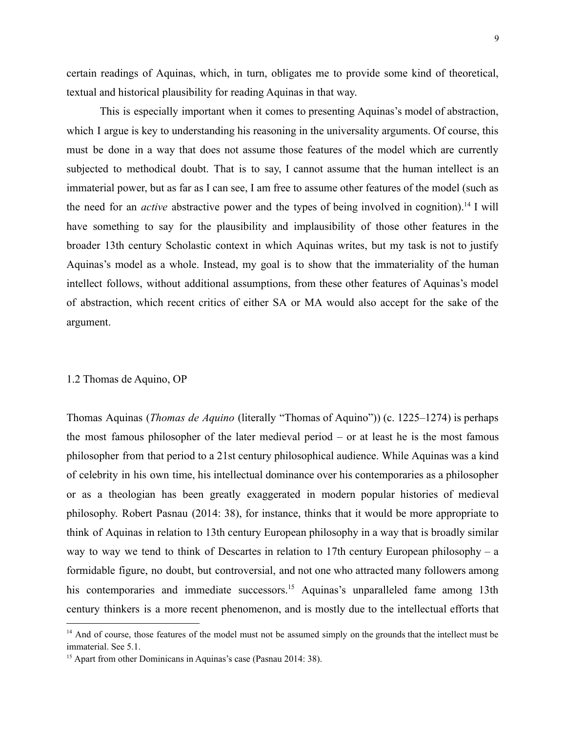certain readings of Aquinas, which, in turn, obligates me to provide some kind of theoretical, textual and historical plausibility for reading Aquinas in that way.

This is especially important when it comes to presenting Aquinas's model of abstraction, which I argue is key to understanding his reasoning in the universality arguments. Of course, this must be done in a way that does not assume those features of the model which are currently subjected to methodical doubt. That is to say, I cannot assume that the human intellect is an immaterial power, but as far as I can see, I am free to assume other features of the model (such as the need for an *active* abstractive power and the types of being involved in cognition).[14] I will have something to say for the plausibility and implausibility of those other features in the broader 13th century Scholastic context in which Aquinas writes, but my task is not to justify Aquinas's model as a whole. Instead, my goal is to show that the immateriality of the human intellect follows, without additional assumptions, from these other features of Aquinas's model of abstraction, which recent critics of either SA or MA would also accept for the sake of the argument.

## 1.2 Thomas de Aquino, OP

Thomas Aquinas (*Thomas de Aquino* (literally "Thomas of Aquino")) (c. 1225–1274) is perhaps the most famous philosopher of the later medieval period – or at least he is the most famous philosopher from that period to a 21st century philosophical audience. While Aquinas was a kind of celebrity in his own time, his intellectual dominance over his contemporaries as a philosopher or as a theologian has been greatly exaggerated in modern popular histories of medieval philosophy. Robert Pasnau (2014: 38), for instance, thinks that it would be more appropriate to think of Aquinas in relation to 13th century European philosophy in a way that is broadly similar way to way we tend to think of Descartes in relation to 17th century European philosophy – a formidable figure, no doubt, but controversial, and not one who attracted many followers among his contemporaries and immediate successors.[15] Aquinas's unparalleled fame among 13th century thinkers is a more recent phenomenon, and is mostly due to the intellectual efforts that

---

[14] And of course, those features of the model must not be assumed simply on the grounds that the intellect must be immaterial. See 5.1.

[15] Apart from other Dominicans in Aquinas's case (Pasnau 2014: 38).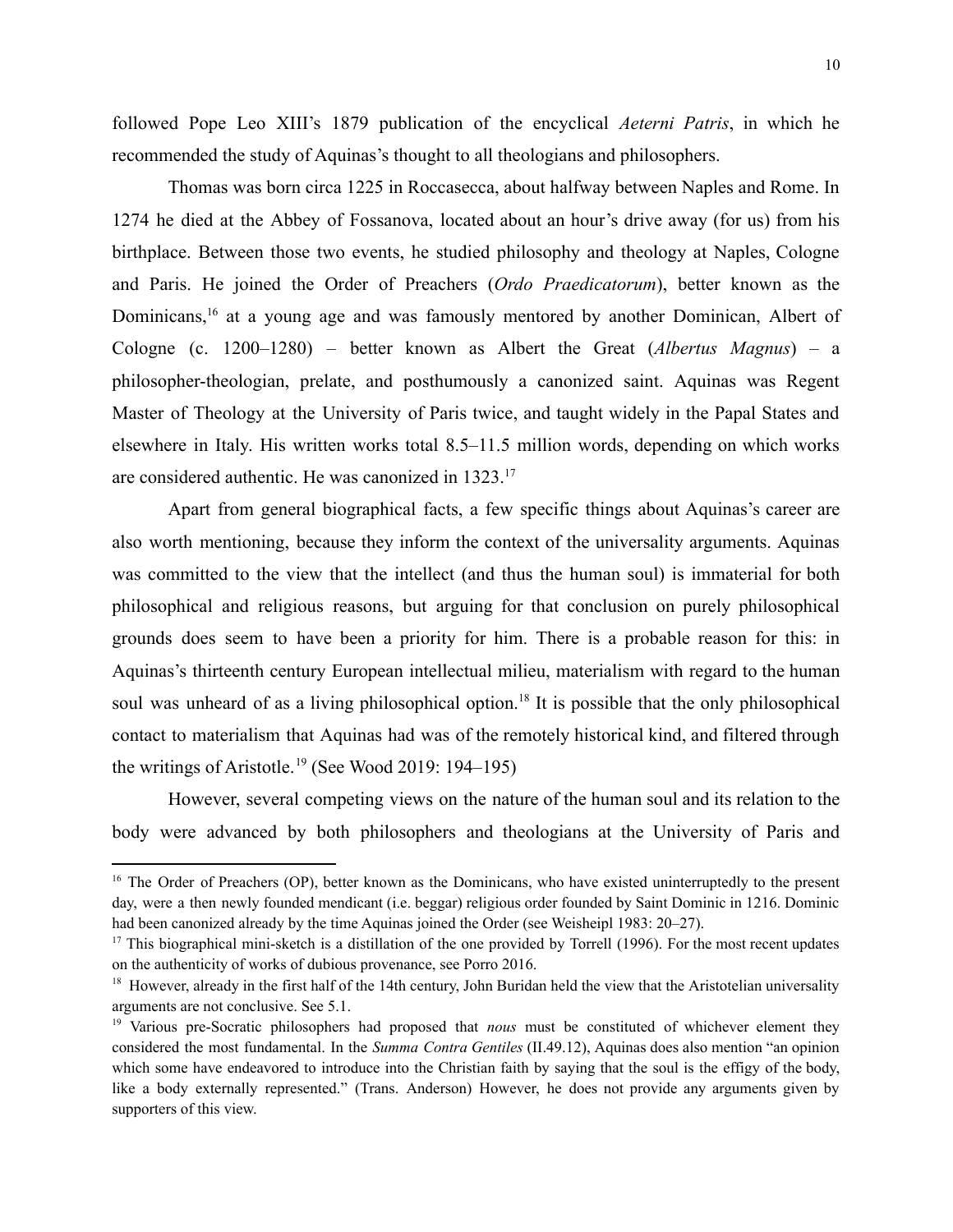followed Pope Leo XIII's 1879 publication of the encyclical *Aeterni Patris*, in which he recommended the study of Aquinas's thought to all theologians and philosophers.

Thomas was born circa 1225 in Roccasecca, about halfway between Naples and Rome. In 1274 he died at the Abbey of Fossanova, located about an hour's drive away (for us) from his birthplace. Between those two events, he studied philosophy and theology at Naples, Cologne and Paris. He joined the Order of Preachers (*Ordo Praedicatorum*), better known as the Dominicans,[16] at a young age and was famously mentored by another Dominican, Albert of Cologne (c. 1200–1280) – better known as Albert the Great (*Albertus Magnus*) – a philosopher-theologian, prelate, and posthumously a canonized saint. Aquinas was Regent Master of Theology at the University of Paris twice, and taught widely in the Papal States and elsewhere in Italy. His written works total 8.5–11.5 million words, depending on which works are considered authentic. He was canonized in 1323.[17]

Apart from general biographical facts, a few specific things about Aquinas's career are also worth mentioning, because they inform the context of the universality arguments. Aquinas was committed to the view that the intellect (and thus the human soul) is immaterial for both philosophical and religious reasons, but arguing for that conclusion on purely philosophical grounds does seem to have been a priority for him. There is a probable reason for this: in Aquinas's thirteenth century European intellectual milieu, materialism with regard to the human soul was unheard of as a living philosophical option.[18] It is possible that the only philosophical contact to materialism that Aquinas had was of the remotely historical kind, and filtered through the writings of Aristotle.[19] (See Wood 2019: 194–195)

However, several competing views on the nature of the human soul and its relation to the body were advanced by both philosophers and theologians at the University of Paris and

---

[16] The Order of Preachers (OP), better known as the Dominicans, who have existed uninterruptedly to the present day, were a then newly founded mendicant (i.e. beggar) religious order founded by Saint Dominic in 1216. Dominic had been canonized already by the time Aquinas joined the Order (see Weisheipl 1983: 20–27).

[17] This biographical mini-sketch is a distillation of the one provided by Torrell (1996). For the most recent updates on the authenticity of works of dubious provenance, see Porro 2016.

[18] However, already in the first half of the 14th century, John Buridan held the view that the Aristotelian universality arguments are not conclusive. See 5.1.

[19] Various pre-Socratic philosophers had proposed that *nous* must be constituted of whichever element they considered the most fundamental. In the *Summa Contra Gentiles* (II.49.12), Aquinas does also mention "an opinion which some have endeavored to introduce into the Christian faith by saying that the soul is the effigy of the body, like a body externally represented." (Trans. Anderson) However, he does not provide any arguments given by supporters of this view.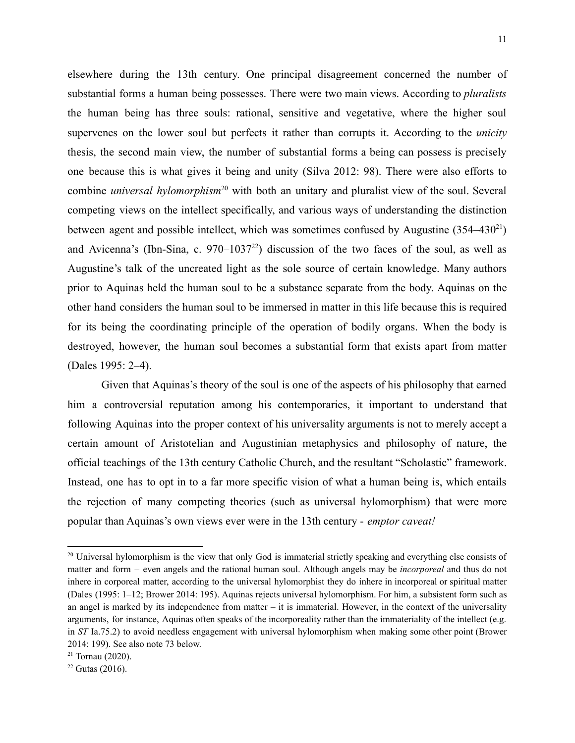elsewhere during the 13th century. One principal disagreement concerned the number of substantial forms a human being possesses. There were two main views. According to *pluralists* the human being has three souls: rational, sensitive and vegetative, where the higher soul supervenes on the lower soul but perfects it rather than corrupts it. According to the *unicity* thesis, the second main view, the number of substantial forms a being can possess is precisely one because this is what gives it being and unity (Silva 2012: 98). There were also efforts to combine *universal hylomorphism*[20] with both an unitary and pluralist view of the soul. Several competing views on the intellect specifically, and various ways of understanding the distinction between agent and possible intellect, which was sometimes confused by Augustine (354–430[21]) and Avicenna's (Ibn-Sina, c. 970–1037[22]) discussion of the two faces of the soul, as well as Augustine's talk of the uncreated light as the sole source of certain knowledge. Many authors prior to Aquinas held the human soul to be a substance separate from the body. Aquinas on the other hand considers the human soul to be immersed in matter in this life because this is required for its being the coordinating principle of the operation of bodily organs. When the body is destroyed, however, the human soul becomes a substantial form that exists apart from matter (Dales 1995: 2–4).

Given that Aquinas's theory of the soul is one of the aspects of his philosophy that earned him a controversial reputation among his contemporaries, it important to understand that following Aquinas into the proper context of his universality arguments is not to merely accept a certain amount of Aristotelian and Augustinian metaphysics and philosophy of nature, the official teachings of the 13th century Catholic Church, and the resultant "Scholastic" framework. Instead, one has to opt in to a far more specific vision of what a human being is, which entails the rejection of many competing theories (such as universal hylomorphism) that were more popular than Aquinas's own views ever were in the 13th century - *emptor caveat!*

---

[20] Universal hylomorphism is the view that only God is immaterial strictly speaking and everything else consists of matter and form – even angels and the rational human soul. Although angels may be *incorporeal* and thus do not inhere in corporeal matter, according to the universal hylomorphist they do inhere in incorporeal or spiritual matter (Dales (1995: 1–12; Brower 2014: 195). Aquinas rejects universal hylomorphism. For him, a subsistent form such as an angel is marked by its independence from matter – it is immaterial. However, in the context of the universality arguments, for instance, Aquinas often speaks of the incorporeality rather than the immateriality of the intellect (e.g. in *ST* Ia.75.2) to avoid needless engagement with universal hylomorphism when making some other point (Brower 2014: 199). See also note 73 below.

[21] Tornau (2020).

[22] Gutas (2016).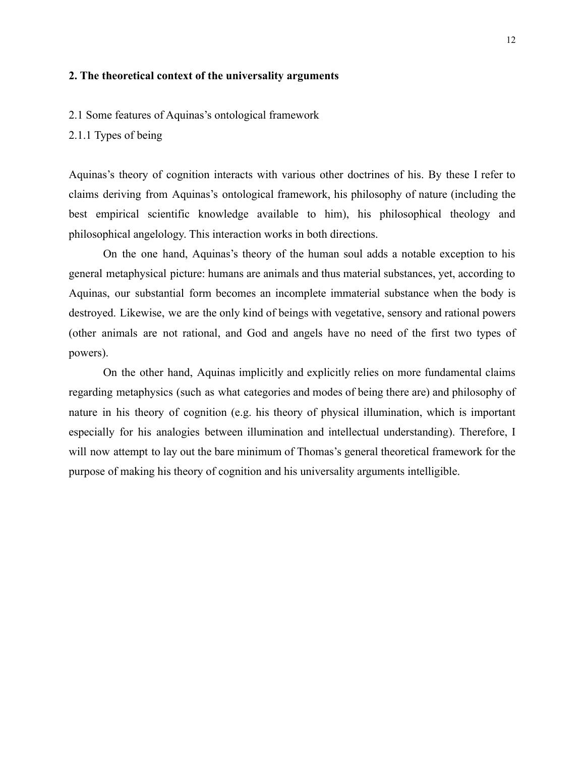## 2. The theoretical context of the universality arguments

### 2.1 Some features of Aquinas's ontological framework

#### 2.1.1 Types of being

Aquinas's theory of cognition interacts with various other doctrines of his. By these I refer to claims deriving from Aquinas's ontological framework, his philosophy of nature (including the best empirical scientific knowledge available to him), his philosophical theology and philosophical angelology. This interaction works in both directions.

On the one hand, Aquinas's theory of the human soul adds a notable exception to his general metaphysical picture: humans are animals and thus material substances, yet, according to Aquinas, our substantial form becomes an incomplete immaterial substance when the body is destroyed. Likewise, we are the only kind of beings with vegetative, sensory and rational powers (other animals are not rational, and God and angels have no need of the first two types of powers).

On the other hand, Aquinas implicitly and explicitly relies on more fundamental claims regarding metaphysics (such as what categories and modes of being there are) and philosophy of nature in his theory of cognition (e.g. his theory of physical illumination, which is important especially for his analogies between illumination and intellectual understanding). Therefore, I will now attempt to lay out the bare minimum of Thomas's general theoretical framework for the purpose of making his theory of cognition and his universality arguments intelligible.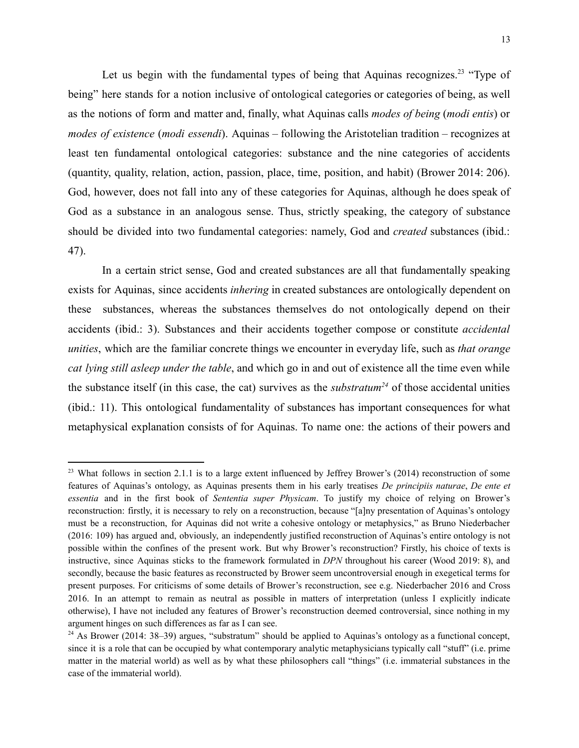Let us begin with the fundamental types of being that Aquinas recognizes.[23] "Type of being" here stands for a notion inclusive of ontological categories or categories of being, as well as the notions of form and matter and, finally, what Aquinas calls *modes of being* (*modi entis*) or *modes of existence* (*modi essendi*). Aquinas – following the Aristotelian tradition – recognizes at least ten fundamental ontological categories: substance and the nine categories of accidents (quantity, quality, relation, action, passion, place, time, position, and habit) (Brower 2014: 206). God, however, does not fall into any of these categories for Aquinas, although he does speak of God as a substance in an analogous sense. Thus, strictly speaking, the category of substance should be divided into two fundamental categories: namely, God and *created* substances (ibid.: 47).

In a certain strict sense, God and created substances are all that fundamentally speaking exists for Aquinas, since accidents *inhering* in created substances are ontologically dependent on these substances, whereas the substances themselves do not ontologically depend on their accidents (ibid.: 3). Substances and their accidents together compose or constitute *accidental unities*, which are the familiar concrete things we encounter in everyday life, such as *that orange cat lying still asleep under the table*, and which go in and out of existence all the time even while the substance itself (in this case, the cat) survives as the *substratum*[24] of those accidental unities (ibid.: 11). This ontological fundamentality of substances has important consequences for what metaphysical explanation consists of for Aquinas. To name one: the actions of their powers and

---

[23] What follows in section 2.1.1 is to a large extent influenced by Jeffrey Brower's (2014) reconstruction of some features of Aquinas's ontology, as Aquinas presents them in his early treatises *De principiis naturae*, *De ente et essentia* and in the first book of *Sententia super Physicam*. To justify my choice of relying on Brower's reconstruction: firstly, it is necessary to rely on a reconstruction, because "[a]ny presentation of Aquinas's ontology must be a reconstruction, for Aquinas did not write a cohesive ontology or metaphysics," as Bruno Niederbacher (2016: 109) has argued and, obviously, an independently justified reconstruction of Aquinas's entire ontology is not possible within the confines of the present work. But why Brower's reconstruction? Firstly, his choice of texts is instructive, since Aquinas sticks to the framework formulated in *DPN* throughout his career (Wood 2019: 8), and secondly, because the basic features as reconstructed by Brower seem uncontroversial enough in exegetical terms for present purposes. For criticisms of some details of Brower's reconstruction, see e.g. Niederbacher 2016 and Cross 2016. In an attempt to remain as neutral as possible in matters of interpretation (unless I explicitly indicate otherwise), I have not included any features of Brower's reconstruction deemed controversial, since nothing in my argument hinges on such differences as far as I can see.

[24] As Brower (2014: 38–39) argues, "substratum" should be applied to Aquinas's ontology as a functional concept, since it is a role that can be occupied by what contemporary analytic metaphysicians typically call "stuff" (i.e. prime matter in the material world) as well as by what these philosophers call "things" (i.e. immaterial substances in the case of the immaterial world).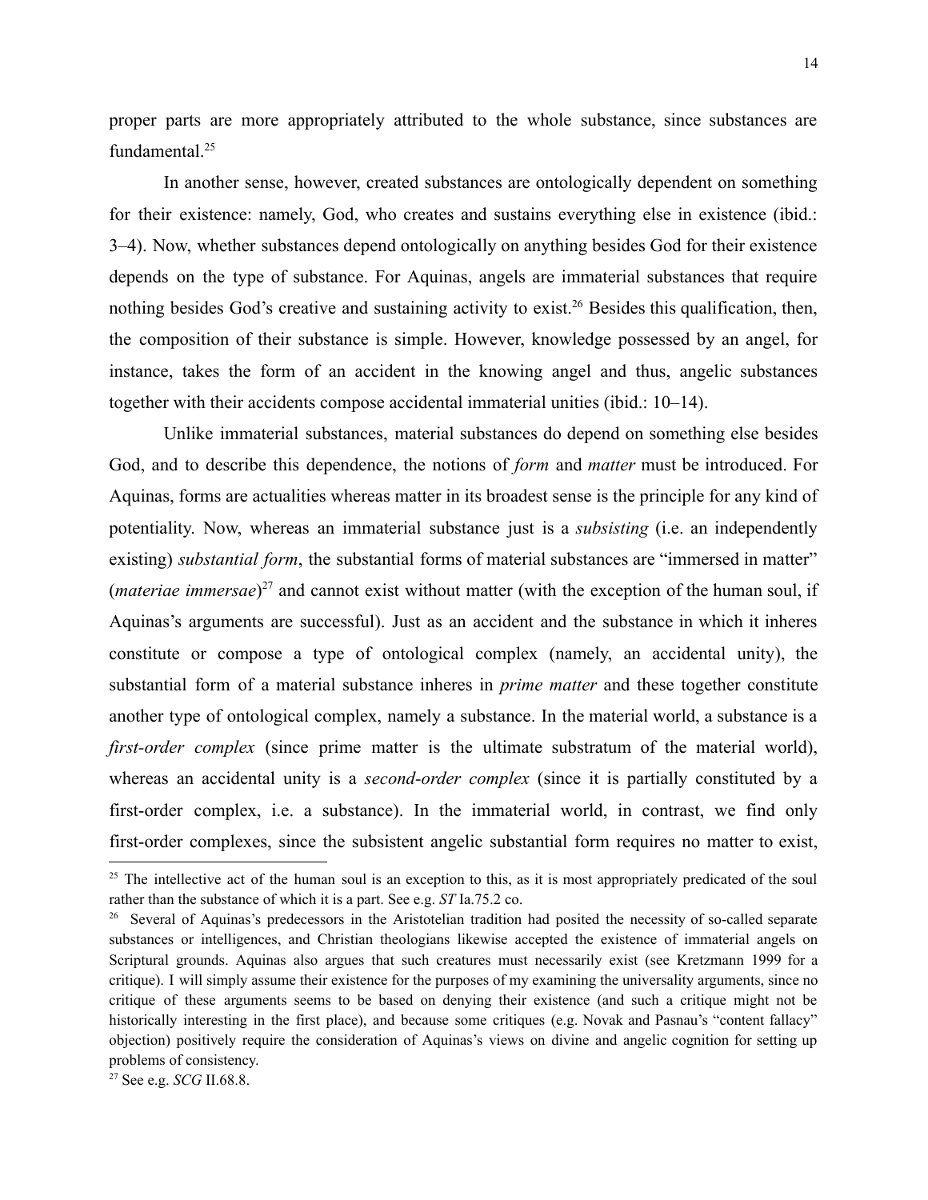proper parts are more appropriately attributed to the whole substance, since substances are fundamental.[25]

In another sense, however, created substances are ontologically dependent on something for their existence: namely, God, who creates and sustains everything else in existence (ibid.: 3–4). Now, whether substances depend ontologically on anything besides God for their existence depends on the type of substance. For Aquinas, angels are immaterial substances that require nothing besides God's creative and sustaining activity to exist.[26] Besides this qualification, then, the composition of their substance is simple. However, knowledge possessed by an angel, for instance, takes the form of an accident in the knowing angel and thus, angelic substances together with their accidents compose accidental immaterial unities (ibid.: 10–14).

Unlike immaterial substances, material substances do depend on something else besides God, and to describe this dependence, the notions of *form* and *matter* must be introduced. For Aquinas, forms are actualities whereas matter in its broadest sense is the principle for any kind of potentiality. Now, whereas an immaterial substance just is a *subsisting* (i.e. an independently existing) *substantial form*, the substantial forms of material substances are "immersed in matter" (*materiae immersae*)[27] and cannot exist without matter (with the exception of the human soul, if Aquinas's arguments are successful). Just as an accident and the substance in which it inheres constitute or compose a type of ontological complex (namely, an accidental unity), the substantial form of a material substance inheres in *prime matter* and these together constitute another type of ontological complex, namely a substance. In the material world, a substance is a *first-order complex* (since prime matter is the ultimate substratum of the material world), whereas an accidental unity is a *second-order complex* (since it is partially constituted by a first-order complex, i.e. a substance). In the immaterial world, in contrast, we find only first-order complexes, since the subsistent angelic substantial form requires no matter to exist,

---

[25] The intellective act of the human soul is an exception to this, as it is most appropriately predicated of the soul rather than the substance of which it is a part. See e.g. *ST* Ia.75.2 co.

[26] Several of Aquinas's predecessors in the Aristotelian tradition had posited the necessity of so-called separate substances or intelligences, and Christian theologians likewise accepted the existence of immaterial angels on Scriptural grounds. Aquinas also argues that such creatures must necessarily exist (see Kretzmann 1999 for a critique). I will simply assume their existence for the purposes of my examining the universality arguments, since no critique of these arguments seems to be based on denying their existence (and such a critique might not be historically interesting in the first place), and because some critiques (e.g. Novak and Pasnau's "content fallacy" objection) positively require the consideration of Aquinas's views on divine and angelic cognition for setting up problems of consistency.

[27] See e.g. *SCG* II.68.8.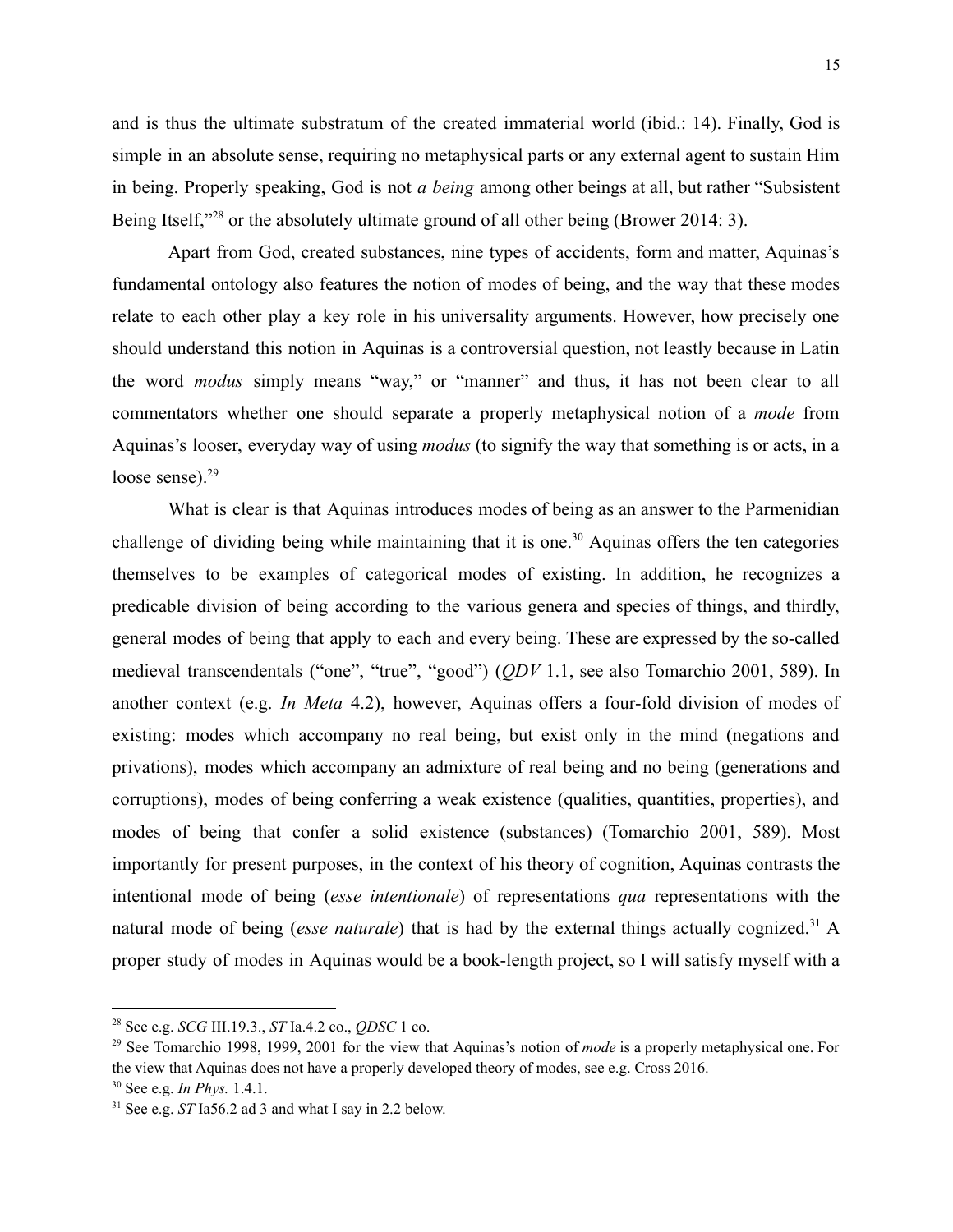and is thus the ultimate substratum of the created immaterial world (ibid.: 14). Finally, God is simple in an absolute sense, requiring no metaphysical parts or any external agent to sustain Him in being. Properly speaking, God is not *a being* among other beings at all, but rather "Subsistent Being Itself,"[28] or the absolutely ultimate ground of all other being (Brower 2014: 3).

Apart from God, created substances, nine types of accidents, form and matter, Aquinas's fundamental ontology also features the notion of modes of being, and the way that these modes relate to each other play a key role in his universality arguments. However, how precisely one should understand this notion in Aquinas is a controversial question, not leastly because in Latin the word *modus* simply means "way," or "manner" and thus, it has not been clear to all commentators whether one should separate a properly metaphysical notion of a *mode* from Aquinas's looser, everyday way of using *modus* (to signify the way that something is or acts, in a loose sense).[29]

What is clear is that Aquinas introduces modes of being as an answer to the Parmenidian challenge of dividing being while maintaining that it is one.[30] Aquinas offers the ten categories themselves to be examples of categorical modes of existing. In addition, he recognizes a predicable division of being according to the various genera and species of things, and thirdly, general modes of being that apply to each and every being. These are expressed by the so-called medieval transcendentals ("one", "true", "good") (*QDV* 1.1, see also Tomarchio 2001, 589). In another context (e.g. *In Meta* 4.2), however, Aquinas offers a four-fold division of modes of existing: modes which accompany no real being, but exist only in the mind (negations and privations), modes which accompany an admixture of real being and no being (generations and corruptions), modes of being conferring a weak existence (qualities, quantities, properties), and modes of being that confer a solid existence (substances) (Tomarchio 2001, 589). Most importantly for present purposes, in the context of his theory of cognition, Aquinas contrasts the intentional mode of being (*esse intentionale*) of representations *qua* representations with the natural mode of being (*esse naturale*) that is had by the external things actually cognized.[31] A proper study of modes in Aquinas would be a book-length project, so I will satisfy myself with a

---

[28] See e.g. *SCG* III.19.3., *ST* Ia.4.2 co., *QDSC* 1 co.

[29] See Tomarchio 1998, 1999, 2001 for the view that Aquinas's notion of *mode* is a properly metaphysical one. For the view that Aquinas does not have a properly developed theory of modes, see e.g. Cross 2016.

[30] See e.g. *In Phys.* 1.4.1.

[31] See e.g. *ST* Ia56.2 ad 3 and what I say in 2.2 below.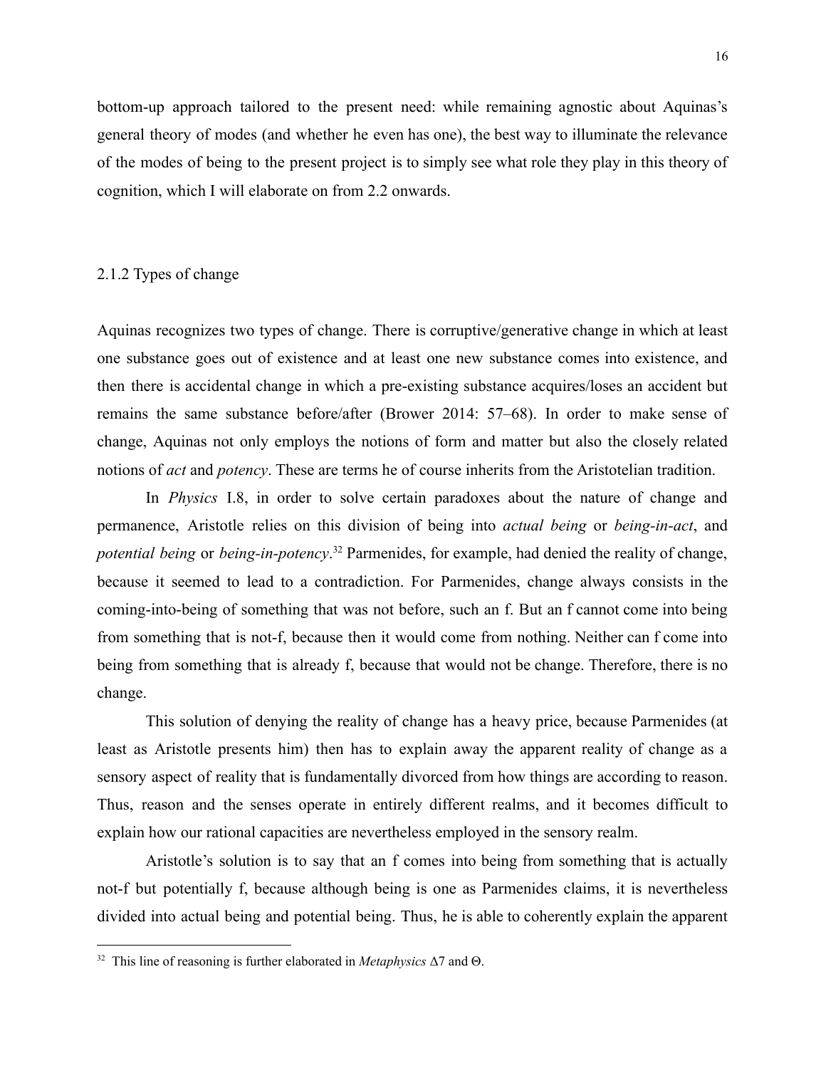bottom-up approach tailored to the present need: while remaining agnostic about Aquinas's general theory of modes (and whether he even has one), the best way to illuminate the relevance of the modes of being to the present project is to simply see what role they play in this theory of cognition, which I will elaborate on from 2.2 onwards.

### 2.1.2 Types of change

Aquinas recognizes two types of change. There is corruptive/generative change in which at least one substance goes out of existence and at least one new substance comes into existence, and then there is accidental change in which a pre-existing substance acquires/loses an accident but remains the same substance before/after (Brower 2014: 57–68). In order to make sense of change, Aquinas not only employs the notions of form and matter but also the closely related notions of *act* and *potency*. These are terms he of course inherits from the Aristotelian tradition.

In *Physics* I.8, in order to solve certain paradoxes about the nature of change and permanence, Aristotle relies on this division of being into *actual being* or *being-in-act*, and *potential being* or *being-in-potency*.[32] Parmenides, for example, had denied the reality of change, because it seemed to lead to a contradiction. For Parmenides, change always consists in the coming-into-being of something that was not before, such an f. But an f cannot come into being from something that is not-f, because then it would come from nothing. Neither can f come into being from something that is already f, because that would not be change. Therefore, there is no change.

This solution of denying the reality of change has a heavy price, because Parmenides (at least as Aristotle presents him) then has to explain away the apparent reality of change as a sensory aspect of reality that is fundamentally divorced from how things are according to reason. Thus, reason and the senses operate in entirely different realms, and it becomes difficult to explain how our rational capacities are nevertheless employed in the sensory realm.

Aristotle's solution is to say that an f comes into being from something that is actually not-f but potentially f, because although being is one as Parmenides claims, it is nevertheless divided into actual being and potential being. Thus, he is able to coherently explain the apparent

---

[32] This line of reasoning is further elaborated in *Metaphysics* Δ7 and Θ.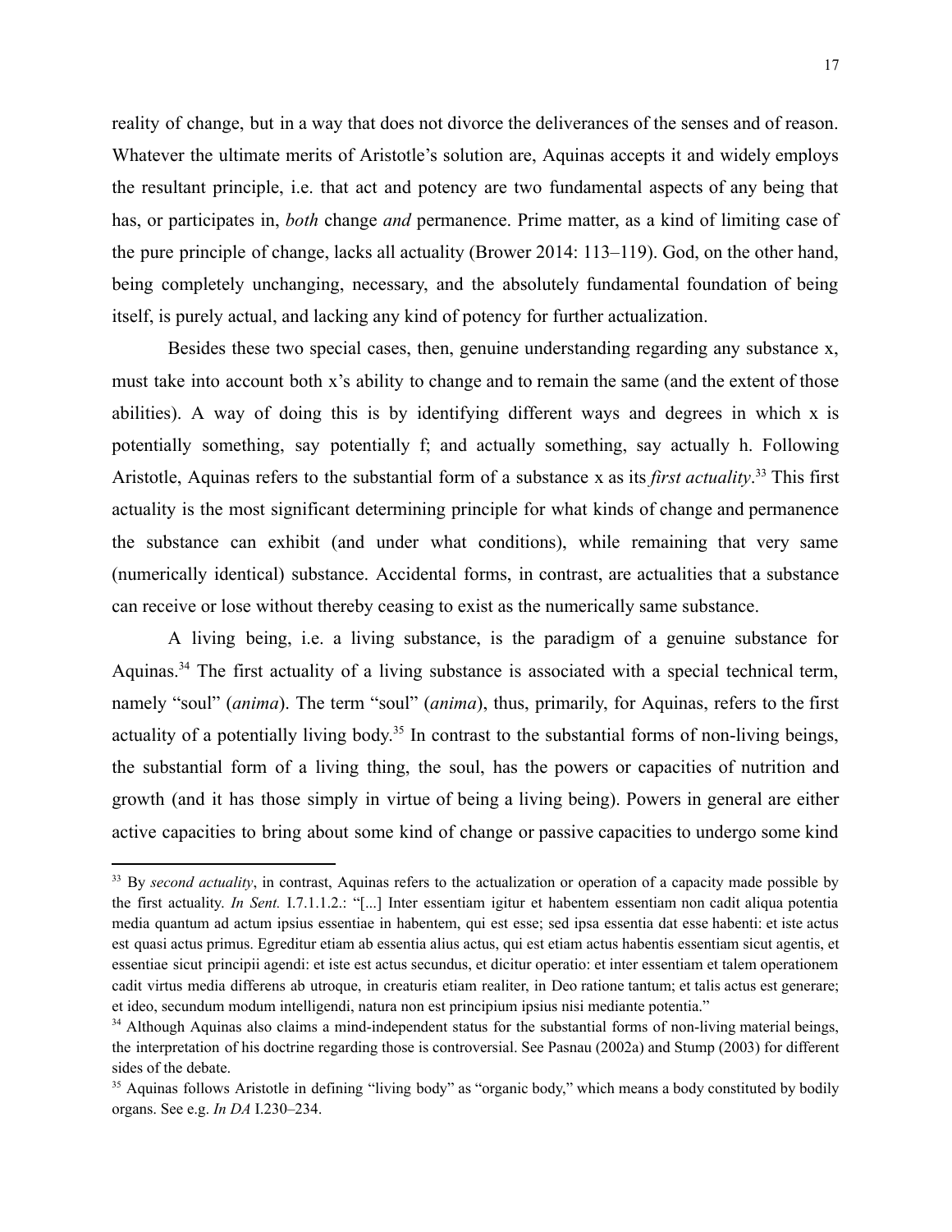reality of change, but in a way that does not divorce the deliverances of the senses and of reason. Whatever the ultimate merits of Aristotle's solution are, Aquinas accepts it and widely employs the resultant principle, i.e. that act and potency are two fundamental aspects of any being that has, or participates in, *both* change *and* permanence. Prime matter, as a kind of limiting case of the pure principle of change, lacks all actuality (Brower 2014: 113–119). God, on the other hand, being completely unchanging, necessary, and the absolutely fundamental foundation of being itself, is purely actual, and lacking any kind of potency for further actualization.

Besides these two special cases, then, genuine understanding regarding any substance x, must take into account both x's ability to change and to remain the same (and the extent of those abilities). A way of doing this is by identifying different ways and degrees in which x is potentially something, say potentially f; and actually something, say actually h. Following Aristotle, Aquinas refers to the substantial form of a substance x as its *first actuality*.[33] This first actuality is the most significant determining principle for what kinds of change and permanence the substance can exhibit (and under what conditions), while remaining that very same (numerically identical) substance. Accidental forms, in contrast, are actualities that a substance can receive or lose without thereby ceasing to exist as the numerically same substance.

A living being, i.e. a living substance, is the paradigm of a genuine substance for Aquinas.[34] The first actuality of a living substance is associated with a special technical term, namely "soul" (*anima*). The term "soul" (*anima*), thus, primarily, for Aquinas, refers to the first actuality of a potentially living body.[35] In contrast to the substantial forms of non-living beings, the substantial form of a living thing, the soul, has the powers or capacities of nutrition and growth (and it has those simply in virtue of being a living being). Powers in general are either active capacities to bring about some kind of change or passive capacities to undergo some kind

---

[33] By *second actuality*, in contrast, Aquinas refers to the actualization or operation of a capacity made possible by the first actuality. *In Sent.* I.7.1.1.2.: "[...] Inter essentiam igitur et habentem essentiam non cadit aliqua potentia media quantum ad actum ipsius essentiae in habentem, qui est esse; sed ipsa essentia dat esse habenti: et iste actus est quasi actus primus. Egreditur etiam ab essentia alius actus, qui est etiam actus habentis essentiam sicut agentis, et essentiae sicut principii agendi: et iste est actus secundus, et dicitur operatio: et inter essentiam et talem operationem cadit virtus media differens ab utroque, in creaturis etiam realiter, in Deo ratione tantum; et talis actus est generare; et ideo, secundum modum intelligendi, natura non est principium ipsius nisi mediante potentia."

[34] Although Aquinas also claims a mind-independent status for the substantial forms of non-living material beings, the interpretation of his doctrine regarding those is controversial. See Pasnau (2002a) and Stump (2003) for different sides of the debate.

[35] Aquinas follows Aristotle in defining "living body" as "organic body," which means a body constituted by bodily organs. See e.g. *In DA* I.230–234.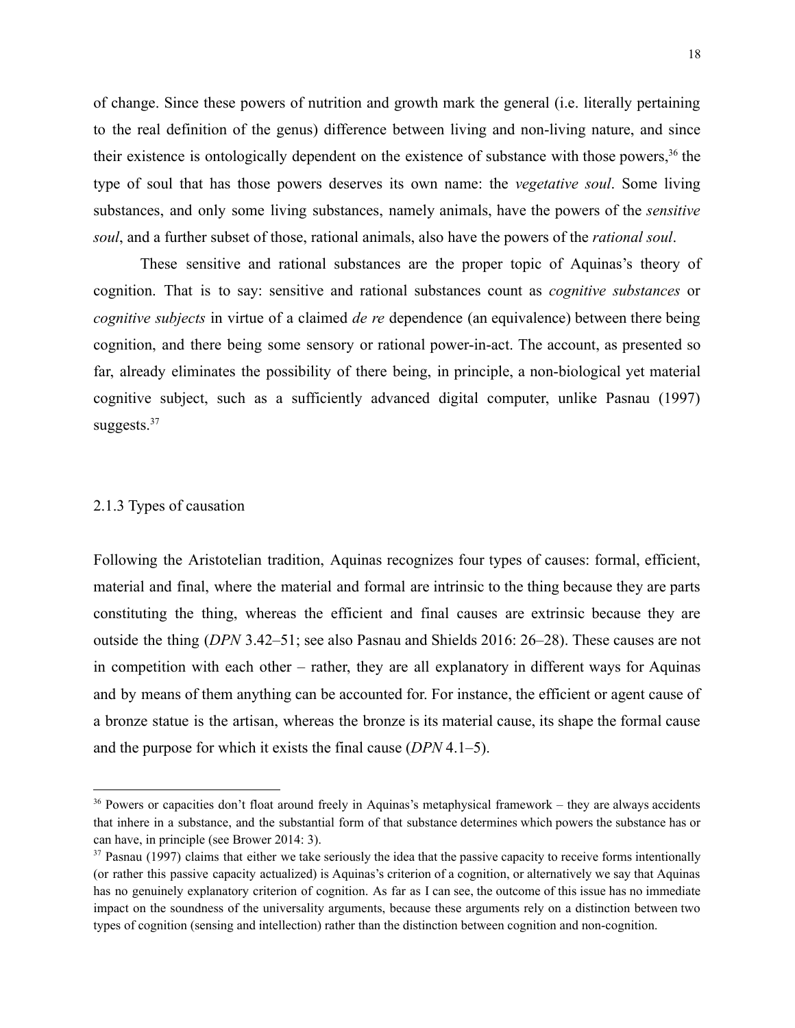of change. Since these powers of nutrition and growth mark the general (i.e. literally pertaining to the real definition of the genus) difference between living and non-living nature, and since their existence is ontologically dependent on the existence of substance with those powers,[36] the type of soul that has those powers deserves its own name: the *vegetative soul*. Some living substances, and only some living substances, namely animals, have the powers of the *sensitive soul*, and a further subset of those, rational animals, also have the powers of the *rational soul*.

These sensitive and rational substances are the proper topic of Aquinas's theory of cognition. That is to say: sensitive and rational substances count as *cognitive substances* or *cognitive subjects* in virtue of a claimed *de re* dependence (an equivalence) between there being cognition, and there being some sensory or rational power-in-act. The account, as presented so far, already eliminates the possibility of there being, in principle, a non-biological yet material cognitive subject, such as a sufficiently advanced digital computer, unlike Pasnau (1997) suggests.[37]

### 2.1.3 Types of causation

Following the Aristotelian tradition, Aquinas recognizes four types of causes: formal, efficient, material and final, where the material and formal are intrinsic to the thing because they are parts constituting the thing, whereas the efficient and final causes are extrinsic because they are outside the thing (*DPN* 3.42–51; see also Pasnau and Shields 2016: 26–28). These causes are not in competition with each other – rather, they are all explanatory in different ways for Aquinas and by means of them anything can be accounted for. For instance, the efficient or agent cause of a bronze statue is the artisan, whereas the bronze is its material cause, its shape the formal cause and the purpose for which it exists the final cause (*DPN* 4.1–5).

---

[36] Powers or capacities don't float around freely in Aquinas's metaphysical framework – they are always accidents that inhere in a substance, and the substantial form of that substance determines which powers the substance has or can have, in principle (see Brower 2014: 3).

[37] Pasnau (1997) claims that either we take seriously the idea that the passive capacity to receive forms intentionally (or rather this passive capacity actualized) is Aquinas's criterion of a cognition, or alternatively we say that Aquinas has no genuinely explanatory criterion of cognition. As far as I can see, the outcome of this issue has no immediate impact on the soundness of the universality arguments, because these arguments rely on a distinction between two types of cognition (sensing and intellection) rather than the distinction between cognition and non-cognition.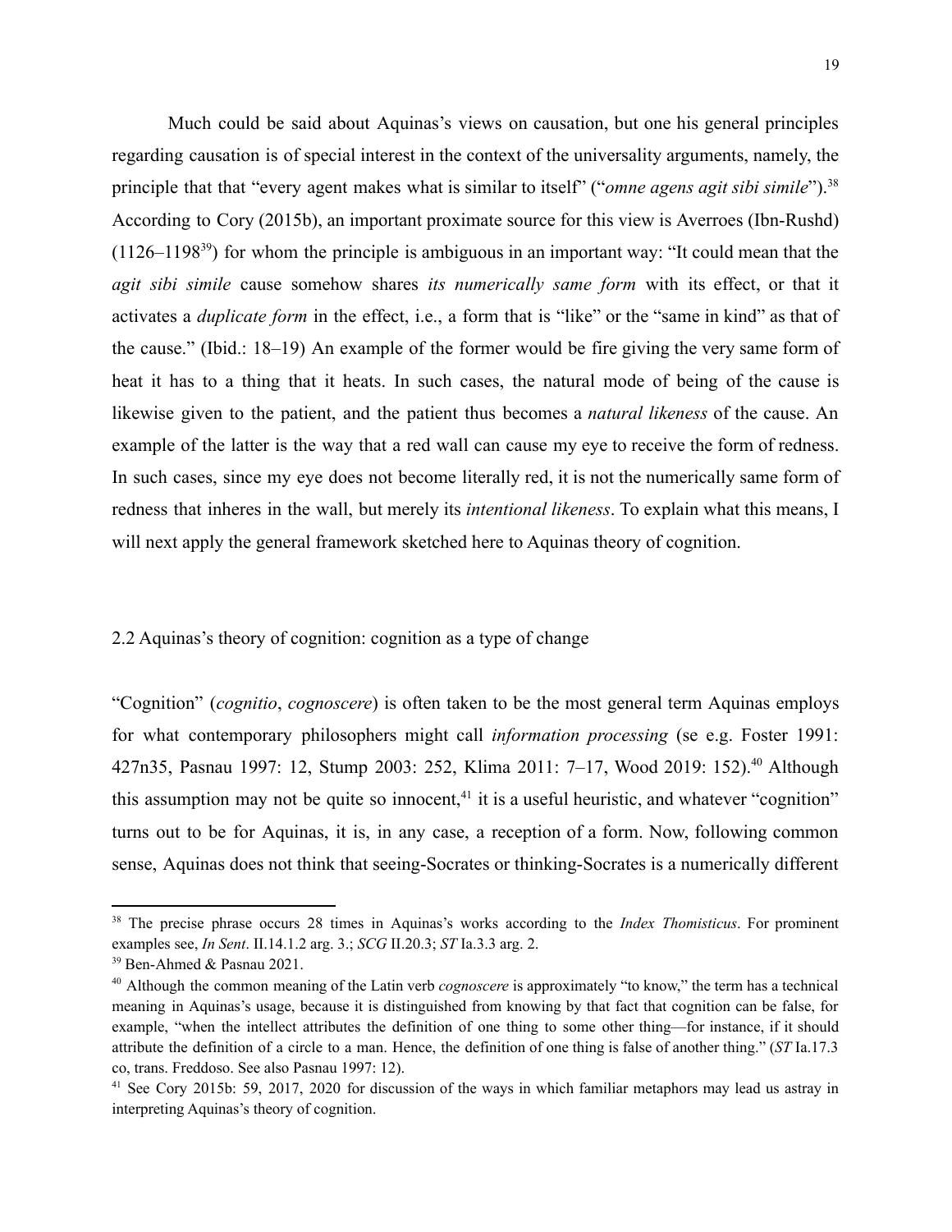Much could be said about Aquinas's views on causation, but one his general principles regarding causation is of special interest in the context of the universality arguments, namely, the principle that that "every agent makes what is similar to itself" ("*omne agens agit sibi simile*").[38] According to Cory (2015b), an important proximate source for this view is Averroes (Ibn-Rushd) (1126–1198[39]) for whom the principle is ambiguous in an important way: "It could mean that the *agit sibi simile* cause somehow shares *its numerically same form* with its effect, or that it activates a *duplicate form* in the effect, i.e., a form that is "like" or the "same in kind" as that of the cause." (Ibid.: 18–19) An example of the former would be fire giving the very same form of heat it has to a thing that it heats. In such cases, the natural mode of being of the cause is likewise given to the patient, and the patient thus becomes a *natural likeness* of the cause. An example of the latter is the way that a red wall can cause my eye to receive the form of redness. In such cases, since my eye does not become literally red, it is not the numerically same form of redness that inheres in the wall, but merely its *intentional likeness*. To explain what this means, I will next apply the general framework sketched here to Aquinas theory of cognition.

## 2.2 Aquinas's theory of cognition: cognition as a type of change

"Cognition" (*cognitio*, *cognoscere*) is often taken to be the most general term Aquinas employs for what contemporary philosophers might call *information processing* (se e.g. Foster 1991: 427n35, Pasnau 1997: 12, Stump 2003: 252, Klima 2011: 7–17, Wood 2019: 152).[40] Although this assumption may not be quite so innocent,[41] it is a useful heuristic, and whatever "cognition" turns out to be for Aquinas, it is, in any case, a reception of a form. Now, following common sense, Aquinas does not think that seeing-Socrates or thinking-Socrates is a numerically different

---

[38] The precise phrase occurs 28 times in Aquinas's works according to the *Index Thomisticus*. For prominent examples see, *In Sent*. II.14.1.2 arg. 3.; *SCG* II.20.3; *ST* Ia.3.3 arg. 2.

[39] Ben-Ahmed & Pasnau 2021.

[40] Although the common meaning of the Latin verb *cognoscere* is approximately "to know," the term has a technical meaning in Aquinas's usage, because it is distinguished from knowing by that fact that cognition can be false, for example, "when the intellect attributes the definition of one thing to some other thing—for instance, if it should attribute the definition of a circle to a man. Hence, the definition of one thing is false of another thing." (*ST* Ia.17.3 co, trans. Freddoso. See also Pasnau 1997: 12).

[41] See Cory 2015b: 59, 2017, 2020 for discussion of the ways in which familiar metaphors may lead us astray in interpreting Aquinas's theory of cognition.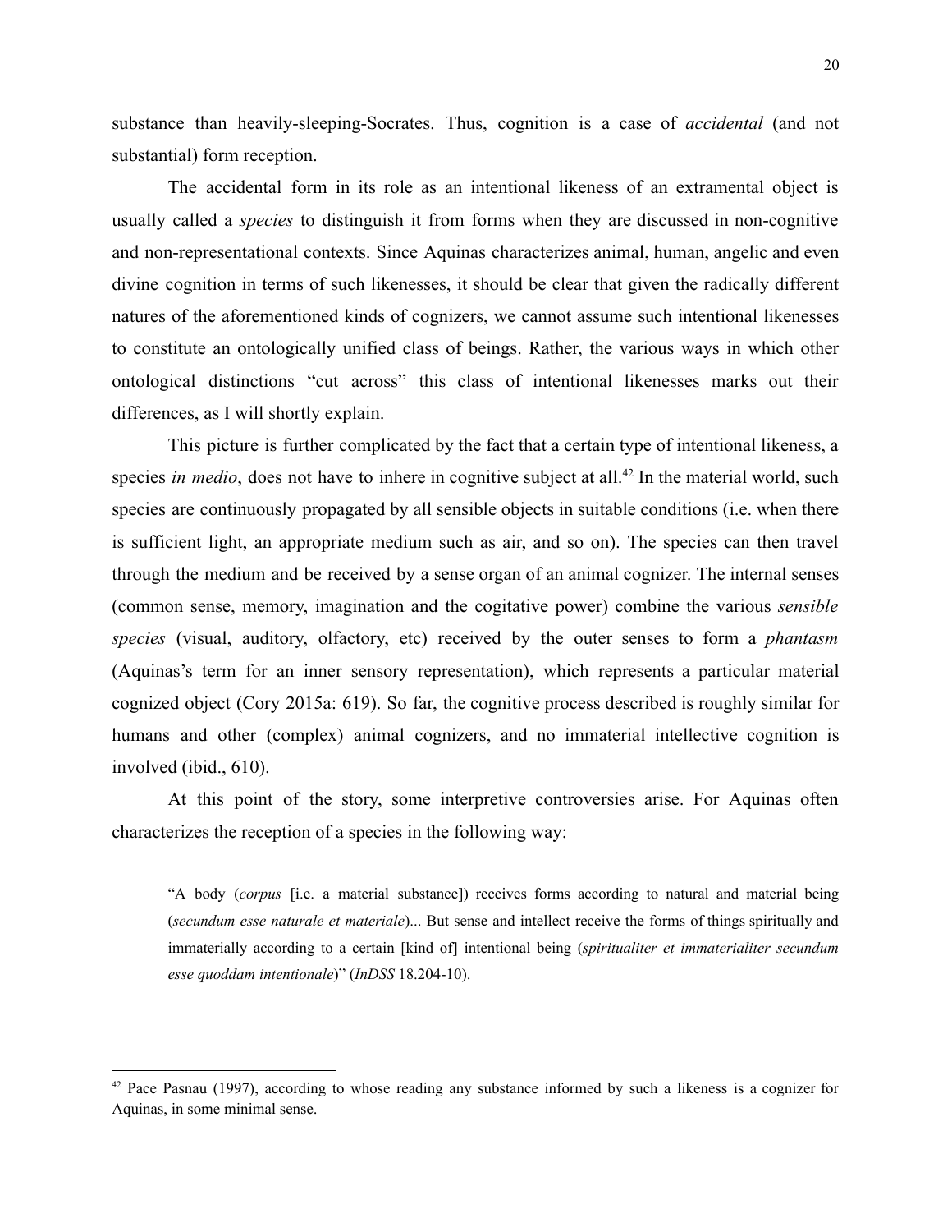substance than heavily-sleeping-Socrates. Thus, cognition is a case of *accidental* (and not substantial) form reception.

The accidental form in its role as an intentional likeness of an extramental object is usually called a *species* to distinguish it from forms when they are discussed in non-cognitive and non-representational contexts. Since Aquinas characterizes animal, human, angelic and even divine cognition in terms of such likenesses, it should be clear that given the radically different natures of the aforementioned kinds of cognizers, we cannot assume such intentional likenesses to constitute an ontologically unified class of beings. Rather, the various ways in which other ontological distinctions "cut across" this class of intentional likenesses marks out their differences, as I will shortly explain.

This picture is further complicated by the fact that a certain type of intentional likeness, a species *in medio*, does not have to inhere in cognitive subject at all.[42] In the material world, such species are continuously propagated by all sensible objects in suitable conditions (i.e. when there is sufficient light, an appropriate medium such as air, and so on). The species can then travel through the medium and be received by a sense organ of an animal cognizer. The internal senses (common sense, memory, imagination and the cogitative power) combine the various *sensible species* (visual, auditory, olfactory, etc) received by the outer senses to form a *phantasm* (Aquinas's term for an inner sensory representation), which represents a particular material cognized object (Cory 2015a: 619). So far, the cognitive process described is roughly similar for humans and other (complex) animal cognizers, and no immaterial intellective cognition is involved (ibid., 610).

At this point of the story, some interpretive controversies arise. For Aquinas often characterizes the reception of a species in the following way:

> "A body (*corpus* [i.e. a material substance]) receives forms according to natural and material being (*secundum esse naturale et materiale*)... But sense and intellect receive the forms of things spiritually and immaterially according to a certain [kind of] intentional being (*spiritualiter et immaterialiter secundum esse quoddam intentionale*)" (*InDSS* 18.204-10).

---

[42] Pace Pasnau (1997), according to whose reading any substance informed by such a likeness is a cognizer for Aquinas, in some minimal sense.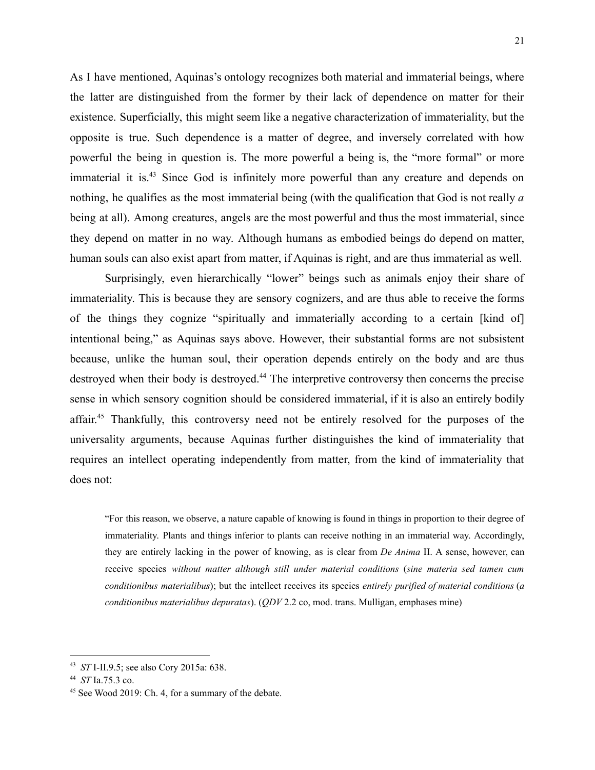As I have mentioned, Aquinas's ontology recognizes both material and immaterial beings, where the latter are distinguished from the former by their lack of dependence on matter for their existence. Superficially, this might seem like a negative characterization of immateriality, but the opposite is true. Such dependence is a matter of degree, and inversely correlated with how powerful the being in question is. The more powerful a being is, the "more formal" or more immaterial it is.[43] Since God is infinitely more powerful than any creature and depends on nothing, he qualifies as the most immaterial being (with the qualification that God is not really *a* being at all). Among creatures, angels are the most powerful and thus the most immaterial, since they depend on matter in no way. Although humans as embodied beings do depend on matter, human souls can also exist apart from matter, if Aquinas is right, and are thus immaterial as well.

Surprisingly, even hierarchically "lower" beings such as animals enjoy their share of immateriality. This is because they are sensory cognizers, and are thus able to receive the forms of the things they cognize "spiritually and immaterially according to a certain [kind of] intentional being," as Aquinas says above. However, their substantial forms are not subsistent because, unlike the human soul, their operation depends entirely on the body and are thus destroyed when their body is destroyed.[44] The interpretive controversy then concerns the precise sense in which sensory cognition should be considered immaterial, if it is also an entirely bodily affair.[45] Thankfully, this controversy need not be entirely resolved for the purposes of the universality arguments, because Aquinas further distinguishes the kind of immateriality that requires an intellect operating independently from matter, from the kind of immateriality that does not:

> "For this reason, we observe, a nature capable of knowing is found in things in proportion to their degree of immateriality. Plants and things inferior to plants can receive nothing in an immaterial way. Accordingly, they are entirely lacking in the power of knowing, as is clear from *De Anima* II. A sense, however, can receive species *without matter although still under material conditions* (*sine materia sed tamen cum conditionibus materialibus*); but the intellect receives its species *entirely purified of material conditions* (*a conditionibus materialibus depuratas*). (*QDV* 2.2 co, mod. trans. Mulligan, emphases mine)

---

[43] *ST* I-II.9.5; see also Cory 2015a: 638.

[44] *ST* Ia.75.3 co.

[45] See Wood 2019: Ch. 4, for a summary of the debate.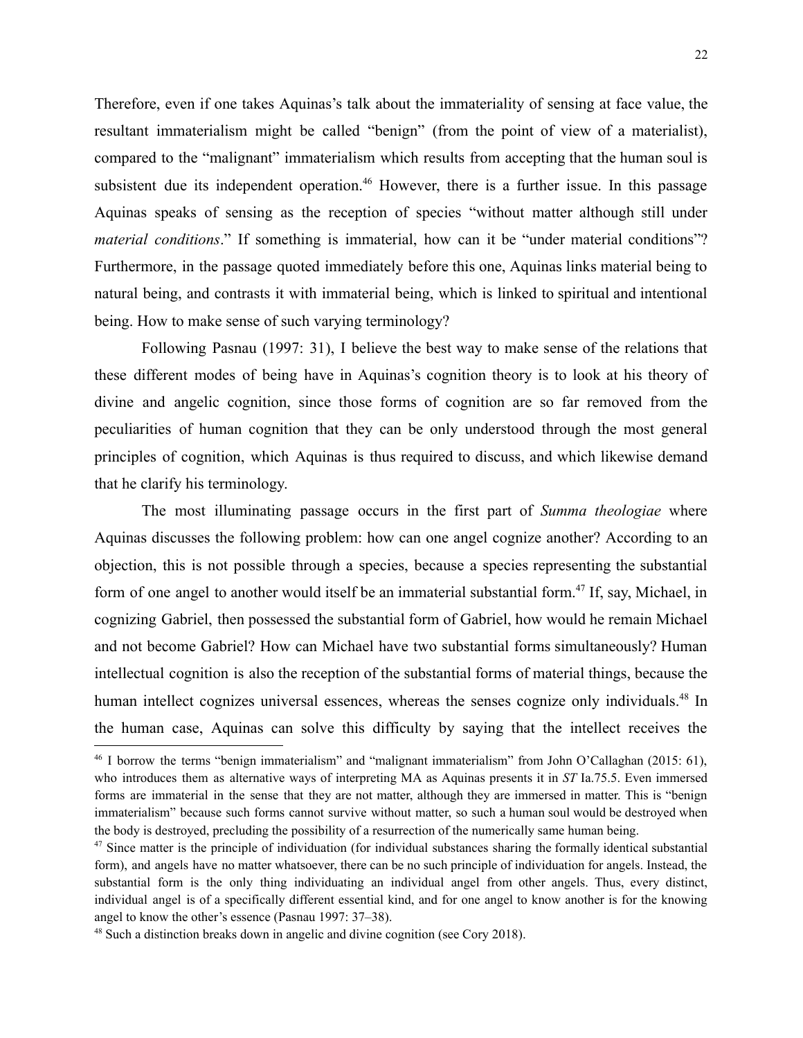Therefore, even if one takes Aquinas's talk about the immateriality of sensing at face value, the resultant immaterialism might be called "benign" (from the point of view of a materialist), compared to the "malignant" immaterialism which results from accepting that the human soul is subsistent due its independent operation.[46] However, there is a further issue. In this passage Aquinas speaks of sensing as the reception of species "without matter although still under *material conditions*." If something is immaterial, how can it be "under material conditions"? Furthermore, in the passage quoted immediately before this one, Aquinas links material being to natural being, and contrasts it with immaterial being, which is linked to spiritual and intentional being. How to make sense of such varying terminology?

Following Pasnau (1997: 31), I believe the best way to make sense of the relations that these different modes of being have in Aquinas's cognition theory is to look at his theory of divine and angelic cognition, since those forms of cognition are so far removed from the peculiarities of human cognition that they can be only understood through the most general principles of cognition, which Aquinas is thus required to discuss, and which likewise demand that he clarify his terminology.

The most illuminating passage occurs in the first part of *Summa theologiae* where Aquinas discusses the following problem: how can one angel cognize another? According to an objection, this is not possible through a species, because a species representing the substantial form of one angel to another would itself be an immaterial substantial form.[47] If, say, Michael, in cognizing Gabriel, then possessed the substantial form of Gabriel, how would he remain Michael and not become Gabriel? How can Michael have two substantial forms simultaneously? Human intellectual cognition is also the reception of the substantial forms of material things, because the human intellect cognizes universal essences, whereas the senses cognize only individuals.[48] In the human case, Aquinas can solve this difficulty by saying that the intellect receives the

[46] I borrow the terms "benign immaterialism" and "malignant immaterialism" from John O'Callaghan (2015: 61), who introduces them as alternative ways of interpreting MA as Aquinas presents it in *ST* Ia.75.5. Even immersed forms are immaterial in the sense that they are not matter, although they are immersed in matter. This is "benign immaterialism" because such forms cannot survive without matter, so such a human soul would be destroyed when the body is destroyed, precluding the possibility of a resurrection of the numerically same human being.

[47] Since matter is the principle of individuation (for individual substances sharing the formally identical substantial form), and angels have no matter whatsoever, there can be no such principle of individuation for angels. Instead, the substantial form is the only thing individuating an individual angel from other angels. Thus, every distinct, individual angel is of a specifically different essential kind, and for one angel to know another is for the knowing angel to know the other's essence (Pasnau 1997: 37–38).

[48] Such a distinction breaks down in angelic and divine cognition (see Cory 2018).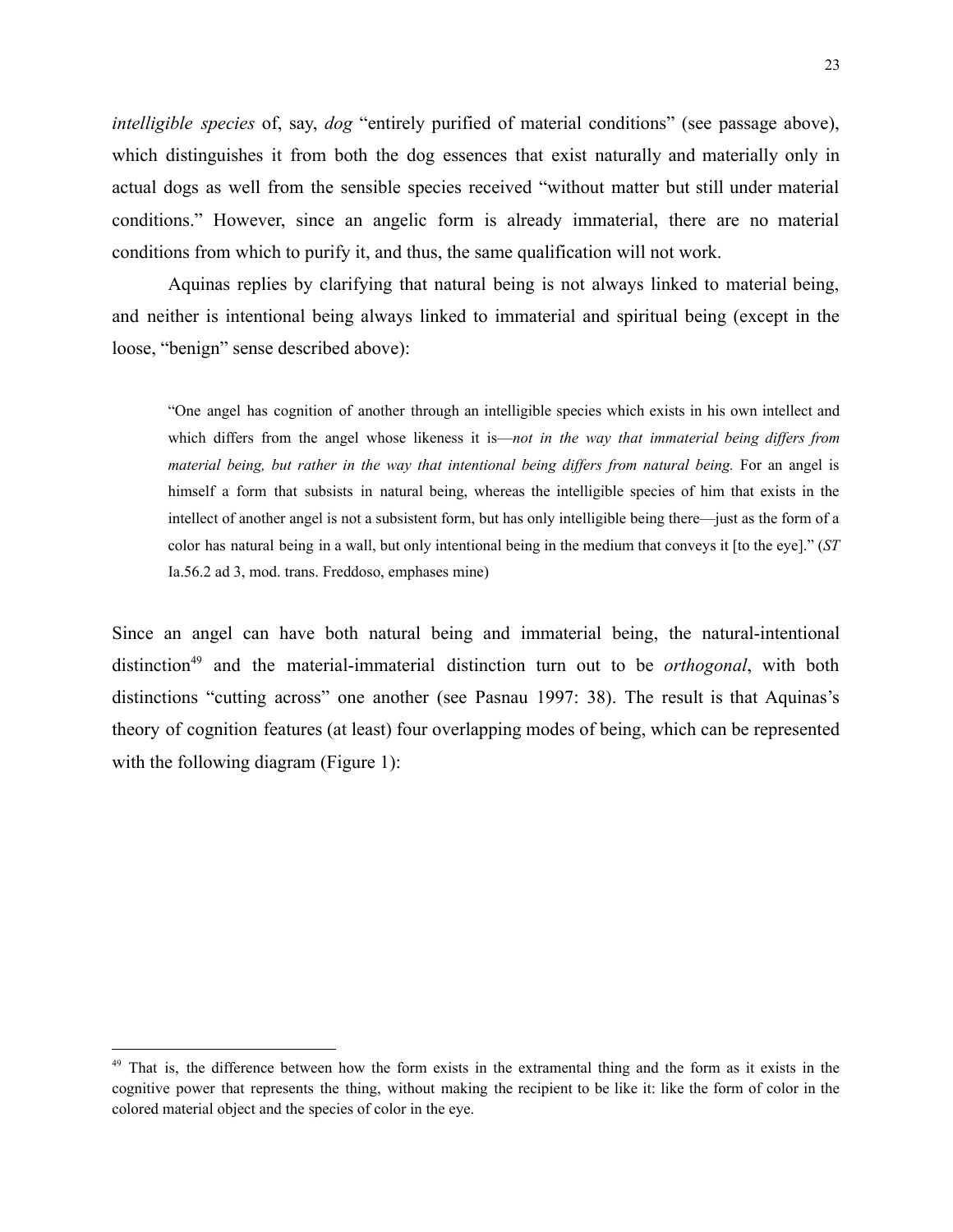*intelligible species* of, say, *dog* "entirely purified of material conditions" (see passage above), which distinguishes it from both the dog essences that exist naturally and materially only in actual dogs as well from the sensible species received "without matter but still under material conditions." However, since an angelic form is already immaterial, there are no material conditions from which to purify it, and thus, the same qualification will not work.

Aquinas replies by clarifying that natural being is not always linked to material being, and neither is intentional being always linked to immaterial and spiritual being (except in the loose, "benign" sense described above):

> "One angel has cognition of another through an intelligible species which exists in his own intellect and which differs from the angel whose likeness it is—*not in the way that immaterial being differs from material being, but rather in the way that intentional being differs from natural being.* For an angel is himself a form that subsists in natural being, whereas the intelligible species of him that exists in the intellect of another angel is not a subsistent form, but has only intelligible being there—just as the form of a color has natural being in a wall, but only intentional being in the medium that conveys it [to the eye]." (*ST* Ia.56.2 ad 3, mod. trans. Freddoso, emphases mine)

Since an angel can have both natural being and immaterial being, the natural-intentional distinction[49] and the material-immaterial distinction turn out to be *orthogonal*, with both distinctions "cutting across" one another (see Pasnau 1997: 38). The result is that Aquinas's theory of cognition features (at least) four overlapping modes of being, which can be represented with the following diagram (Figure 1):

[49] That is, the difference between how the form exists in the extramental thing and the form as it exists in the cognitive power that represents the thing, without making the recipient to be like it: like the form of color in the colored material object and the species of color in the eye.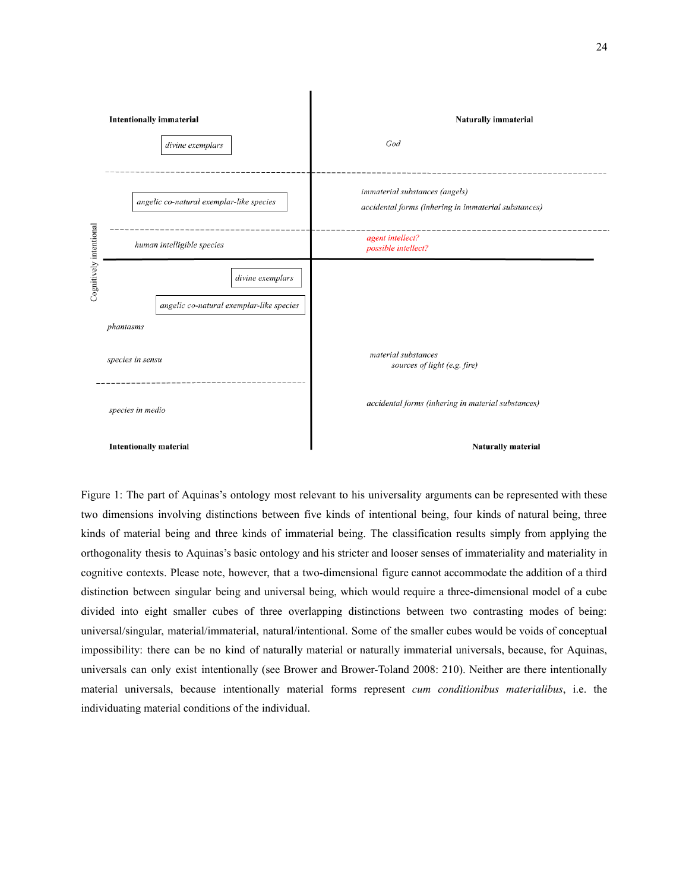| Intentionally immaterial | Naturally immaterial |
|---|---|
| *divine exemplars* | *God* |
| *angelic co-natural exemplar-like species* | *immaterial substances (angels)*<br>*accidental forms (inhering in immaterial substances)* |
| *human intelligible species* | *agent intellect?*<br>*possible intellect?* |
| *divine exemplars*<br>*angelic co-natural exemplar-like species*<br>*phantasms*<br>*species in sensu* | *material substances*<br>*sources of light (e.g. fire)* |
| *species in medio* | *accidental forms (inhering in material substances)* |
| **Intentionally material** | **Naturally material** |

Cognitively intentional

Figure 1: The part of Aquinas's ontology most relevant to his universality arguments can be represented with these two dimensions involving distinctions between five kinds of intentional being, four kinds of natural being, three kinds of material being and three kinds of immaterial being. The classification results simply from applying the orthogonality thesis to Aquinas's basic ontology and his stricter and looser senses of immateriality and materiality in cognitive contexts. Please note, however, that a two-dimensional figure cannot accommodate the addition of a third distinction between singular being and universal being, which would require a three-dimensional model of a cube divided into eight smaller cubes of three overlapping distinctions between two contrasting modes of being: universal/singular, material/immaterial, natural/intentional. Some of the smaller cubes would be voids of conceptual impossibility: there can be no kind of naturally material or naturally immaterial universals, because, for Aquinas, universals can only exist intentionally (see Brower and Brower-Toland 2008: 210). Neither are there intentionally material universals, because intentionally material forms represent *cum conditionibus materialibus*, i.e. the individuating material conditions of the individual.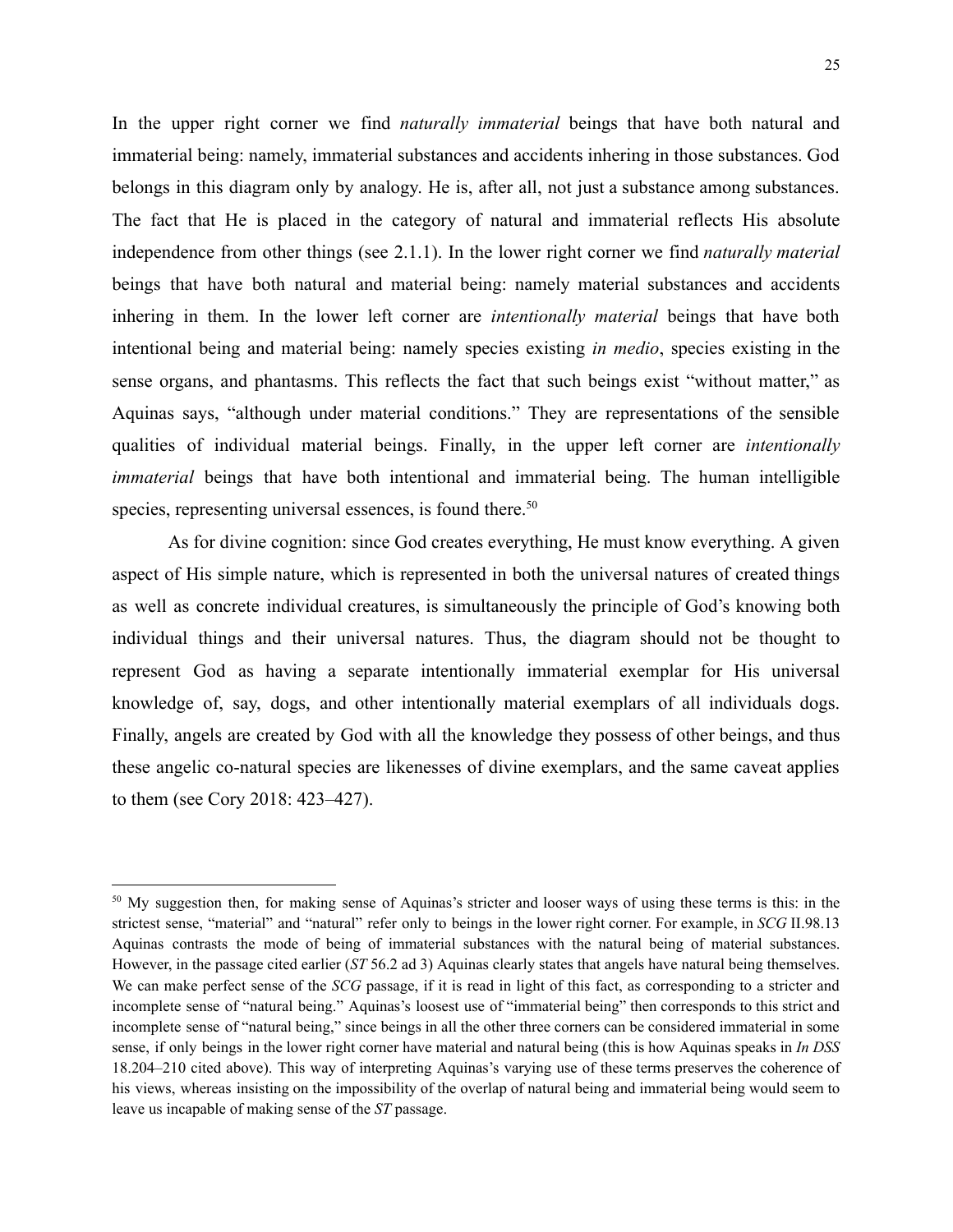In the upper right corner we find *naturally immaterial* beings that have both natural and immaterial being: namely, immaterial substances and accidents inhering in those substances. God belongs in this diagram only by analogy. He is, after all, not just a substance among substances. The fact that He is placed in the category of natural and immaterial reflects His absolute independence from other things (see 2.1.1). In the lower right corner we find *naturally material* beings that have both natural and material being: namely material substances and accidents inhering in them. In the lower left corner are *intentionally material* beings that have both intentional being and material being: namely species existing *in medio*, species existing in the sense organs, and phantasms. This reflects the fact that such beings exist "without matter," as Aquinas says, "although under material conditions." They are representations of the sensible qualities of individual material beings. Finally, in the upper left corner are *intentionally immaterial* beings that have both intentional and immaterial being. The human intelligible species, representing universal essences, is found there.[50]

As for divine cognition: since God creates everything, He must know everything. A given aspect of His simple nature, which is represented in both the universal natures of created things as well as concrete individual creatures, is simultaneously the principle of God's knowing both individual things and their universal natures. Thus, the diagram should not be thought to represent God as having a separate intentionally immaterial exemplar for His universal knowledge of, say, dogs, and other intentionally material exemplars of all individuals dogs. Finally, angels are created by God with all the knowledge they possess of other beings, and thus these angelic co-natural species are likenesses of divine exemplars, and the same caveat applies to them (see Cory 2018: 423–427).

[50] My suggestion then, for making sense of Aquinas's stricter and looser ways of using these terms is this: in the strictest sense, "material" and "natural" refer only to beings in the lower right corner. For example, in *SCG* II.98.13 Aquinas contrasts the mode of being of immaterial substances with the natural being of material substances. However, in the passage cited earlier (*ST* 56.2 ad 3) Aquinas clearly states that angels have natural being themselves. We can make perfect sense of the *SCG* passage, if it is read in light of this fact, as corresponding to a stricter and incomplete sense of "natural being." Aquinas's loosest use of "immaterial being" then corresponds to this strict and incomplete sense of "natural being," since beings in all the other three corners can be considered immaterial in some sense, if only beings in the lower right corner have material and natural being (this is how Aquinas speaks in *In DSS* 18.204–210 cited above). This way of interpreting Aquinas's varying use of these terms preserves the coherence of his views, whereas insisting on the impossibility of the overlap of natural being and immaterial being would seem to leave us incapable of making sense of the *ST* passage.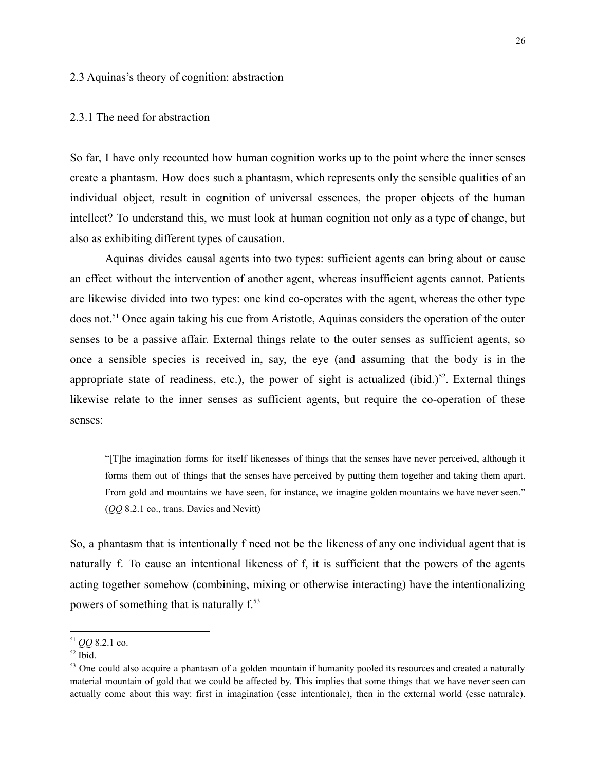### 2.3 Aquinas's theory of cognition: abstraction

#### 2.3.1 The need for abstraction

So far, I have only recounted how human cognition works up to the point where the inner senses create a phantasm. How does such a phantasm, which represents only the sensible qualities of an individual object, result in cognition of universal essences, the proper objects of the human intellect? To understand this, we must look at human cognition not only as a type of change, but also as exhibiting different types of causation.

Aquinas divides causal agents into two types: sufficient agents can bring about or cause an effect without the intervention of another agent, whereas insufficient agents cannot. Patients are likewise divided into two types: one kind co-operates with the agent, whereas the other type does not.[51] Once again taking his cue from Aristotle, Aquinas considers the operation of the outer senses to be a passive affair. External things relate to the outer senses as sufficient agents, so once a sensible species is received in, say, the eye (and assuming that the body is in the appropriate state of readiness, etc.), the power of sight is actualized (ibid.)[52]. External things likewise relate to the inner senses as sufficient agents, but require the co-operation of these senses:

> "[T]he imagination forms for itself likenesses of things that the senses have never perceived, although it forms them out of things that the senses have perceived by putting them together and taking them apart. From gold and mountains we have seen, for instance, we imagine golden mountains we have never seen." (*QQ* 8.2.1 co., trans. Davies and Nevitt)

So, a phantasm that is intentionally f need not be the likeness of any one individual agent that is naturally f. To cause an intentional likeness of f, it is sufficient that the powers of the agents acting together somehow (combining, mixing or otherwise interacting) have the intentionalizing powers of something that is naturally f.[53]

---

[51] *QQ* 8.2.1 co.

[52] Ibid.

[53] One could also acquire a phantasm of a golden mountain if humanity pooled its resources and created a naturally material mountain of gold that we could be affected by. This implies that some things that we have never seen can actually come about this way: first in imagination (esse intentionale), then in the external world (esse naturale).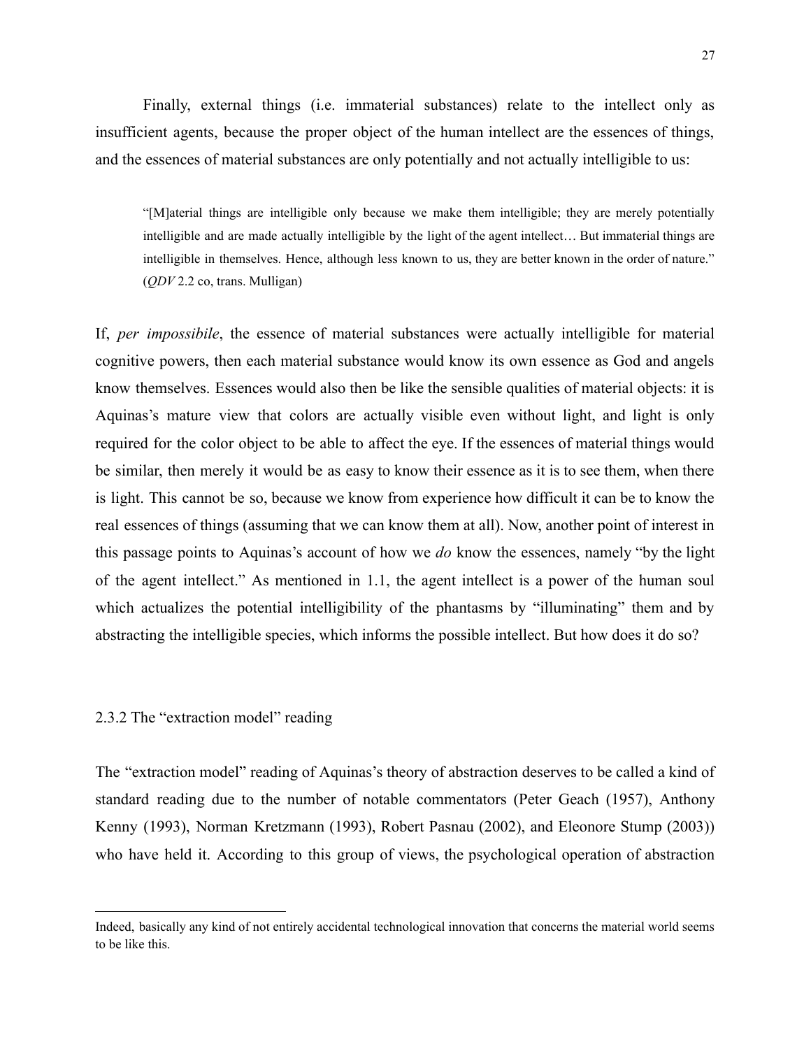Finally, external things (i.e. immaterial substances) relate to the intellect only as insufficient agents, because the proper object of the human intellect are the essences of things, and the essences of material substances are only potentially and not actually intelligible to us:

> "[M]aterial things are intelligible only because we make them intelligible; they are merely potentially intelligible and are made actually intelligible by the light of the agent intellect… But immaterial things are intelligible in themselves. Hence, although less known to us, they are better known in the order of nature." (*QDV* 2.2 co, trans. Mulligan)

If, *per impossibile*, the essence of material substances were actually intelligible for material cognitive powers, then each material substance would know its own essence as God and angels know themselves. Essences would also then be like the sensible qualities of material objects: it is Aquinas's mature view that colors are actually visible even without light, and light is only required for the color object to be able to affect the eye. If the essences of material things would be similar, then merely it would be as easy to know their essence as it is to see them, when there is light. This cannot be so, because we know from experience how difficult it can be to know the real essences of things (assuming that we can know them at all). Now, another point of interest in this passage points to Aquinas's account of how we *do* know the essences, namely "by the light of the agent intellect." As mentioned in 1.1, the agent intellect is a power of the human soul which actualizes the potential intelligibility of the phantasms by "illuminating" them and by abstracting the intelligible species, which informs the possible intellect. But how does it do so?

### 2.3.2 The "extraction model" reading

The "extraction model" reading of Aquinas's theory of abstraction deserves to be called a kind of standard reading due to the number of notable commentators (Peter Geach (1957), Anthony Kenny (1993), Norman Kretzmann (1993), Robert Pasnau (2002), and Eleonore Stump (2003)) who have held it. According to this group of views, the psychological operation of abstraction

---

Indeed, basically any kind of not entirely accidental technological innovation that concerns the material world seems to be like this.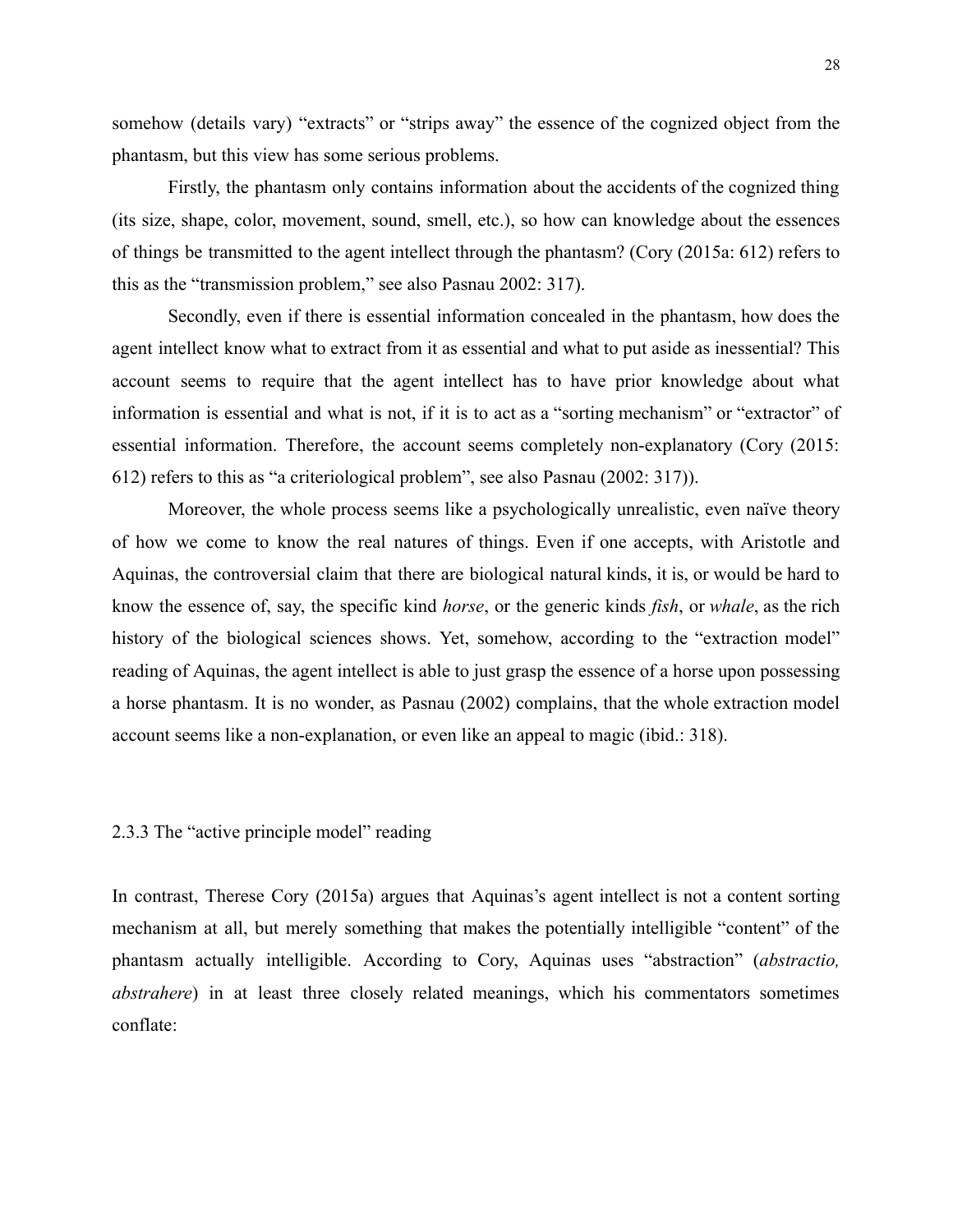somehow (details vary) "extracts" or "strips away" the essence of the cognized object from the phantasm, but this view has some serious problems.

Firstly, the phantasm only contains information about the accidents of the cognized thing (its size, shape, color, movement, sound, smell, etc.), so how can knowledge about the essences of things be transmitted to the agent intellect through the phantasm? (Cory (2015a: 612) refers to this as the "transmission problem," see also Pasnau 2002: 317).

Secondly, even if there is essential information concealed in the phantasm, how does the agent intellect know what to extract from it as essential and what to put aside as inessential? This account seems to require that the agent intellect has to have prior knowledge about what information is essential and what is not, if it is to act as a "sorting mechanism" or "extractor" of essential information. Therefore, the account seems completely non-explanatory (Cory (2015: 612) refers to this as "a criteriological problem", see also Pasnau (2002: 317)).

Moreover, the whole process seems like a psychologically unrealistic, even naïve theory of how we come to know the real natures of things. Even if one accepts, with Aristotle and Aquinas, the controversial claim that there are biological natural kinds, it is, or would be hard to know the essence of, say, the specific kind *horse*, or the generic kinds *fish*, or *whale*, as the rich history of the biological sciences shows. Yet, somehow, according to the "extraction model" reading of Aquinas, the agent intellect is able to just grasp the essence of a horse upon possessing a horse phantasm. It is no wonder, as Pasnau (2002) complains, that the whole extraction model account seems like a non-explanation, or even like an appeal to magic (ibid.: 318).

### 2.3.3 The "active principle model" reading

In contrast, Therese Cory (2015a) argues that Aquinas's agent intellect is not a content sorting mechanism at all, but merely something that makes the potentially intelligible "content" of the phantasm actually intelligible. According to Cory, Aquinas uses "abstraction" (*abstractio, abstrahere*) in at least three closely related meanings, which his commentators sometimes conflate: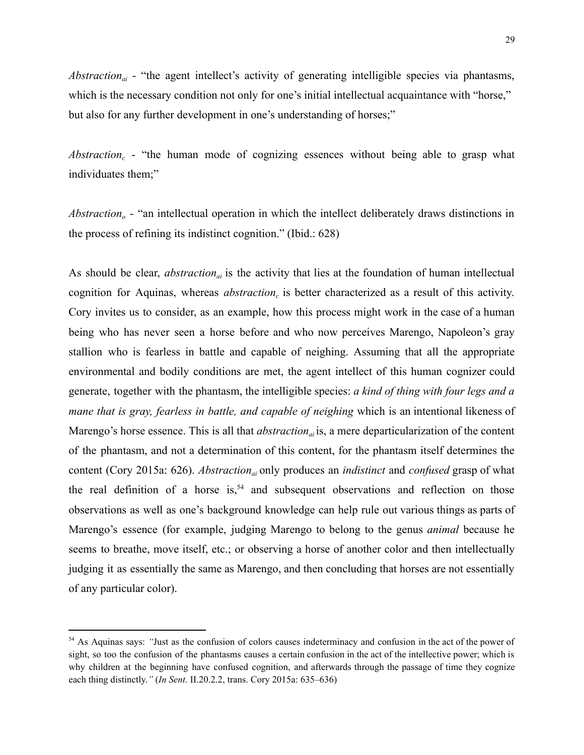*Abstraction$_{ai}$* - "the agent intellect's activity of generating intelligible species via phantasms, which is the necessary condition not only for one's initial intellectual acquaintance with "horse," but also for any further development in one's understanding of horses;"

*Abstraction$_{c}$* - "the human mode of cognizing essences without being able to grasp what individuates them;"

*Abstraction$_{o}$* - "an intellectual operation in which the intellect deliberately draws distinctions in the process of refining its indistinct cognition." (Ibid.: 628)

As should be clear, *abstraction$_{ai}$* is the activity that lies at the foundation of human intellectual cognition for Aquinas, whereas *abstraction$_{c}$* is better characterized as a result of this activity. Cory invites us to consider, as an example, how this process might work in the case of a human being who has never seen a horse before and who now perceives Marengo, Napoleon's gray stallion who is fearless in battle and capable of neighing. Assuming that all the appropriate environmental and bodily conditions are met, the agent intellect of this human cognizer could generate, together with the phantasm, the intelligible species: *a kind of thing with four legs and a mane that is gray, fearless in battle, and capable of neighing* which is an intentional likeness of Marengo's horse essence. This is all that *abstraction$_{ai}$* is, a mere departicularization of the content of the phantasm, and not a determination of this content, for the phantasm itself determines the content (Cory 2015a: 626). *Abstraction$_{ai}$* only produces an *indistinct* and *confused* grasp of what the real definition of a horse is,[54] and subsequent observations and reflection on those observations as well as one's background knowledge can help rule out various things as parts of Marengo's essence (for example, judging Marengo to belong to the genus *animal* because he seems to breathe, move itself, etc.; or observing a horse of another color and then intellectually judging it as essentially the same as Marengo, and then concluding that horses are not essentially of any particular color).

---

[54] As Aquinas says: *"*Just as the confusion of colors causes indeterminacy and confusion in the act of the power of sight, so too the confusion of the phantasms causes a certain confusion in the act of the intellective power; which is why children at the beginning have confused cognition, and afterwards through the passage of time they cognize each thing distinctly.*"* (*In Sent*. II.20.2.2, trans. Cory 2015a: 635–636)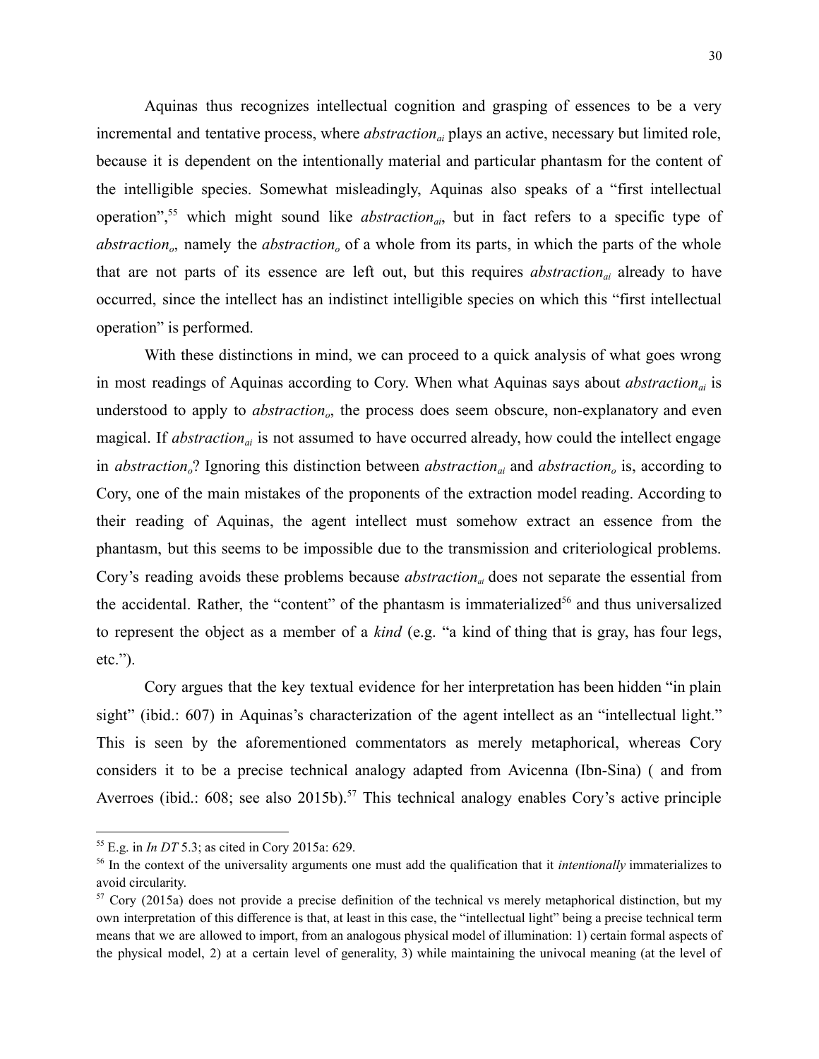Aquinas thus recognizes intellectual cognition and grasping of essences to be a very incremental and tentative process, where *abstraction*$_{ai}$ plays an active, necessary but limited role, because it is dependent on the intentionally material and particular phantasm for the content of the intelligible species. Somewhat misleadingly, Aquinas also speaks of a "first intellectual operation",[55] which might sound like *abstraction*$_{ai}$, but in fact refers to a specific type of *abstraction*$_{o}$, namely the *abstraction*$_{o}$ of a whole from its parts, in which the parts of the whole that are not parts of its essence are left out, but this requires *abstraction*$_{ai}$ already to have occurred, since the intellect has an indistinct intelligible species on which this "first intellectual operation" is performed.

With these distinctions in mind, we can proceed to a quick analysis of what goes wrong in most readings of Aquinas according to Cory. When what Aquinas says about *abstraction*$_{ai}$ is understood to apply to *abstraction*$_{o}$, the process does seem obscure, non-explanatory and even magical. If *abstraction*$_{ai}$ is not assumed to have occurred already, how could the intellect engage in *abstraction*$_{o}$? Ignoring this distinction between *abstraction*$_{ai}$ and *abstraction*$_{o}$ is, according to Cory, one of the main mistakes of the proponents of the extraction model reading. According to their reading of Aquinas, the agent intellect must somehow extract an essence from the phantasm, but this seems to be impossible due to the transmission and criteriological problems. Cory's reading avoids these problems because *abstraction*$_{ai}$ does not separate the essential from the accidental. Rather, the "content" of the phantasm is immaterialized[56] and thus universalized to represent the object as a member of a *kind* (e.g. "a kind of thing that is gray, has four legs, etc.").

Cory argues that the key textual evidence for her interpretation has been hidden "in plain sight" (ibid.: 607) in Aquinas's characterization of the agent intellect as an "intellectual light." This is seen by the aforementioned commentators as merely metaphorical, whereas Cory considers it to be a precise technical analogy adapted from Avicenna (Ibn-Sina) ( and from Averroes (ibid.: 608; see also 2015b).[57] This technical analogy enables Cory's active principle

[55] E.g. in *In DT* 5.3; as cited in Cory 2015a: 629.

[56] In the context of the universality arguments one must add the qualification that it *intentionally* immaterializes to avoid circularity.

[57] Cory (2015a) does not provide a precise definition of the technical vs merely metaphorical distinction, but my own interpretation of this difference is that, at least in this case, the "intellectual light" being a precise technical term means that we are allowed to import, from an analogous physical model of illumination: 1) certain formal aspects of the physical model, 2) at a certain level of generality, 3) while maintaining the univocal meaning (at the level of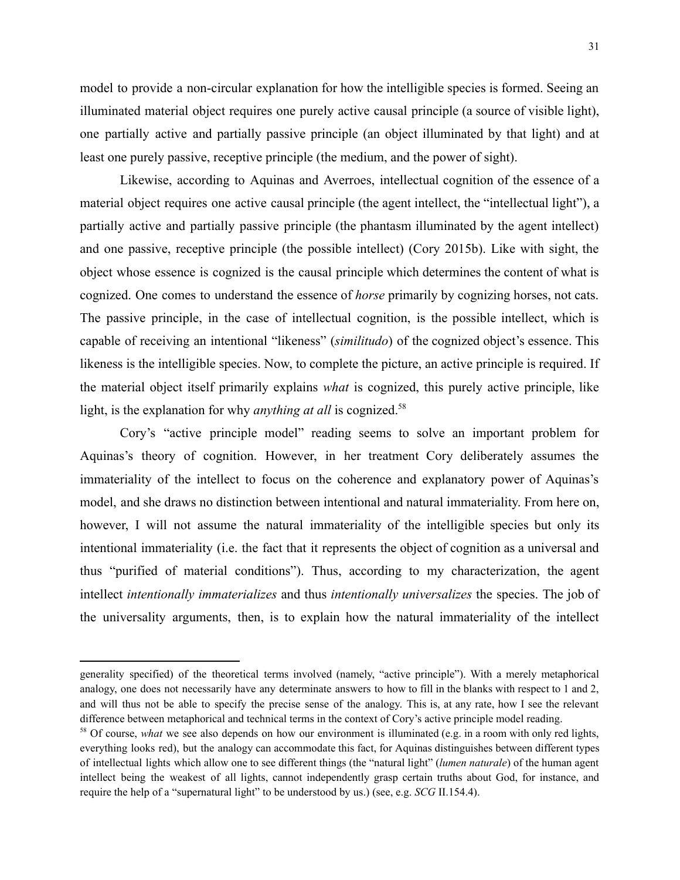model to provide a non-circular explanation for how the intelligible species is formed. Seeing an illuminated material object requires one purely active causal principle (a source of visible light), one partially active and partially passive principle (an object illuminated by that light) and at least one purely passive, receptive principle (the medium, and the power of sight).

Likewise, according to Aquinas and Averroes, intellectual cognition of the essence of a material object requires one active causal principle (the agent intellect, the "intellectual light"), a partially active and partially passive principle (the phantasm illuminated by the agent intellect) and one passive, receptive principle (the possible intellect) (Cory 2015b). Like with sight, the object whose essence is cognized is the causal principle which determines the content of what is cognized. One comes to understand the essence of *horse* primarily by cognizing horses, not cats. The passive principle, in the case of intellectual cognition, is the possible intellect, which is capable of receiving an intentional "likeness" (*similitudo*) of the cognized object's essence. This likeness is the intelligible species. Now, to complete the picture, an active principle is required. If the material object itself primarily explains *what* is cognized, this purely active principle, like light, is the explanation for why *anything at all* is cognized.[58]

Cory's "active principle model" reading seems to solve an important problem for Aquinas's theory of cognition. However, in her treatment Cory deliberately assumes the immateriality of the intellect to focus on the coherence and explanatory power of Aquinas's model, and she draws no distinction between intentional and natural immateriality. From here on, however, I will not assume the natural immateriality of the intelligible species but only its intentional immateriality (i.e. the fact that it represents the object of cognition as a universal and thus "purified of material conditions"). Thus, according to my characterization, the agent intellect *intentionally immaterializes* and thus *intentionally universalizes* the species. The job of the universality arguments, then, is to explain how the natural immateriality of the intellect

---

generality specified) of the theoretical terms involved (namely, "active principle"). With a merely metaphorical analogy, one does not necessarily have any determinate answers to how to fill in the blanks with respect to 1 and 2, and will thus not be able to specify the precise sense of the analogy. This is, at any rate, how I see the relevant difference between metaphorical and technical terms in the context of Cory's active principle model reading.

[58] Of course, *what* we see also depends on how our environment is illuminated (e.g. in a room with only red lights, everything looks red), but the analogy can accommodate this fact, for Aquinas distinguishes between different types of intellectual lights which allow one to see different things (the "natural light" (*lumen naturale*) of the human agent intellect being the weakest of all lights, cannot independently grasp certain truths about God, for instance, and require the help of a "supernatural light" to be understood by us.) (see, e.g. *SCG* II.154.4).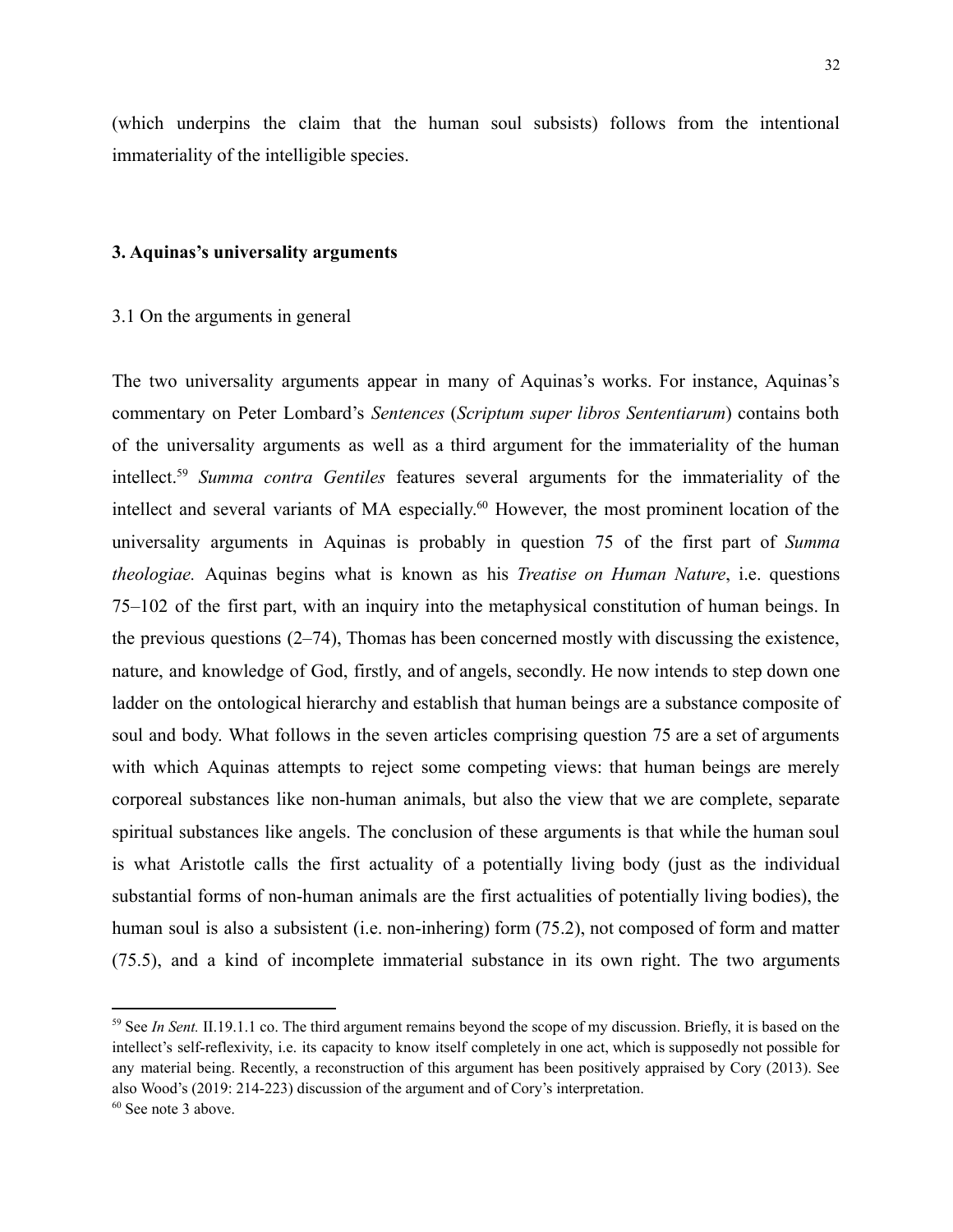(which underpins the claim that the human soul subsists) follows from the intentional immateriality of the intelligible species.

## 3. Aquinas's universality arguments

### 3.1 On the arguments in general

The two universality arguments appear in many of Aquinas's works. For instance, Aquinas's commentary on Peter Lombard's *Sentences* (*Scriptum super libros Sententiarum*) contains both of the universality arguments as well as a third argument for the immateriality of the human intellect.[59] *Summa contra Gentiles* features several arguments for the immateriality of the intellect and several variants of MA especially.[60] However, the most prominent location of the universality arguments in Aquinas is probably in question 75 of the first part of *Summa theologiae.* Aquinas begins what is known as his *Treatise on Human Nature*, i.e. questions 75–102 of the first part, with an inquiry into the metaphysical constitution of human beings. In the previous questions (2–74), Thomas has been concerned mostly with discussing the existence, nature, and knowledge of God, firstly, and of angels, secondly. He now intends to step down one ladder on the ontological hierarchy and establish that human beings are a substance composite of soul and body. What follows in the seven articles comprising question 75 are a set of arguments with which Aquinas attempts to reject some competing views: that human beings are merely corporeal substances like non-human animals, but also the view that we are complete, separate spiritual substances like angels. The conclusion of these arguments is that while the human soul is what Aristotle calls the first actuality of a potentially living body (just as the individual substantial forms of non-human animals are the first actualities of potentially living bodies), the human soul is also a subsistent (i.e. non-inhering) form (75.2), not composed of form and matter (75.5), and a kind of incomplete immaterial substance in its own right. The two arguments

---

[59] See *In Sent.* II.19.1.1 co. The third argument remains beyond the scope of my discussion. Briefly, it is based on the intellect's self-reflexivity, i.e. its capacity to know itself completely in one act, which is supposedly not possible for any material being. Recently, a reconstruction of this argument has been positively appraised by Cory (2013). See also Wood's (2019: 214-223) discussion of the argument and of Cory's interpretation.

[60] See note 3 above.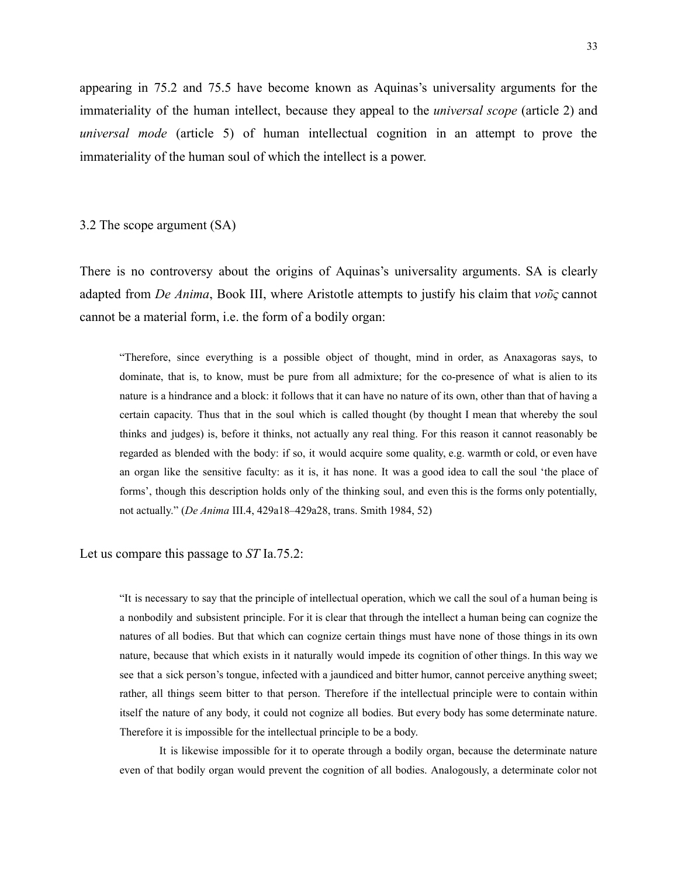appearing in 75.2 and 75.5 have become known as Aquinas's universality arguments for the immateriality of the human intellect, because they appeal to the *universal scope* (article 2) and *universal mode* (article 5) of human intellectual cognition in an attempt to prove the immateriality of the human soul of which the intellect is a power.

## 3.2 The scope argument (SA)

There is no controversy about the origins of Aquinas's universality arguments. SA is clearly adapted from *De Anima*, Book III, where Aristotle attempts to justify his claim that *νοῦς* cannot cannot be a material form, i.e. the form of a bodily organ:

> "Therefore, since everything is a possible object of thought, mind in order, as Anaxagoras says, to dominate, that is, to know, must be pure from all admixture; for the co-presence of what is alien to its nature is a hindrance and a block: it follows that it can have no nature of its own, other than that of having a certain capacity. Thus that in the soul which is called thought (by thought I mean that whereby the soul thinks and judges) is, before it thinks, not actually any real thing. For this reason it cannot reasonably be regarded as blended with the body: if so, it would acquire some quality, e.g. warmth or cold, or even have an organ like the sensitive faculty: as it is, it has none. It was a good idea to call the soul 'the place of forms', though this description holds only of the thinking soul, and even this is the forms only potentially, not actually." (*De Anima* III.4, 429a18–429a28, trans. Smith 1984, 52)

Let us compare this passage to *ST* Ia.75.2:

> "It is necessary to say that the principle of intellectual operation, which we call the soul of a human being is a nonbodily and subsistent principle. For it is clear that through the intellect a human being can cognize the natures of all bodies. But that which can cognize certain things must have none of those things in its own nature, because that which exists in it naturally would impede its cognition of other things. In this way we see that a sick person's tongue, infected with a jaundiced and bitter humor, cannot perceive anything sweet; rather, all things seem bitter to that person. Therefore if the intellectual principle were to contain within itself the nature of any body, it could not cognize all bodies. But every body has some determinate nature. Therefore it is impossible for the intellectual principle to be a body.
>
> It is likewise impossible for it to operate through a bodily organ, because the determinate nature even of that bodily organ would prevent the cognition of all bodies. Analogously, a determinate color not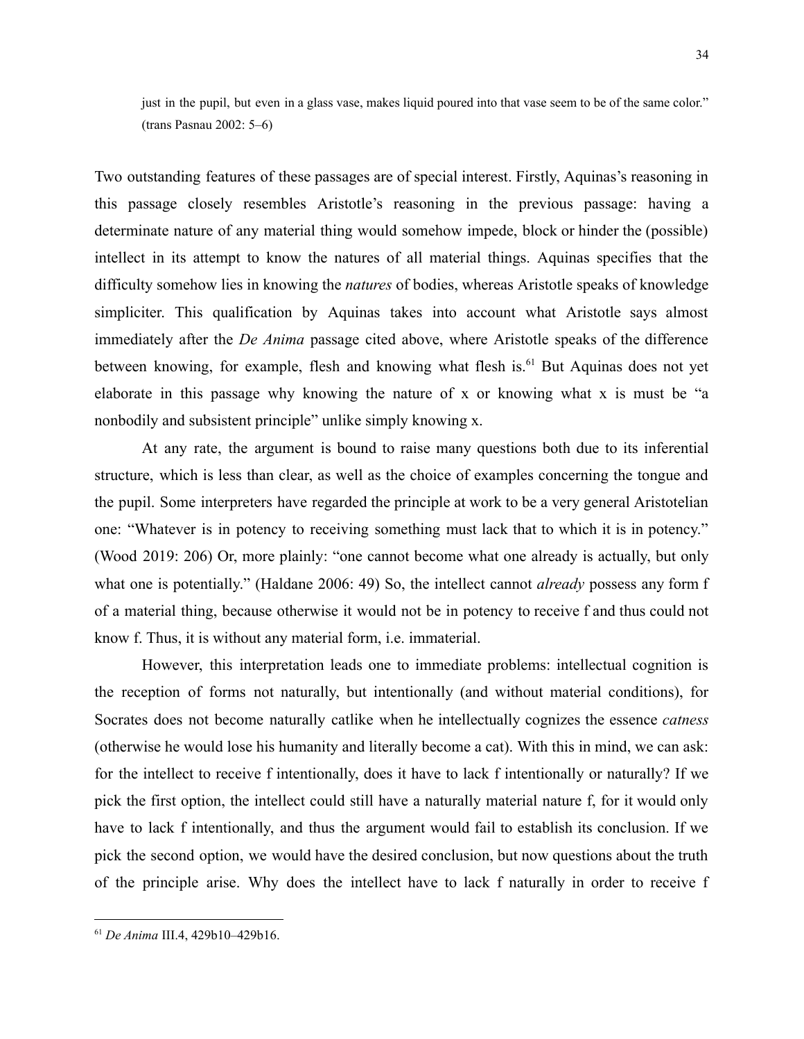> just in the pupil, but even in a glass vase, makes liquid poured into that vase seem to be of the same color." (trans Pasnau 2002: 5–6)

Two outstanding features of these passages are of special interest. Firstly, Aquinas's reasoning in this passage closely resembles Aristotle's reasoning in the previous passage: having a determinate nature of any material thing would somehow impede, block or hinder the (possible) intellect in its attempt to know the natures of all material things. Aquinas specifies that the difficulty somehow lies in knowing the *natures* of bodies, whereas Aristotle speaks of knowledge simpliciter. This qualification by Aquinas takes into account what Aristotle says almost immediately after the *De Anima* passage cited above, where Aristotle speaks of the difference between knowing, for example, flesh and knowing what flesh is.[61] But Aquinas does not yet elaborate in this passage why knowing the nature of x or knowing what x is must be "a nonbodily and subsistent principle" unlike simply knowing x.

At any rate, the argument is bound to raise many questions both due to its inferential structure, which is less than clear, as well as the choice of examples concerning the tongue and the pupil. Some interpreters have regarded the principle at work to be a very general Aristotelian one: "Whatever is in potency to receiving something must lack that to which it is in potency." (Wood 2019: 206) Or, more plainly: "one cannot become what one already is actually, but only what one is potentially." (Haldane 2006: 49) So, the intellect cannot *already* possess any form f of a material thing, because otherwise it would not be in potency to receive f and thus could not know f. Thus, it is without any material form, i.e. immaterial.

However, this interpretation leads one to immediate problems: intellectual cognition is the reception of forms not naturally, but intentionally (and without material conditions), for Socrates does not become naturally catlike when he intellectually cognizes the essence *catness* (otherwise he would lose his humanity and literally become a cat). With this in mind, we can ask: for the intellect to receive f intentionally, does it have to lack f intentionally or naturally? If we pick the first option, the intellect could still have a naturally material nature f, for it would only have to lack f intentionally, and thus the argument would fail to establish its conclusion. If we pick the second option, we would have the desired conclusion, but now questions about the truth of the principle arise. Why does the intellect have to lack f naturally in order to receive f

---

[61] *De Anima* III.4, 429b10–429b16.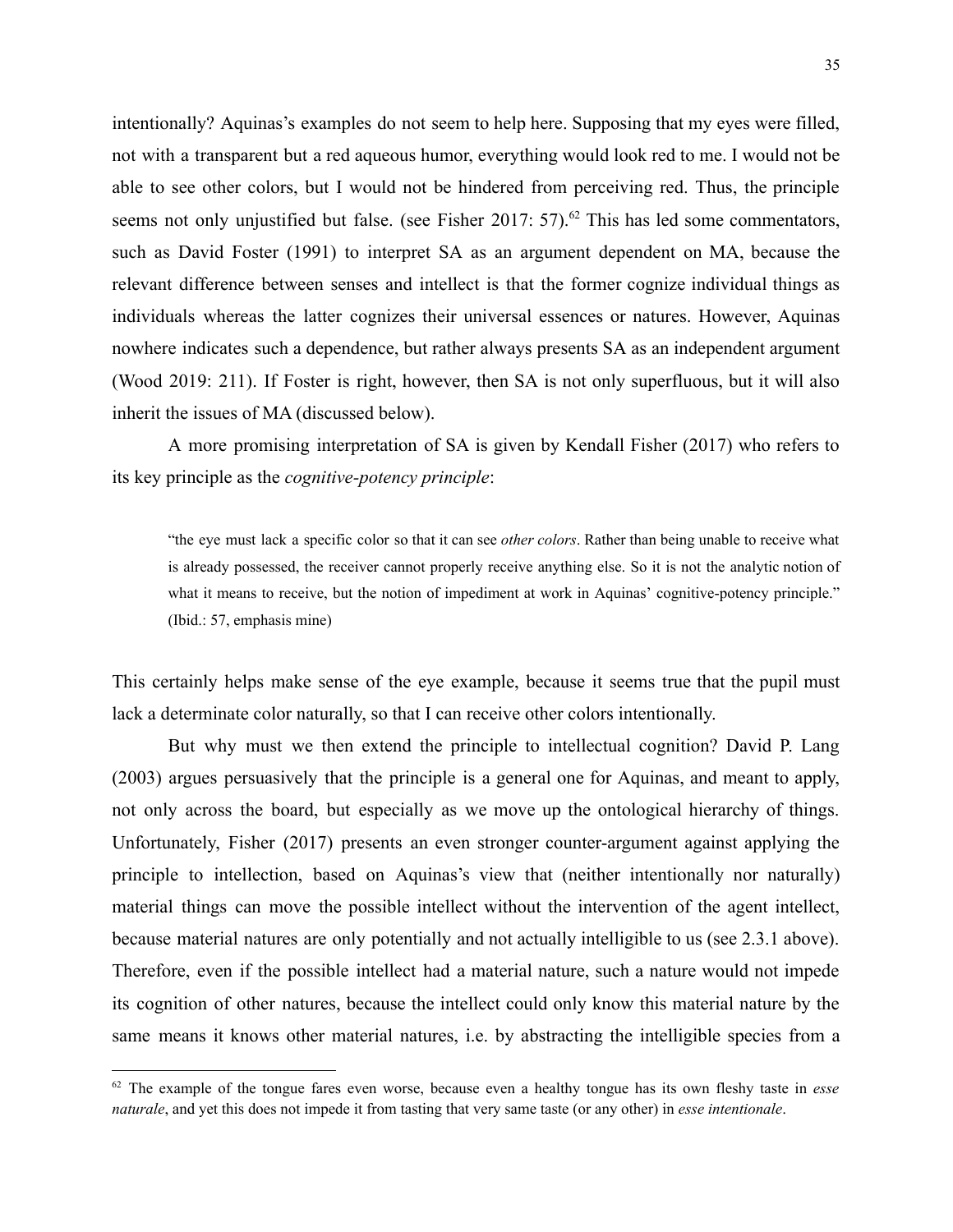intentionally? Aquinas's examples do not seem to help here. Supposing that my eyes were filled, not with a transparent but a red aqueous humor, everything would look red to me. I would not be able to see other colors, but I would not be hindered from perceiving red. Thus, the principle seems not only unjustified but false. (see Fisher 2017: 57).[62] This has led some commentators, such as David Foster (1991) to interpret SA as an argument dependent on MA, because the relevant difference between senses and intellect is that the former cognize individual things as individuals whereas the latter cognizes their universal essences or natures. However, Aquinas nowhere indicates such a dependence, but rather always presents SA as an independent argument (Wood 2019: 211). If Foster is right, however, then SA is not only superfluous, but it will also inherit the issues of MA (discussed below).

A more promising interpretation of SA is given by Kendall Fisher (2017) who refers to its key principle as the *cognitive-potency principle*:

> "the eye must lack a specific color so that it can see *other colors*. Rather than being unable to receive what is already possessed, the receiver cannot properly receive anything else. So it is not the analytic notion of what it means to receive, but the notion of impediment at work in Aquinas' cognitive-potency principle." (Ibid.: 57, emphasis mine)

This certainly helps make sense of the eye example, because it seems true that the pupil must lack a determinate color naturally, so that I can receive other colors intentionally.

But why must we then extend the principle to intellectual cognition? David P. Lang (2003) argues persuasively that the principle is a general one for Aquinas, and meant to apply, not only across the board, but especially as we move up the ontological hierarchy of things. Unfortunately, Fisher (2017) presents an even stronger counter-argument against applying the principle to intellection, based on Aquinas's view that (neither intentionally nor naturally) material things can move the possible intellect without the intervention of the agent intellect, because material natures are only potentially and not actually intelligible to us (see 2.3.1 above). Therefore, even if the possible intellect had a material nature, such a nature would not impede its cognition of other natures, because the intellect could only know this material nature by the same means it knows other material natures, i.e. by abstracting the intelligible species from a

[62] The example of the tongue fares even worse, because even a healthy tongue has its own fleshy taste in *esse naturale*, and yet this does not impede it from tasting that very same taste (or any other) in *esse intentionale*.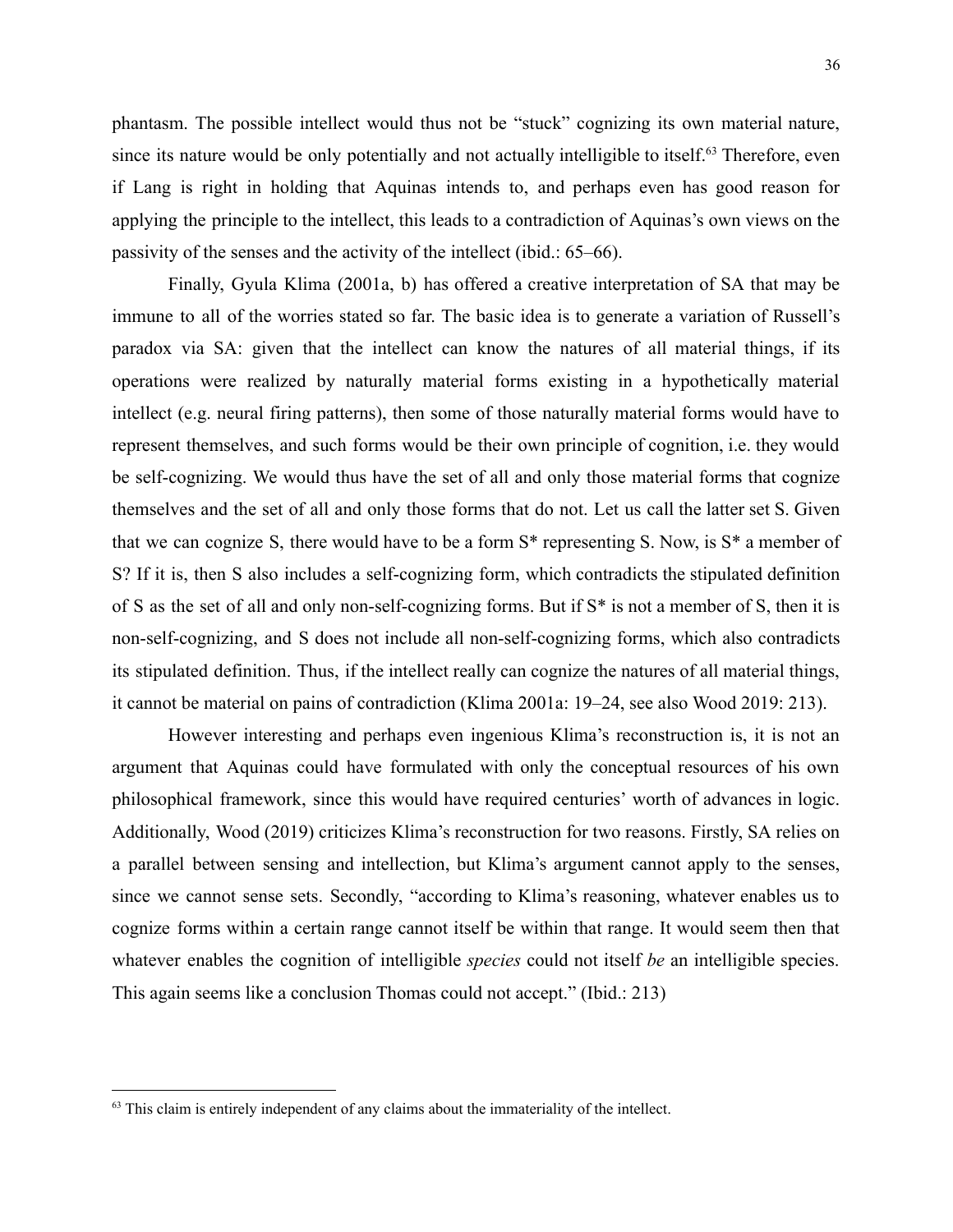phantasm. The possible intellect would thus not be "stuck" cognizing its own material nature, since its nature would be only potentially and not actually intelligible to itself.[63] Therefore, even if Lang is right in holding that Aquinas intends to, and perhaps even has good reason for applying the principle to the intellect, this leads to a contradiction of Aquinas's own views on the passivity of the senses and the activity of the intellect (ibid.: 65–66).

Finally, Gyula Klima (2001a, b) has offered a creative interpretation of SA that may be immune to all of the worries stated so far. The basic idea is to generate a variation of Russell's paradox via SA: given that the intellect can know the natures of all material things, if its operations were realized by naturally material forms existing in a hypothetically material intellect (e.g. neural firing patterns), then some of those naturally material forms would have to represent themselves, and such forms would be their own principle of cognition, i.e. they would be self-cognizing. We would thus have the set of all and only those material forms that cognize themselves and the set of all and only those forms that do not. Let us call the latter set S. Given that we can cognize S, there would have to be a form S* representing S. Now, is S* a member of S? If it is, then S also includes a self-cognizing form, which contradicts the stipulated definition of S as the set of all and only non-self-cognizing forms. But if S* is not a member of S, then it is non-self-cognizing, and S does not include all non-self-cognizing forms, which also contradicts its stipulated definition. Thus, if the intellect really can cognize the natures of all material things, it cannot be material on pains of contradiction (Klima 2001a: 19–24, see also Wood 2019: 213).

However interesting and perhaps even ingenious Klima's reconstruction is, it is not an argument that Aquinas could have formulated with only the conceptual resources of his own philosophical framework, since this would have required centuries' worth of advances in logic. Additionally, Wood (2019) criticizes Klima's reconstruction for two reasons. Firstly, SA relies on a parallel between sensing and intellection, but Klima's argument cannot apply to the senses, since we cannot sense sets. Secondly, "according to Klima's reasoning, whatever enables us to cognize forms within a certain range cannot itself be within that range. It would seem then that whatever enables the cognition of intelligible *species* could not itself *be* an intelligible species. This again seems like a conclusion Thomas could not accept." (Ibid.: 213)

---

[63] This claim is entirely independent of any claims about the immateriality of the intellect.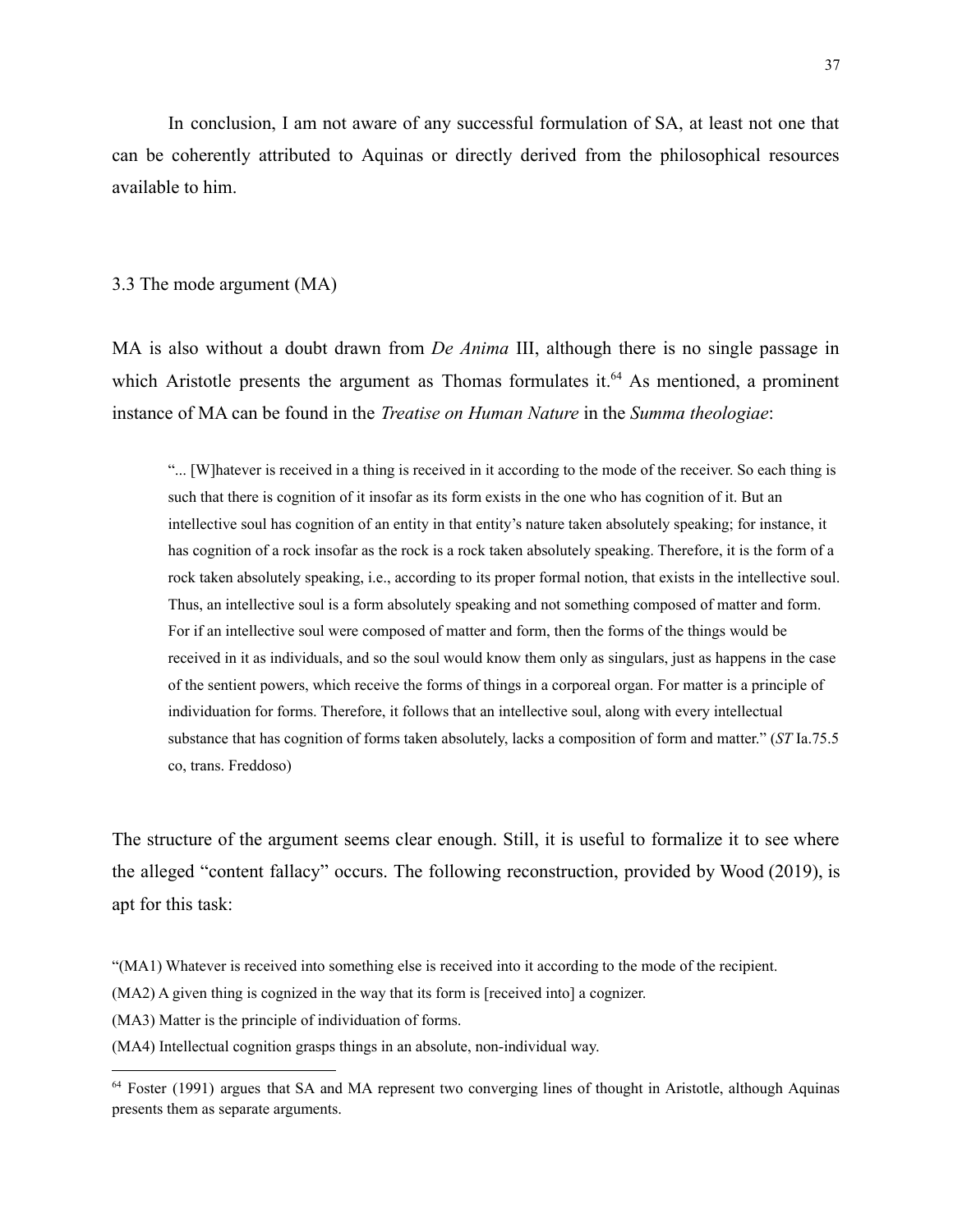In conclusion, I am not aware of any successful formulation of SA, at least not one that can be coherently attributed to Aquinas or directly derived from the philosophical resources available to him.

### 3.3 The mode argument (MA)

MA is also without a doubt drawn from *De Anima* III, although there is no single passage in which Aristotle presents the argument as Thomas formulates it.[64] As mentioned, a prominent instance of MA can be found in the *Treatise on Human Nature* in the *Summa theologiae*:

> "... [W]hatever is received in a thing is received in it according to the mode of the receiver. So each thing is such that there is cognition of it insofar as its form exists in the one who has cognition of it. But an intellective soul has cognition of an entity in that entity's nature taken absolutely speaking; for instance, it has cognition of a rock insofar as the rock is a rock taken absolutely speaking. Therefore, it is the form of a rock taken absolutely speaking, i.e., according to its proper formal notion, that exists in the intellective soul. Thus, an intellective soul is a form absolutely speaking and not something composed of matter and form. For if an intellective soul were composed of matter and form, then the forms of the things would be received in it as individuals, and so the soul would know them only as singulars, just as happens in the case of the sentient powers, which receive the forms of things in a corporeal organ. For matter is a principle of individuation for forms. Therefore, it follows that an intellective soul, along with every intellectual substance that has cognition of forms taken absolutely, lacks a composition of form and matter." (*ST* Ia.75.5 co, trans. Freddoso)

The structure of the argument seems clear enough. Still, it is useful to formalize it to see where the alleged "content fallacy" occurs. The following reconstruction, provided by Wood (2019), is apt for this task:

"(MA1) Whatever is received into something else is received into it according to the mode of the recipient.

(MA2) A given thing is cognized in the way that its form is [received into] a cognizer.

(MA3) Matter is the principle of individuation of forms.

(MA4) Intellectual cognition grasps things in an absolute, non-individual way.

---

[64] Foster (1991) argues that SA and MA represent two converging lines of thought in Aristotle, although Aquinas presents them as separate arguments.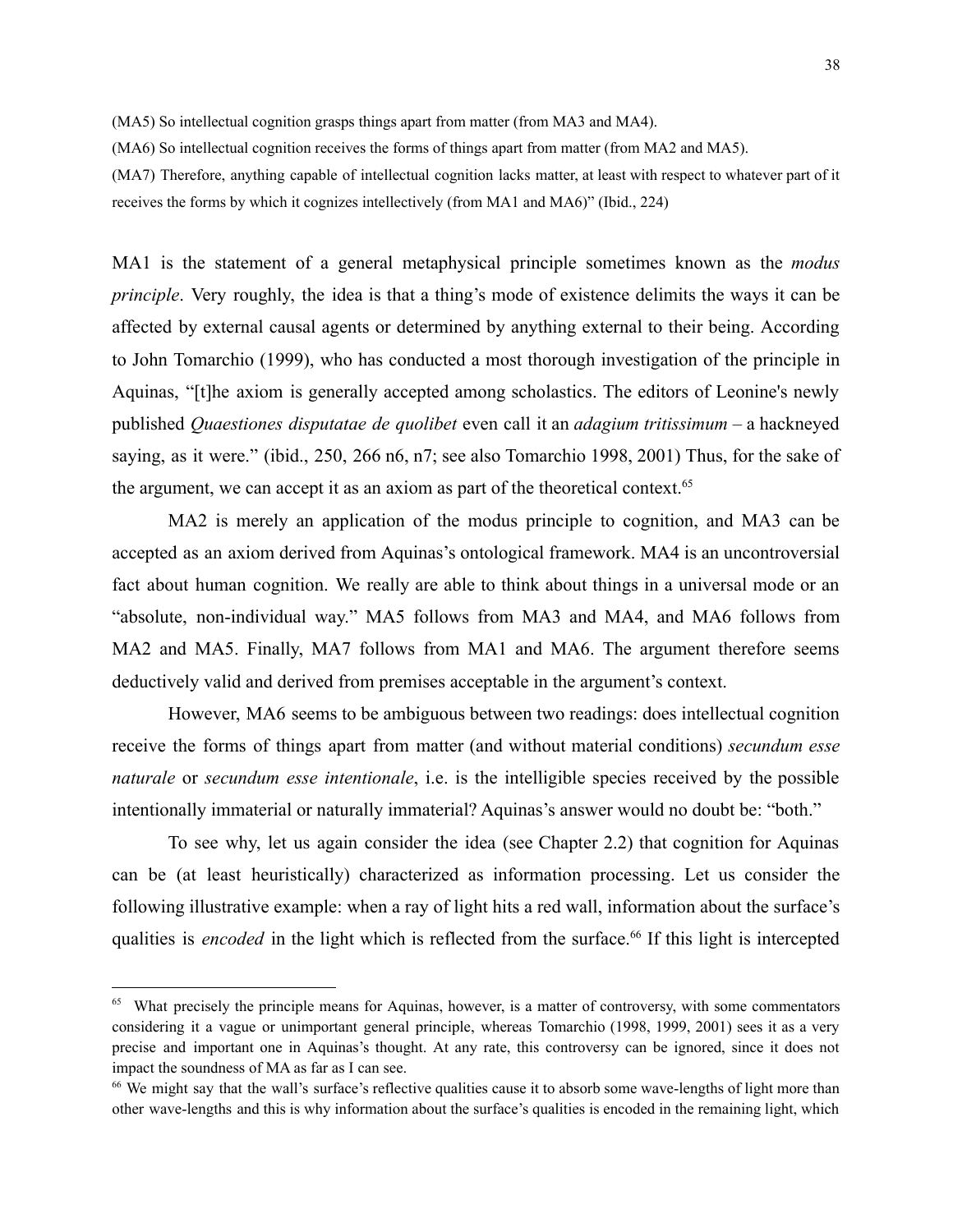(MA5) So intellectual cognition grasps things apart from matter (from MA3 and MA4).

(MA6) So intellectual cognition receives the forms of things apart from matter (from MA2 and MA5).

(MA7) Therefore, anything capable of intellectual cognition lacks matter, at least with respect to whatever part of it receives the forms by which it cognizes intellectively (from MA1 and MA6)" (Ibid., 224)

MA1 is the statement of a general metaphysical principle sometimes known as the *modus principle*. Very roughly, the idea is that a thing's mode of existence delimits the ways it can be affected by external causal agents or determined by anything external to their being. According to John Tomarchio (1999), who has conducted a most thorough investigation of the principle in Aquinas, "[t]he axiom is generally accepted among scholastics. The editors of Leonine's newly published *Quaestiones disputatae de quolibet* even call it an *adagium tritissimum* – a hackneyed saying, as it were." (ibid., 250, 266 n6, n7; see also Tomarchio 1998, 2001) Thus, for the sake of the argument, we can accept it as an axiom as part of the theoretical context.[65]

MA2 is merely an application of the modus principle to cognition, and MA3 can be accepted as an axiom derived from Aquinas's ontological framework. MA4 is an uncontroversial fact about human cognition. We really are able to think about things in a universal mode or an "absolute, non-individual way." MA5 follows from MA3 and MA4, and MA6 follows from MA2 and MA5. Finally, MA7 follows from MA1 and MA6. The argument therefore seems deductively valid and derived from premises acceptable in the argument's context.

However, MA6 seems to be ambiguous between two readings: does intellectual cognition receive the forms of things apart from matter (and without material conditions) *secundum esse naturale* or *secundum esse intentionale*, i.e. is the intelligible species received by the possible intentionally immaterial or naturally immaterial? Aquinas's answer would no doubt be: "both."

To see why, let us again consider the idea (see Chapter 2.2) that cognition for Aquinas can be (at least heuristically) characterized as information processing. Let us consider the following illustrative example: when a ray of light hits a red wall, information about the surface's qualities is *encoded* in the light which is reflected from the surface.[66] If this light is intercepted

---

[65] What precisely the principle means for Aquinas, however, is a matter of controversy, with some commentators considering it a vague or unimportant general principle, whereas Tomarchio (1998, 1999, 2001) sees it as a very precise and important one in Aquinas's thought. At any rate, this controversy can be ignored, since it does not impact the soundness of MA as far as I can see.

[66] We might say that the wall's surface's reflective qualities cause it to absorb some wave-lengths of light more than other wave-lengths and this is why information about the surface's qualities is encoded in the remaining light, which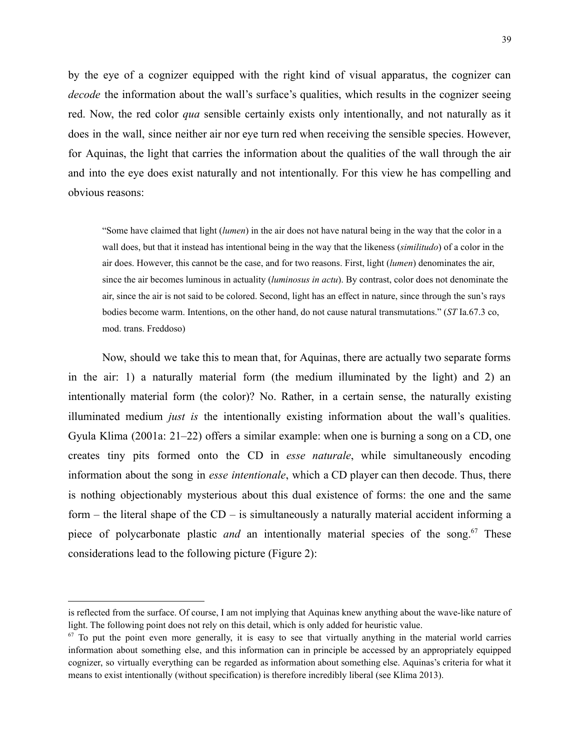by the eye of a cognizer equipped with the right kind of visual apparatus, the cognizer can *decode* the information about the wall's surface's qualities, which results in the cognizer seeing red. Now, the red color *qua* sensible certainly exists only intentionally, and not naturally as it does in the wall, since neither air nor eye turn red when receiving the sensible species. However, for Aquinas, the light that carries the information about the qualities of the wall through the air and into the eye does exist naturally and not intentionally. For this view he has compelling and obvious reasons:

> "Some have claimed that light (*lumen*) in the air does not have natural being in the way that the color in a wall does, but that it instead has intentional being in the way that the likeness (*similitudo*) of a color in the air does. However, this cannot be the case, and for two reasons. First, light (*lumen*) denominates the air, since the air becomes luminous in actuality (*luminosus in actu*). By contrast, color does not denominate the air, since the air is not said to be colored. Second, light has an effect in nature, since through the sun's rays bodies become warm. Intentions, on the other hand, do not cause natural transmutations." (*ST* Ia.67.3 co, mod. trans. Freddoso)

Now, should we take this to mean that, for Aquinas, there are actually two separate forms in the air: 1) a naturally material form (the medium illuminated by the light) and 2) an intentionally material form (the color)? No. Rather, in a certain sense, the naturally existing illuminated medium *just is* the intentionally existing information about the wall's qualities. Gyula Klima (2001a: 21–22) offers a similar example: when one is burning a song on a CD, one creates tiny pits formed onto the CD in *esse naturale*, while simultaneously encoding information about the song in *esse intentionale*, which a CD player can then decode. Thus, there is nothing objectionably mysterious about this dual existence of forms: the one and the same form – the literal shape of the CD – is simultaneously a naturally material accident informing a piece of polycarbonate plastic *and* an intentionally material species of the song.[67] These considerations lead to the following picture (Figure 2):

---

is reflected from the surface. Of course, I am not implying that Aquinas knew anything about the wave-like nature of light. The following point does not rely on this detail, which is only added for heuristic value.

[67] To put the point even more generally, it is easy to see that virtually anything in the material world carries information about something else, and this information can in principle be accessed by an appropriately equipped cognizer, so virtually everything can be regarded as information about something else. Aquinas's criteria for what it means to exist intentionally (without specification) is therefore incredibly liberal (see Klima 2013).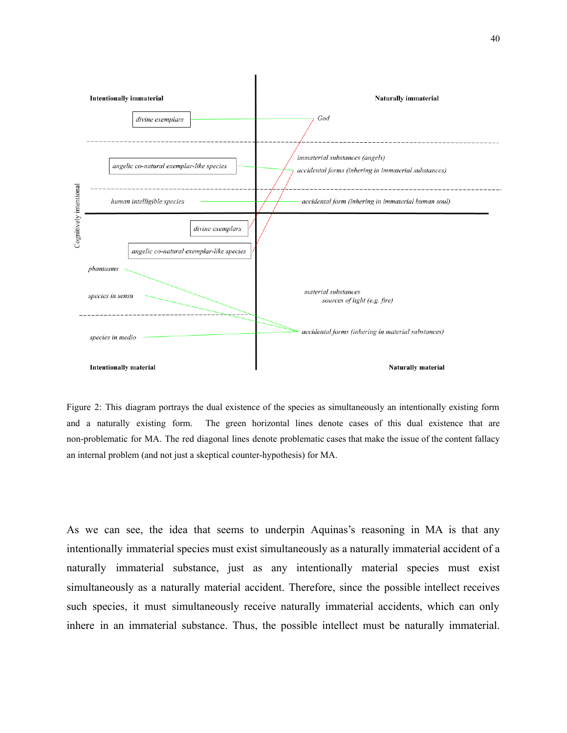**Intentionally immaterial** | **Naturally immaterial**

*divine exemplars* — *God*

*angelic co-natural exemplar-like species* — *immaterial substances (angels)*; *accidental forms (inhering in immaterial substances)*

*human intelligible species* — *accidental form (inhering in immaterial human soul)*

Cognitively intentional

*divine exemplars*

*angelic co-natural exemplar-like species*

*phantasms*

*species in sensu*

*material substances*
*sources of light (e.g. fire)*

*species in medio* — *accidental forms (inhering in material substances)*

**Intentionally material** | **Naturally material**

Figure 2: This diagram portrays the dual existence of the species as simultaneously an intentionally existing form and a naturally existing form. The green horizontal lines denote cases of this dual existence that are non-problematic for MA. The red diagonal lines denote problematic cases that make the issue of the content fallacy an internal problem (and not just a skeptical counter-hypothesis) for MA.

As we can see, the idea that seems to underpin Aquinas's reasoning in MA is that any intentionally immaterial species must exist simultaneously as a naturally immaterial accident of a naturally immaterial substance, just as any intentionally material species must exist simultaneously as a naturally material accident. Therefore, since the possible intellect receives such species, it must simultaneously receive naturally immaterial accidents, which can only inhere in an immaterial substance. Thus, the possible intellect must be naturally immaterial.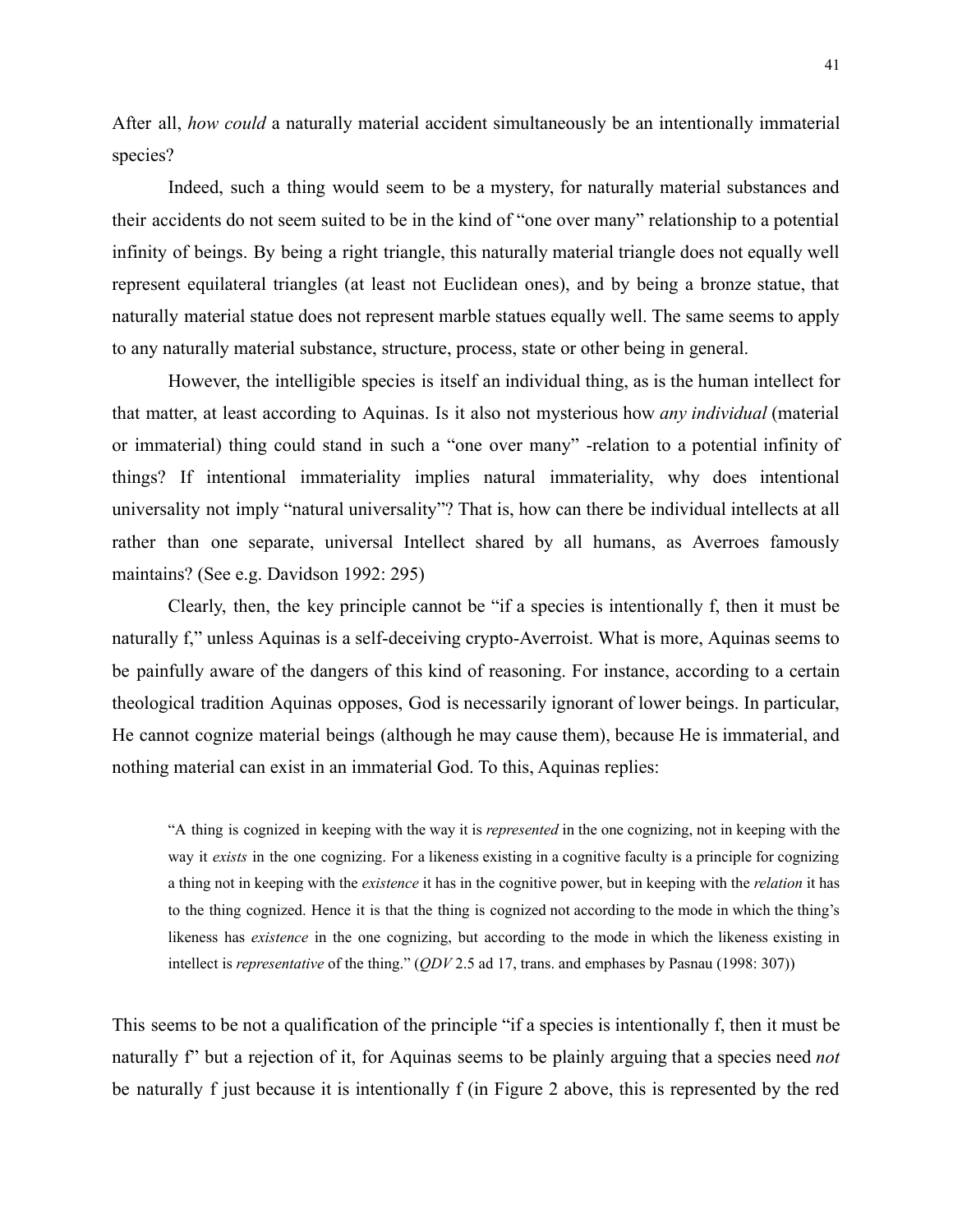After all, *how could* a naturally material accident simultaneously be an intentionally immaterial species?

Indeed, such a thing would seem to be a mystery, for naturally material substances and their accidents do not seem suited to be in the kind of "one over many" relationship to a potential infinity of beings. By being a right triangle, this naturally material triangle does not equally well represent equilateral triangles (at least not Euclidean ones), and by being a bronze statue, that naturally material statue does not represent marble statues equally well. The same seems to apply to any naturally material substance, structure, process, state or other being in general.

However, the intelligible species is itself an individual thing, as is the human intellect for that matter, at least according to Aquinas. Is it also not mysterious how *any individual* (material or immaterial) thing could stand in such a "one over many" -relation to a potential infinity of things? If intentional immateriality implies natural immateriality, why does intentional universality not imply "natural universality"? That is, how can there be individual intellects at all rather than one separate, universal Intellect shared by all humans, as Averroes famously maintains? (See e.g. Davidson 1992: 295)

Clearly, then, the key principle cannot be "if a species is intentionally f, then it must be naturally f," unless Aquinas is a self-deceiving crypto-Averroist. What is more, Aquinas seems to be painfully aware of the dangers of this kind of reasoning. For instance, according to a certain theological tradition Aquinas opposes, God is necessarily ignorant of lower beings. In particular, He cannot cognize material beings (although he may cause them), because He is immaterial, and nothing material can exist in an immaterial God. To this, Aquinas replies:

> "A thing is cognized in keeping with the way it is *represented* in the one cognizing, not in keeping with the way it *exists* in the one cognizing. For a likeness existing in a cognitive faculty is a principle for cognizing a thing not in keeping with the *existence* it has in the cognitive power, but in keeping with the *relation* it has to the thing cognized. Hence it is that the thing is cognized not according to the mode in which the thing's likeness has *existence* in the one cognizing, but according to the mode in which the likeness existing in intellect is *representative* of the thing." (*QDV* 2.5 ad 17, trans. and emphases by Pasnau (1998: 307))

This seems to be not a qualification of the principle "if a species is intentionally f, then it must be naturally f" but a rejection of it, for Aquinas seems to be plainly arguing that a species need *not* be naturally f just because it is intentionally f (in Figure 2 above, this is represented by the red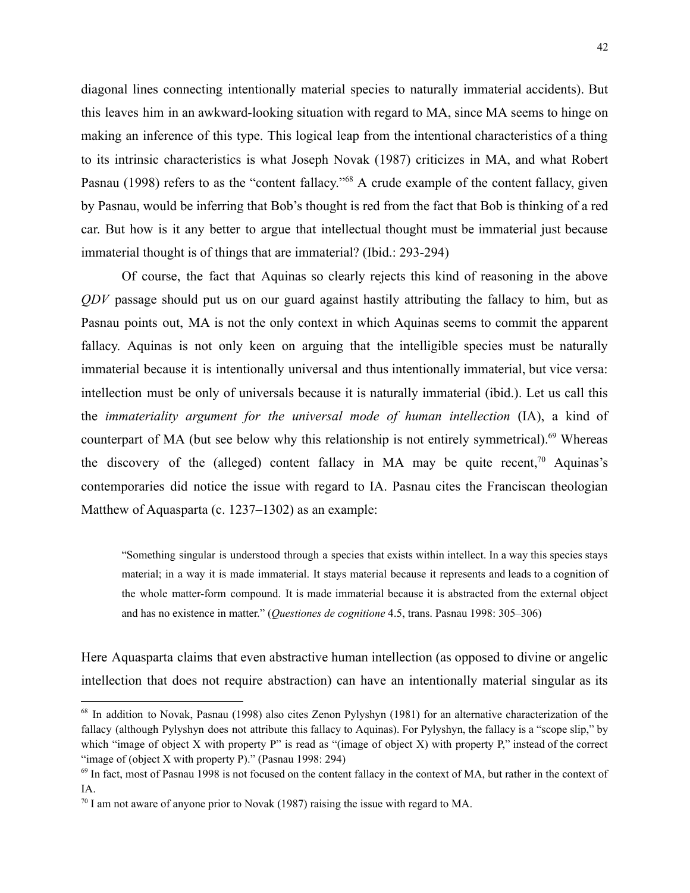diagonal lines connecting intentionally material species to naturally immaterial accidents). But this leaves him in an awkward-looking situation with regard to MA, since MA seems to hinge on making an inference of this type. This logical leap from the intentional characteristics of a thing to its intrinsic characteristics is what Joseph Novak (1987) criticizes in MA, and what Robert Pasnau (1998) refers to as the "content fallacy."[68] A crude example of the content fallacy, given by Pasnau, would be inferring that Bob's thought is red from the fact that Bob is thinking of a red car. But how is it any better to argue that intellectual thought must be immaterial just because immaterial thought is of things that are immaterial? (Ibid.: 293-294)

Of course, the fact that Aquinas so clearly rejects this kind of reasoning in the above *QDV* passage should put us on our guard against hastily attributing the fallacy to him, but as Pasnau points out, MA is not the only context in which Aquinas seems to commit the apparent fallacy. Aquinas is not only keen on arguing that the intelligible species must be naturally immaterial because it is intentionally universal and thus intentionally immaterial, but vice versa: intellection must be only of universals because it is naturally immaterial (ibid.). Let us call this the *immateriality argument for the universal mode of human intellection* (IA), a kind of counterpart of MA (but see below why this relationship is not entirely symmetrical).[69] Whereas the discovery of the (alleged) content fallacy in MA may be quite recent,[70] Aquinas's contemporaries did notice the issue with regard to IA. Pasnau cites the Franciscan theologian Matthew of Aquasparta (c. 1237–1302) as an example:

> "Something singular is understood through a species that exists within intellect. In a way this species stays material; in a way it is made immaterial. It stays material because it represents and leads to a cognition of the whole matter-form compound. It is made immaterial because it is abstracted from the external object and has no existence in matter." (*Questiones de cognitione* 4.5, trans. Pasnau 1998: 305–306)

Here Aquasparta claims that even abstractive human intellection (as opposed to divine or angelic intellection that does not require abstraction) can have an intentionally material singular as its

---

[68] In addition to Novak, Pasnau (1998) also cites Zenon Pylyshyn (1981) for an alternative characterization of the fallacy (although Pylyshyn does not attribute this fallacy to Aquinas). For Pylyshyn, the fallacy is a "scope slip," by which "image of object X with property P" is read as "(image of object X) with property P," instead of the correct "image of (object X with property P)." (Pasnau 1998: 294)

[69] In fact, most of Pasnau 1998 is not focused on the content fallacy in the context of MA, but rather in the context of IA.

[70] I am not aware of anyone prior to Novak (1987) raising the issue with regard to MA.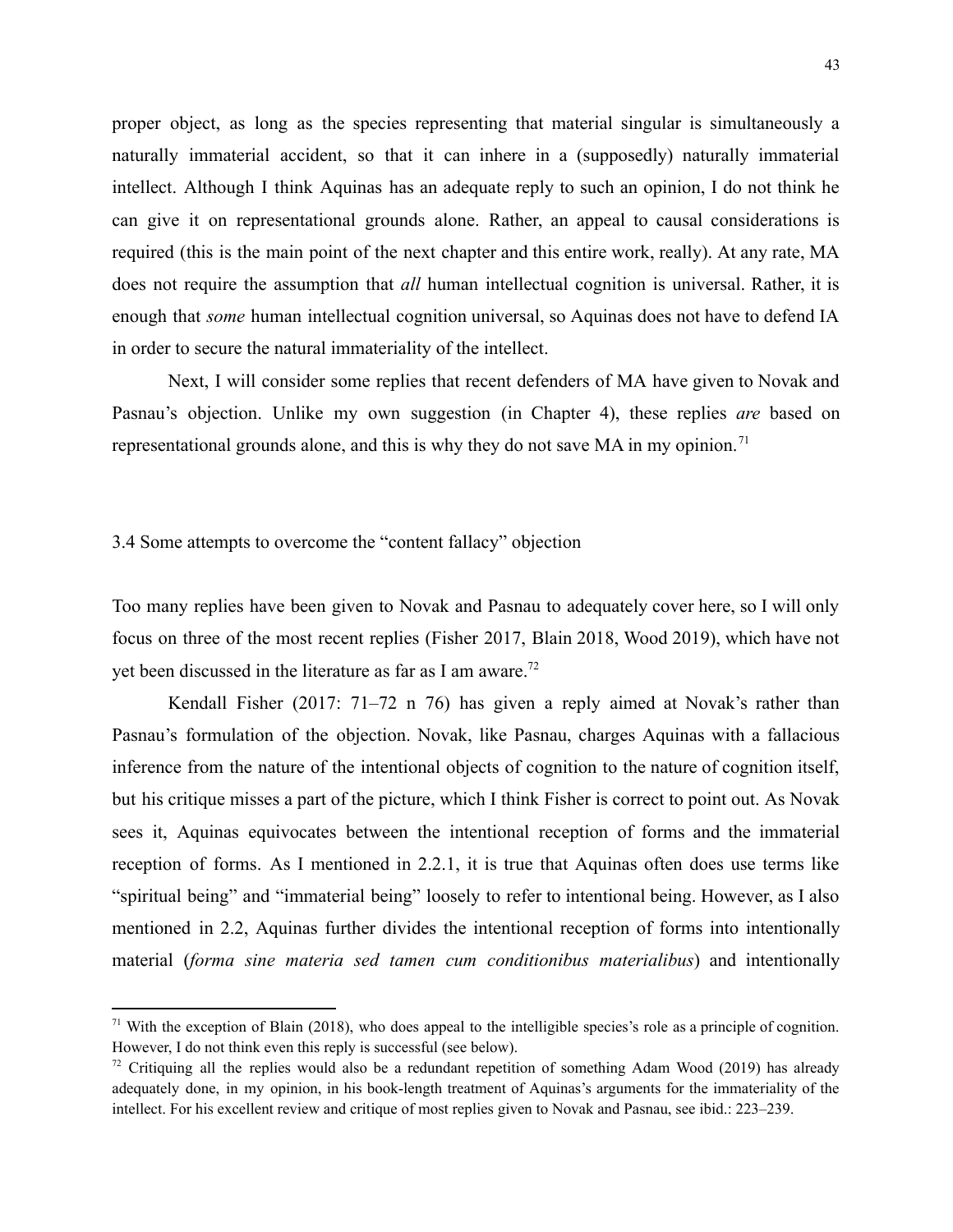proper object, as long as the species representing that material singular is simultaneously a naturally immaterial accident, so that it can inhere in a (supposedly) naturally immaterial intellect. Although I think Aquinas has an adequate reply to such an opinion, I do not think he can give it on representational grounds alone. Rather, an appeal to causal considerations is required (this is the main point of the next chapter and this entire work, really). At any rate, MA does not require the assumption that *all* human intellectual cognition is universal. Rather, it is enough that *some* human intellectual cognition universal, so Aquinas does not have to defend IA in order to secure the natural immateriality of the intellect.

Next, I will consider some replies that recent defenders of MA have given to Novak and Pasnau's objection. Unlike my own suggestion (in Chapter 4), these replies *are* based on representational grounds alone, and this is why they do not save MA in my opinion.[71]

## 3.4 Some attempts to overcome the "content fallacy" objection

Too many replies have been given to Novak and Pasnau to adequately cover here, so I will only focus on three of the most recent replies (Fisher 2017, Blain 2018, Wood 2019), which have not yet been discussed in the literature as far as I am aware.[72]

Kendall Fisher (2017: 71–72 n 76) has given a reply aimed at Novak's rather than Pasnau's formulation of the objection. Novak, like Pasnau, charges Aquinas with a fallacious inference from the nature of the intentional objects of cognition to the nature of cognition itself, but his critique misses a part of the picture, which I think Fisher is correct to point out. As Novak sees it, Aquinas equivocates between the intentional reception of forms and the immaterial reception of forms. As I mentioned in 2.2.1, it is true that Aquinas often does use terms like "spiritual being" and "immaterial being" loosely to refer to intentional being. However, as I also mentioned in 2.2, Aquinas further divides the intentional reception of forms into intentionally material (*forma sine materia sed tamen cum conditionibus materialibus*) and intentionally

[71] With the exception of Blain (2018), who does appeal to the intelligible species's role as a principle of cognition. However, I do not think even this reply is successful (see below).

[72] Critiquing all the replies would also be a redundant repetition of something Adam Wood (2019) has already adequately done, in my opinion, in his book-length treatment of Aquinas's arguments for the immateriality of the intellect. For his excellent review and critique of most replies given to Novak and Pasnau, see ibid.: 223–239.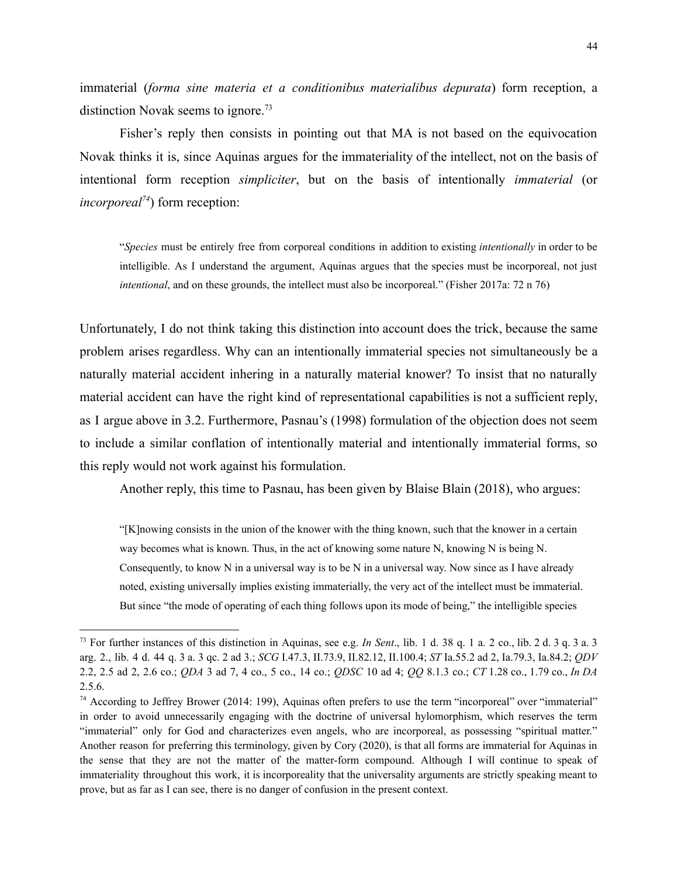immaterial (*forma sine materia et a conditionibus materialibus depurata*) form reception, a distinction Novak seems to ignore.[73]

Fisher's reply then consists in pointing out that MA is not based on the equivocation Novak thinks it is, since Aquinas argues for the immateriality of the intellect, not on the basis of intentional form reception *simpliciter*, but on the basis of intentionally *immaterial* (or *incorporeal*[74]) form reception:

> "*Species* must be entirely free from corporeal conditions in addition to existing *intentionally* in order to be intelligible. As I understand the argument, Aquinas argues that the species must be incorporeal, not just *intentional*, and on these grounds, the intellect must also be incorporeal." (Fisher 2017a: 72 n 76)

Unfortunately, I do not think taking this distinction into account does the trick, because the same problem arises regardless. Why can an intentionally immaterial species not simultaneously be a naturally material accident inhering in a naturally material knower? To insist that no naturally material accident can have the right kind of representational capabilities is not a sufficient reply, as I argue above in 3.2. Furthermore, Pasnau's (1998) formulation of the objection does not seem to include a similar conflation of intentionally material and intentionally immaterial forms, so this reply would not work against his formulation.

Another reply, this time to Pasnau, has been given by Blaise Blain (2018), who argues:

> "[K]nowing consists in the union of the knower with the thing known, such that the knower in a certain way becomes what is known. Thus, in the act of knowing some nature N, knowing N is being N. Consequently, to know N in a universal way is to be N in a universal way. Now since as I have already noted, existing universally implies existing immaterially, the very act of the intellect must be immaterial. But since "the mode of operating of each thing follows upon its mode of being," the intelligible species

[73] For further instances of this distinction in Aquinas, see e.g. *In Sent*., lib. 1 d. 38 q. 1 a. 2 co., lib. 2 d. 3 q. 3 a. 3 arg. 2., lib. 4 d. 44 q. 3 a. 3 qc. 2 ad 3.; *SCG* I.47.3, II.73.9, II.82.12, II.100.4; *ST* Ia.55.2 ad 2, Ia.79.3, Ia.84.2; *QDV* 2.2, 2.5 ad 2, 2.6 co.; *QDA* 3 ad 7, 4 co., 5 co., 14 co.; *QDSC* 10 ad 4; *QQ* 8.1.3 co.; *CT* 1.28 co., 1.79 co., *In DA* 2.5.6.

[74] According to Jeffrey Brower (2014: 199), Aquinas often prefers to use the term "incorporeal" over "immaterial" in order to avoid unnecessarily engaging with the doctrine of universal hylomorphism, which reserves the term "immaterial" only for God and characterizes even angels, who are incorporeal, as possessing "spiritual matter." Another reason for preferring this terminology, given by Cory (2020), is that all forms are immaterial for Aquinas in the sense that they are not the matter of the matter-form compound. Although I will continue to speak of immateriality throughout this work, it is incorporeality that the universality arguments are strictly speaking meant to prove, but as far as I can see, there is no danger of confusion in the present context.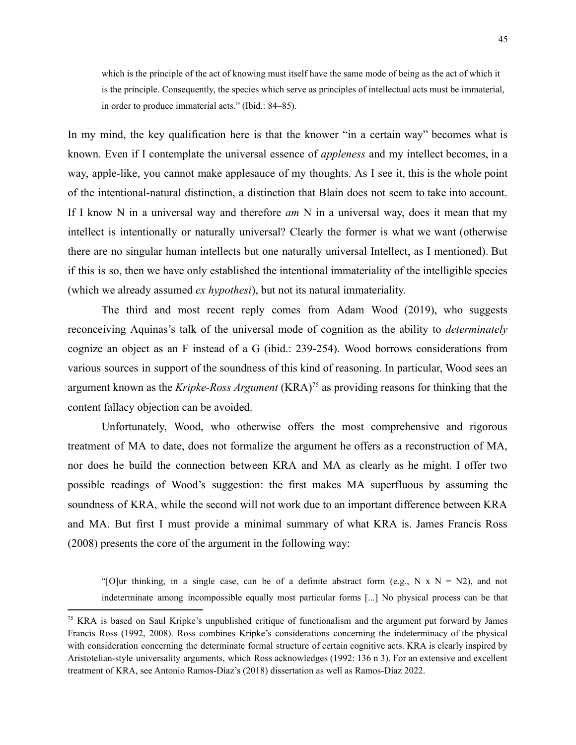> which is the principle of the act of knowing must itself have the same mode of being as the act of which it is the principle. Consequently, the species which serve as principles of intellectual acts must be immaterial, in order to produce immaterial acts." (Ibid.: 84–85).

In my mind, the key qualification here is that the knower "in a certain way" becomes what is known. Even if I contemplate the universal essence of *appleness* and my intellect becomes, in a way, apple-like, you cannot make applesauce of my thoughts. As I see it, this is the whole point of the intentional-natural distinction, a distinction that Blain does not seem to take into account. If I know N in a universal way and therefore *am* N in a universal way, does it mean that my intellect is intentionally or naturally universal? Clearly the former is what we want (otherwise there are no singular human intellects but one naturally universal Intellect, as I mentioned). But if this is so, then we have only established the intentional immateriality of the intelligible species (which we already assumed *ex hypothesi*), but not its natural immateriality.

The third and most recent reply comes from Adam Wood (2019), who suggests reconceiving Aquinas's talk of the universal mode of cognition as the ability to *determinately* cognize an object as an F instead of a G (ibid.: 239-254). Wood borrows considerations from various sources in support of the soundness of this kind of reasoning. In particular, Wood sees an argument known as the *Kripke-Ross Argument* (KRA)[75] as providing reasons for thinking that the content fallacy objection can be avoided.

Unfortunately, Wood, who otherwise offers the most comprehensive and rigorous treatment of MA to date, does not formalize the argument he offers as a reconstruction of MA, nor does he build the connection between KRA and MA as clearly as he might. I offer two possible readings of Wood's suggestion: the first makes MA superfluous by assuming the soundness of KRA, while the second will not work due to an important difference between KRA and MA. But first I must provide a minimal summary of what KRA is. James Francis Ross (2008) presents the core of the argument in the following way:

> "[O]ur thinking, in a single case, can be of a definite abstract form (e.g., N x N = N2), and not indeterminate among incompossible equally most particular forms [...] No physical process can be that

[75] KRA is based on Saul Kripke's unpublished critique of functionalism and the argument put forward by James Francis Ross (1992, 2008). Ross combines Kripke's considerations concerning the indeterminacy of the physical with consideration concerning the determinate formal structure of certain cognitive acts. KRA is clearly inspired by Aristotelian-style universality arguments, which Ross acknowledges (1992: 136 n 3). For an extensive and excellent treatment of KRA, see Antonio Ramos-Díaz's (2018) dissertation as well as Ramos-Díaz 2022.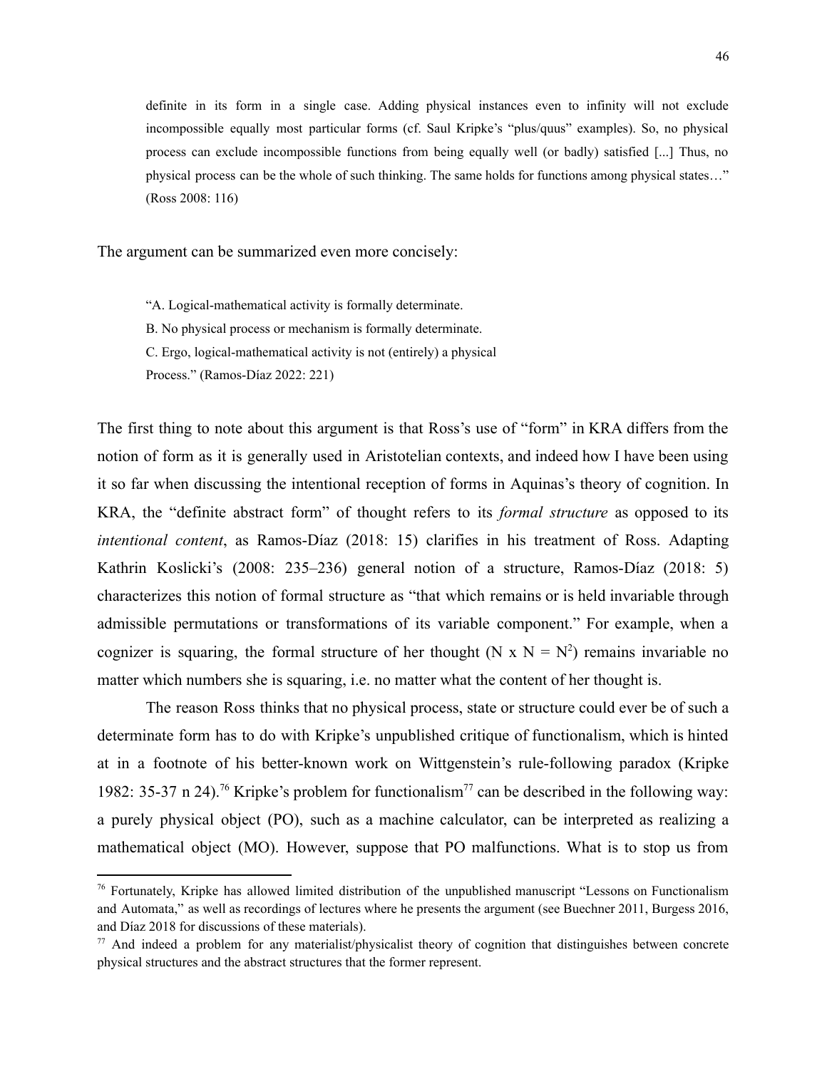> definite in its form in a single case. Adding physical instances even to infinity will not exclude incompossible equally most particular forms (cf. Saul Kripke's "plus/quus" examples). So, no physical process can exclude incompossible functions from being equally well (or badly) satisfied [...] Thus, no physical process can be the whole of such thinking. The same holds for functions among physical states…" (Ross 2008: 116)

The argument can be summarized even more concisely:

> "A. Logical-mathematical activity is formally determinate.
> B. No physical process or mechanism is formally determinate.
> C. Ergo, logical-mathematical activity is not (entirely) a physical Process." (Ramos-Díaz 2022: 221)

The first thing to note about this argument is that Ross's use of "form" in KRA differs from the notion of form as it is generally used in Aristotelian contexts, and indeed how I have been using it so far when discussing the intentional reception of forms in Aquinas's theory of cognition. In KRA, the "definite abstract form" of thought refers to its *formal structure* as opposed to its *intentional content*, as Ramos-Díaz (2018: 15) clarifies in his treatment of Ross. Adapting Kathrin Koslicki's (2008: 235–236) general notion of a structure, Ramos-Díaz (2018: 5) characterizes this notion of formal structure as "that which remains or is held invariable through admissible permutations or transformations of its variable component." For example, when a cognizer is squaring, the formal structure of her thought ($N \times N = N^2$) remains invariable no matter which numbers she is squaring, i.e. no matter what the content of her thought is.

The reason Ross thinks that no physical process, state or structure could ever be of such a determinate form has to do with Kripke's unpublished critique of functionalism, which is hinted at in a footnote of his better-known work on Wittgenstein's rule-following paradox (Kripke 1982: 35-37 n 24).[76] Kripke's problem for functionalism[77] can be described in the following way: a purely physical object (PO), such as a machine calculator, can be interpreted as realizing a mathematical object (MO). However, suppose that PO malfunctions. What is to stop us from

---

[76] Fortunately, Kripke has allowed limited distribution of the unpublished manuscript "Lessons on Functionalism and Automata," as well as recordings of lectures where he presents the argument (see Buechner 2011, Burgess 2016, and Díaz 2018 for discussions of these materials).

[77] And indeed a problem for any materialist/physicalist theory of cognition that distinguishes between concrete physical structures and the abstract structures that the former represent.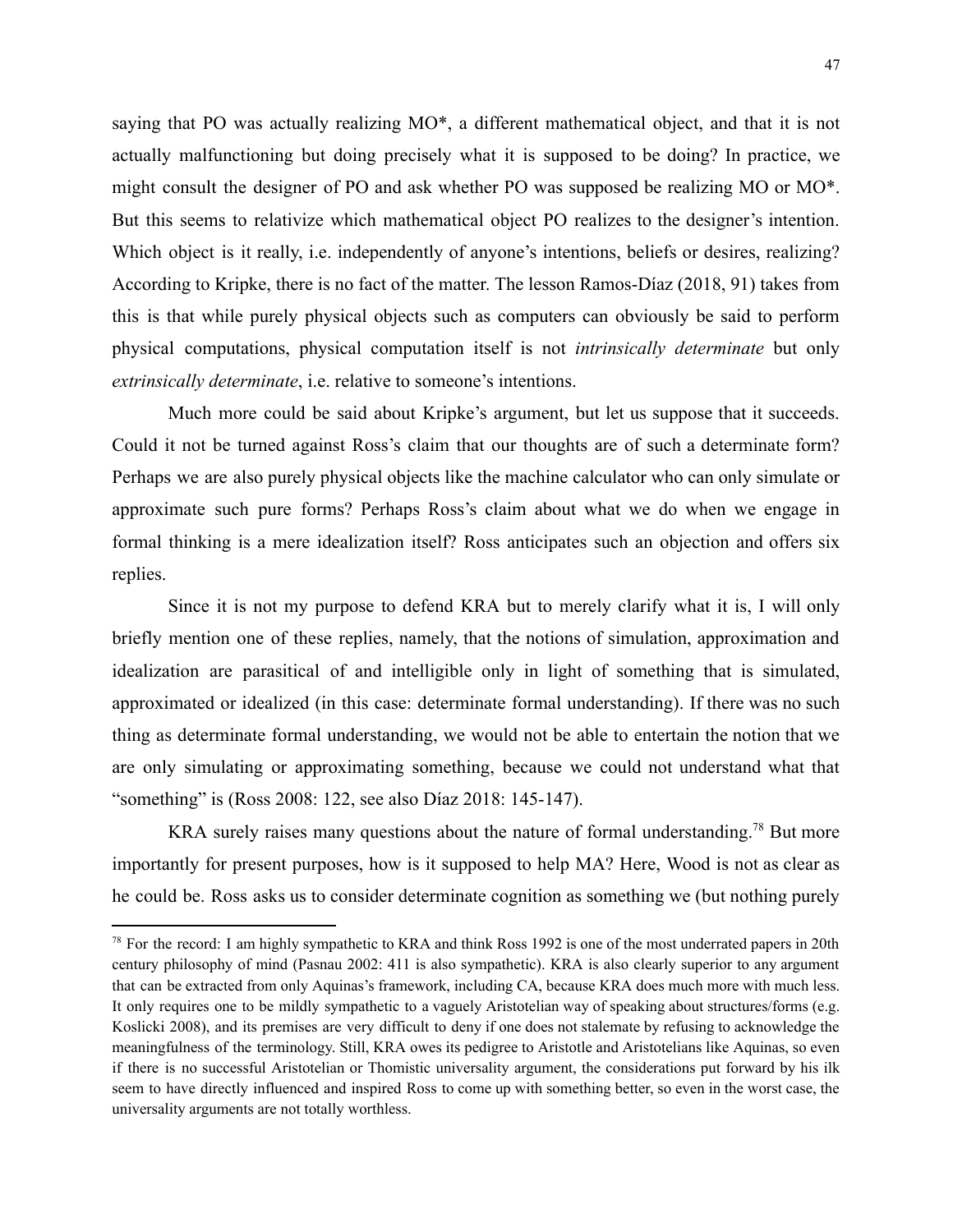saying that PO was actually realizing MO*, a different mathematical object, and that it is not actually malfunctioning but doing precisely what it is supposed to be doing? In practice, we might consult the designer of PO and ask whether PO was supposed be realizing MO or MO*. But this seems to relativize which mathematical object PO realizes to the designer's intention. Which object is it really, i.e. independently of anyone's intentions, beliefs or desires, realizing? According to Kripke, there is no fact of the matter. The lesson Ramos-Díaz (2018, 91) takes from this is that while purely physical objects such as computers can obviously be said to perform physical computations, physical computation itself is not *intrinsically determinate* but only *extrinsically determinate*, i.e. relative to someone's intentions.

Much more could be said about Kripke's argument, but let us suppose that it succeeds. Could it not be turned against Ross's claim that our thoughts are of such a determinate form? Perhaps we are also purely physical objects like the machine calculator who can only simulate or approximate such pure forms? Perhaps Ross's claim about what we do when we engage in formal thinking is a mere idealization itself? Ross anticipates such an objection and offers six replies.

Since it is not my purpose to defend KRA but to merely clarify what it is, I will only briefly mention one of these replies, namely, that the notions of simulation, approximation and idealization are parasitical of and intelligible only in light of something that is simulated, approximated or idealized (in this case: determinate formal understanding). If there was no such thing as determinate formal understanding, we would not be able to entertain the notion that we are only simulating or approximating something, because we could not understand what that "something" is (Ross 2008: 122, see also Díaz 2018: 145-147).

KRA surely raises many questions about the nature of formal understanding.[78] But more importantly for present purposes, how is it supposed to help MA? Here, Wood is not as clear as he could be. Ross asks us to consider determinate cognition as something we (but nothing purely

[78] For the record: I am highly sympathetic to KRA and think Ross 1992 is one of the most underrated papers in 20th century philosophy of mind (Pasnau 2002: 411 is also sympathetic). KRA is also clearly superior to any argument that can be extracted from only Aquinas's framework, including CA, because KRA does much more with much less. It only requires one to be mildly sympathetic to a vaguely Aristotelian way of speaking about structures/forms (e.g. Koslicki 2008), and its premises are very difficult to deny if one does not stalemate by refusing to acknowledge the meaningfulness of the terminology. Still, KRA owes its pedigree to Aristotle and Aristotelians like Aquinas, so even if there is no successful Aristotelian or Thomistic universality argument, the considerations put forward by his ilk seem to have directly influenced and inspired Ross to come up with something better, so even in the worst case, the universality arguments are not totally worthless.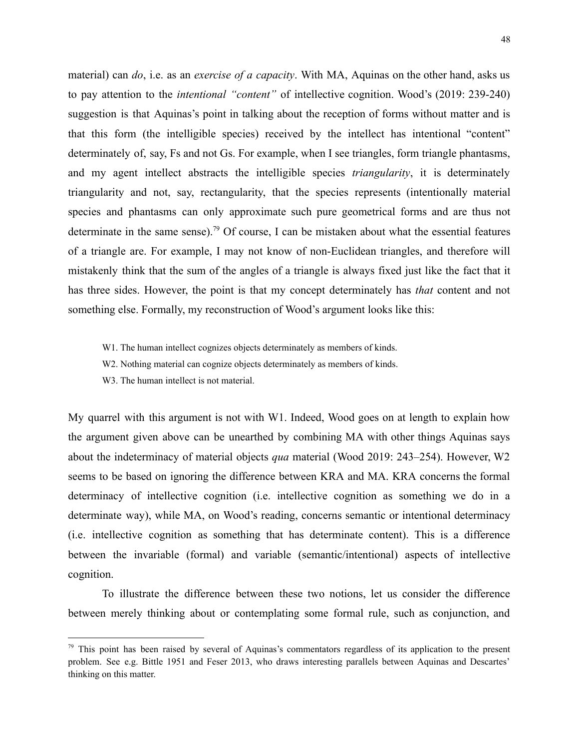material) can *do*, i.e. as an *exercise of a capacity*. With MA, Aquinas on the other hand, asks us to pay attention to the *intentional "content"* of intellective cognition. Wood's (2019: 239-240) suggestion is that Aquinas's point in talking about the reception of forms without matter and is that this form (the intelligible species) received by the intellect has intentional "content" determinately of, say, Fs and not Gs. For example, when I see triangles, form triangle phantasms, and my agent intellect abstracts the intelligible species *triangularity*, it is determinately triangularity and not, say, rectangularity, that the species represents (intentionally material species and phantasms can only approximate such pure geometrical forms and are thus not determinate in the same sense).[79] Of course, I can be mistaken about what the essential features of a triangle are. For example, I may not know of non-Euclidean triangles, and therefore will mistakenly think that the sum of the angles of a triangle is always fixed just like the fact that it has three sides. However, the point is that my concept determinately has *that* content and not something else. Formally, my reconstruction of Wood's argument looks like this:

> W1. The human intellect cognizes objects determinately as members of kinds.
>
> W2. Nothing material can cognize objects determinately as members of kinds.
>
> W3. The human intellect is not material.

My quarrel with this argument is not with W1. Indeed, Wood goes on at length to explain how the argument given above can be unearthed by combining MA with other things Aquinas says about the indeterminacy of material objects *qua* material (Wood 2019: 243–254). However, W2 seems to be based on ignoring the difference between KRA and MA. KRA concerns the formal determinacy of intellective cognition (i.e. intellective cognition as something we do in a determinate way), while MA, on Wood's reading, concerns semantic or intentional determinacy (i.e. intellective cognition as something that has determinate content). This is a difference between the invariable (formal) and variable (semantic/intentional) aspects of intellective cognition.

To illustrate the difference between these two notions, let us consider the difference between merely thinking about or contemplating some formal rule, such as conjunction, and

---

[79] This point has been raised by several of Aquinas's commentators regardless of its application to the present problem. See e.g. Bittle 1951 and Feser 2013, who draws interesting parallels between Aquinas and Descartes' thinking on this matter.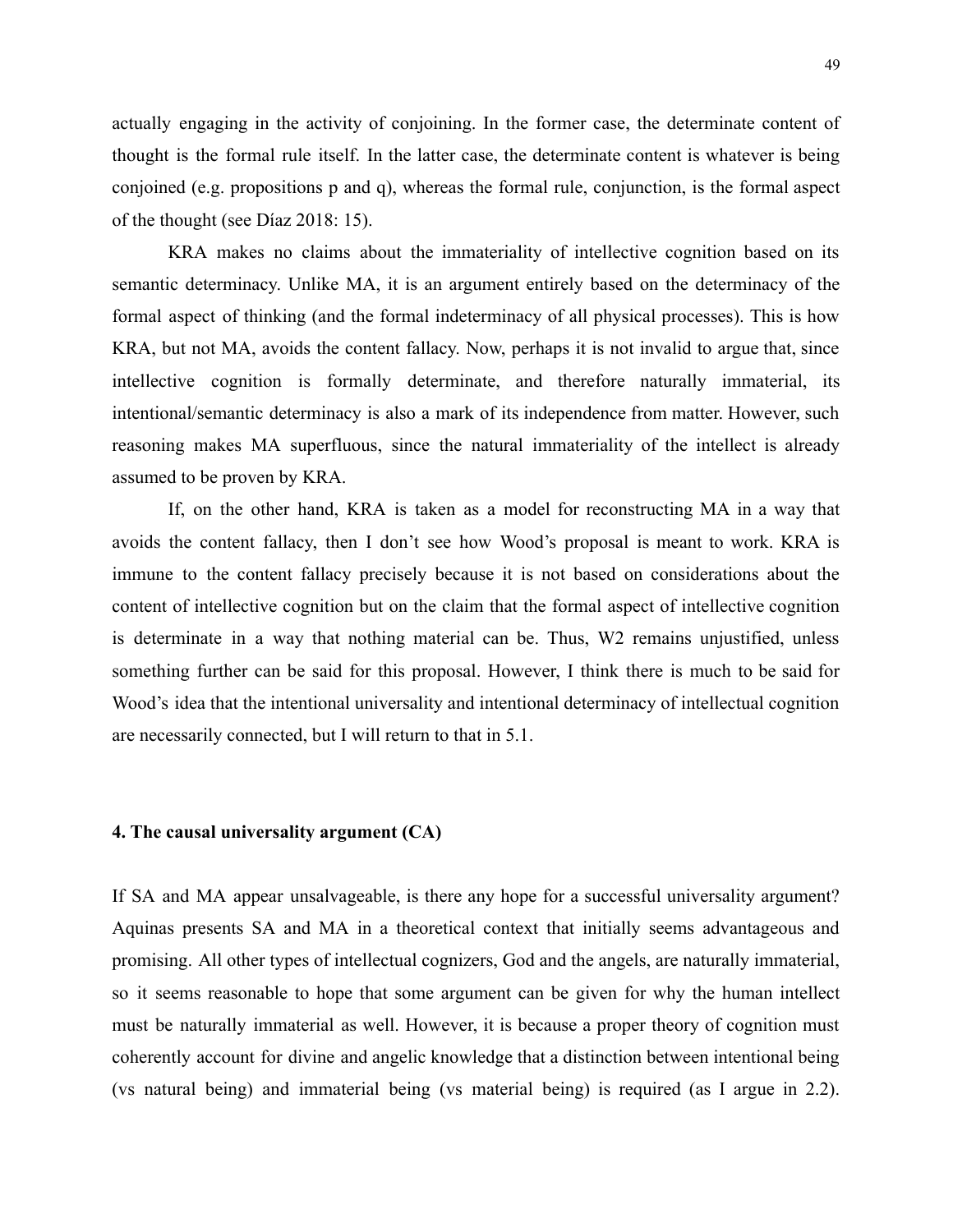actually engaging in the activity of conjoining. In the former case, the determinate content of thought is the formal rule itself. In the latter case, the determinate content is whatever is being conjoined (e.g. propositions p and q), whereas the formal rule, conjunction, is the formal aspect of the thought (see Díaz 2018: 15).

KRA makes no claims about the immateriality of intellective cognition based on its semantic determinacy. Unlike MA, it is an argument entirely based on the determinacy of the formal aspect of thinking (and the formal indeterminacy of all physical processes). This is how KRA, but not MA, avoids the content fallacy. Now, perhaps it is not invalid to argue that, since intellective cognition is formally determinate, and therefore naturally immaterial, its intentional/semantic determinacy is also a mark of its independence from matter. However, such reasoning makes MA superfluous, since the natural immateriality of the intellect is already assumed to be proven by KRA.

If, on the other hand, KRA is taken as a model for reconstructing MA in a way that avoids the content fallacy, then I don't see how Wood's proposal is meant to work. KRA is immune to the content fallacy precisely because it is not based on considerations about the content of intellective cognition but on the claim that the formal aspect of intellective cognition is determinate in a way that nothing material can be. Thus, W2 remains unjustified, unless something further can be said for this proposal. However, I think there is much to be said for Wood's idea that the intentional universality and intentional determinacy of intellectual cognition are necessarily connected, but I will return to that in 5.1.

## 4. The causal universality argument (CA)

If SA and MA appear unsalvageable, is there any hope for a successful universality argument? Aquinas presents SA and MA in a theoretical context that initially seems advantageous and promising. All other types of intellectual cognizers, God and the angels, are naturally immaterial, so it seems reasonable to hope that some argument can be given for why the human intellect must be naturally immaterial as well. However, it is because a proper theory of cognition must coherently account for divine and angelic knowledge that a distinction between intentional being (vs natural being) and immaterial being (vs material being) is required (as I argue in 2.2).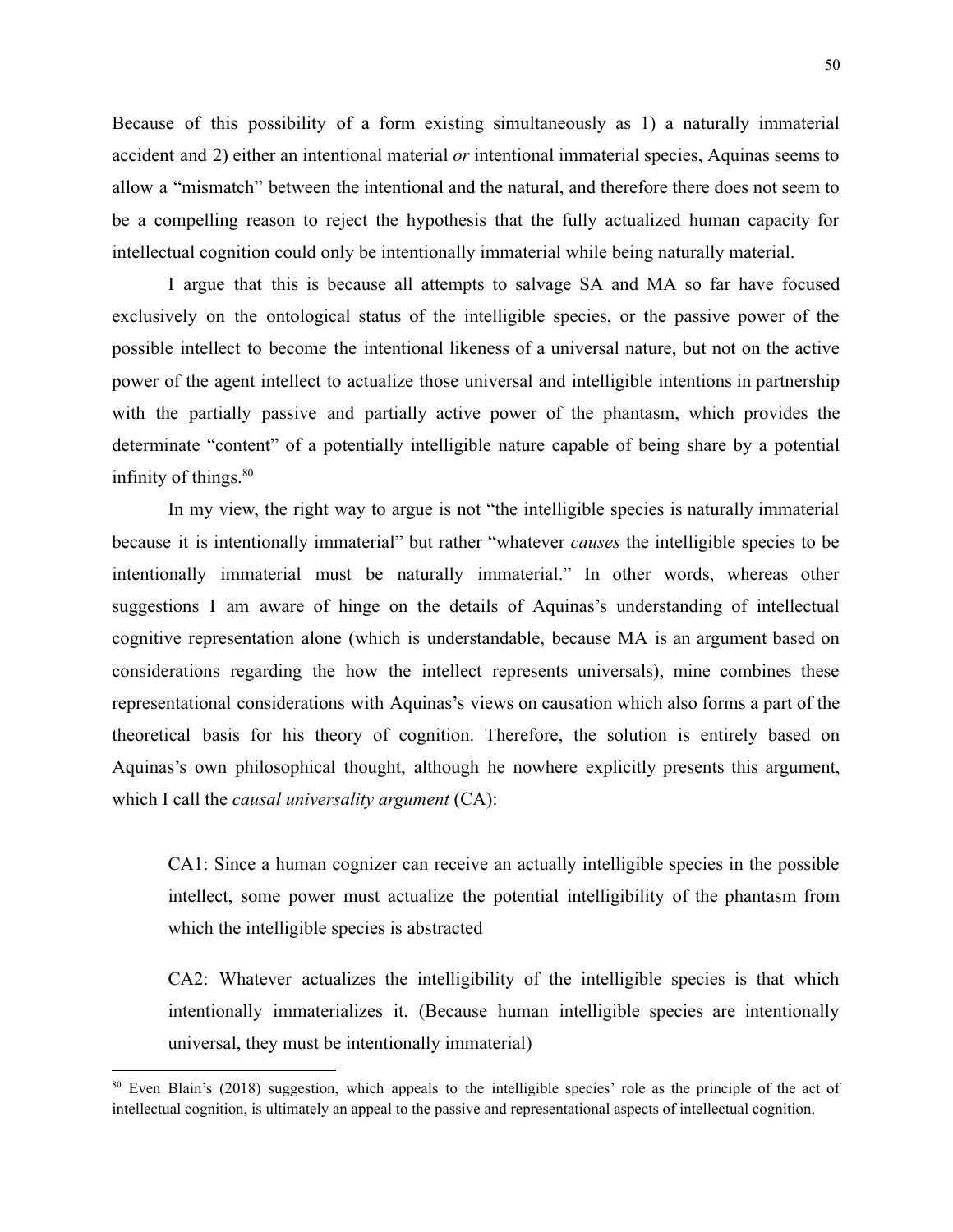Because of this possibility of a form existing simultaneously as 1) a naturally immaterial accident and 2) either an intentional material *or* intentional immaterial species, Aquinas seems to allow a "mismatch" between the intentional and the natural, and therefore there does not seem to be a compelling reason to reject the hypothesis that the fully actualized human capacity for intellectual cognition could only be intentionally immaterial while being naturally material.

I argue that this is because all attempts to salvage SA and MA so far have focused exclusively on the ontological status of the intelligible species, or the passive power of the possible intellect to become the intentional likeness of a universal nature, but not on the active power of the agent intellect to actualize those universal and intelligible intentions in partnership with the partially passive and partially active power of the phantasm, which provides the determinate "content" of a potentially intelligible nature capable of being share by a potential infinity of things.[80]

In my view, the right way to argue is not "the intelligible species is naturally immaterial because it is intentionally immaterial" but rather "whatever *causes* the intelligible species to be intentionally immaterial must be naturally immaterial." In other words, whereas other suggestions I am aware of hinge on the details of Aquinas's understanding of intellectual cognitive representation alone (which is understandable, because MA is an argument based on considerations regarding the how the intellect represents universals), mine combines these representational considerations with Aquinas's views on causation which also forms a part of the theoretical basis for his theory of cognition. Therefore, the solution is entirely based on Aquinas's own philosophical thought, although he nowhere explicitly presents this argument, which I call the *causal universality argument* (CA):

> CA1: Since a human cognizer can receive an actually intelligible species in the possible intellect, some power must actualize the potential intelligibility of the phantasm from which the intelligible species is abstracted
>
> CA2: Whatever actualizes the intelligibility of the intelligible species is that which intentionally immaterializes it. (Because human intelligible species are intentionally universal, they must be intentionally immaterial)

[80] Even Blain's (2018) suggestion, which appeals to the intelligible species' role as the principle of the act of intellectual cognition, is ultimately an appeal to the passive and representational aspects of intellectual cognition.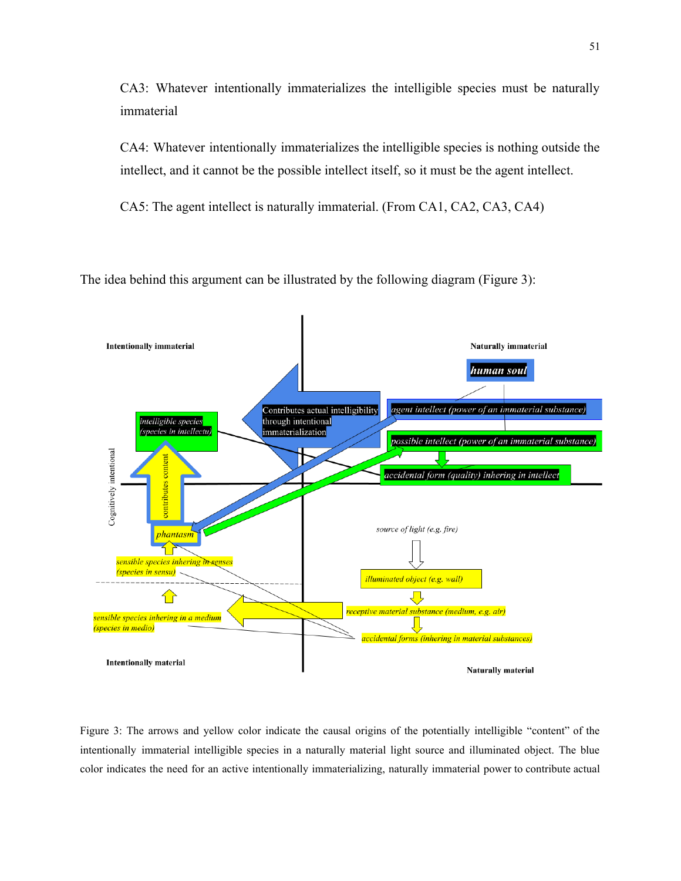CA3: Whatever intentionally immaterializes the intelligible species must be naturally immaterial

CA4: Whatever intentionally immaterializes the intelligible species is nothing outside the intellect, and it cannot be the possible intellect itself, so it must be the agent intellect.

CA5: The agent intellect is naturally immaterial. (From CA1, CA2, CA3, CA4)

The idea behind this argument can be illustrated by the following diagram (Figure 3):

Figure 3: The arrows and yellow color indicate the causal origins of the potentially intelligible "content" of the intentionally immaterial intelligible species in a naturally material light source and illuminated object. The blue color indicates the need for an active intentionally immaterializing, naturally immaterial power to contribute actual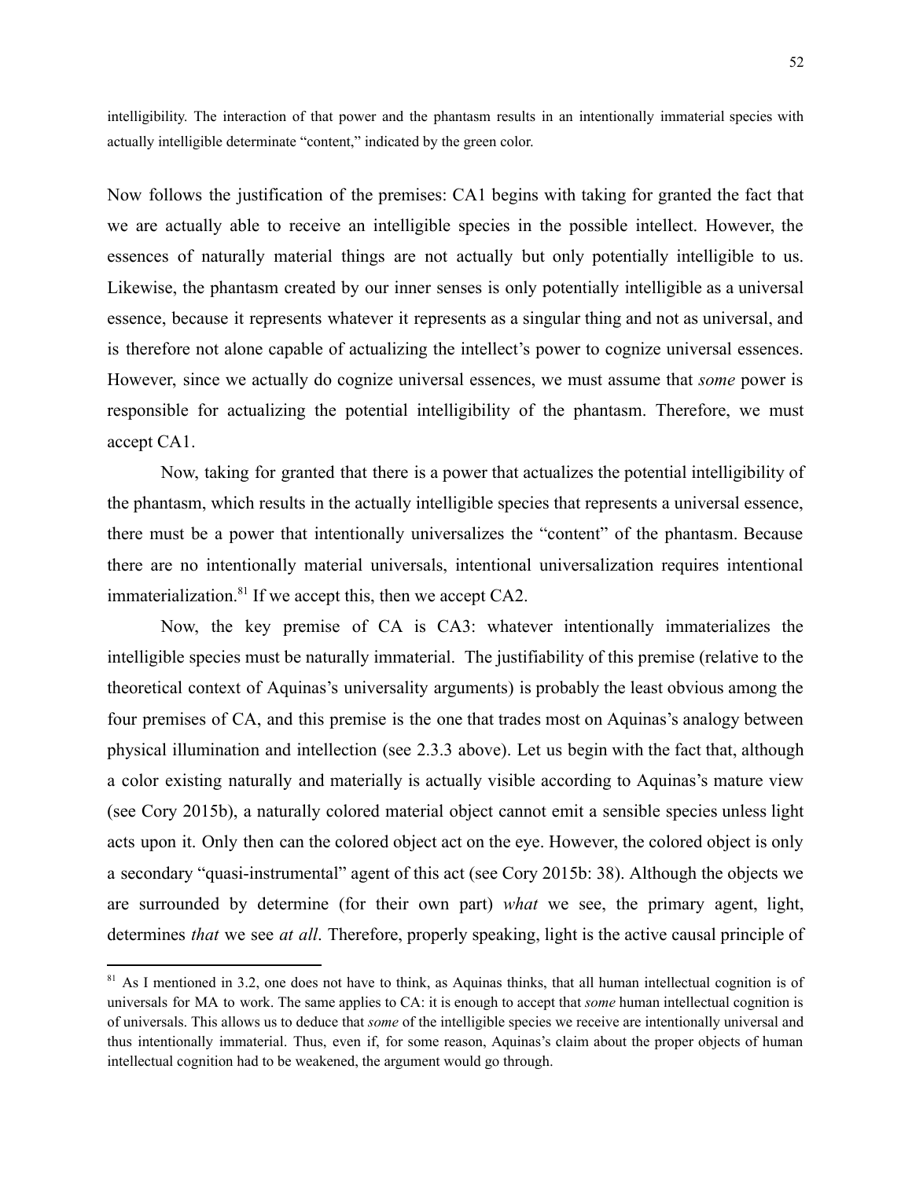intelligibility. The interaction of that power and the phantasm results in an intentionally immaterial species with actually intelligible determinate "content," indicated by the green color.

Now follows the justification of the premises: CA1 begins with taking for granted the fact that we are actually able to receive an intelligible species in the possible intellect. However, the essences of naturally material things are not actually but only potentially intelligible to us. Likewise, the phantasm created by our inner senses is only potentially intelligible as a universal essence, because it represents whatever it represents as a singular thing and not as universal, and is therefore not alone capable of actualizing the intellect's power to cognize universal essences. However, since we actually do cognize universal essences, we must assume that *some* power is responsible for actualizing the potential intelligibility of the phantasm. Therefore, we must accept CA1.

Now, taking for granted that there is a power that actualizes the potential intelligibility of the phantasm, which results in the actually intelligible species that represents a universal essence, there must be a power that intentionally universalizes the "content" of the phantasm. Because there are no intentionally material universals, intentional universalization requires intentional immaterialization.[81] If we accept this, then we accept CA2.

Now, the key premise of CA is CA3: whatever intentionally immaterializes the intelligible species must be naturally immaterial. The justifiability of this premise (relative to the theoretical context of Aquinas's universality arguments) is probably the least obvious among the four premises of CA, and this premise is the one that trades most on Aquinas's analogy between physical illumination and intellection (see 2.3.3 above). Let us begin with the fact that, although a color existing naturally and materially is actually visible according to Aquinas's mature view (see Cory 2015b), a naturally colored material object cannot emit a sensible species unless light acts upon it. Only then can the colored object act on the eye. However, the colored object is only a secondary "quasi-instrumental" agent of this act (see Cory 2015b: 38). Although the objects we are surrounded by determine (for their own part) *what* we see, the primary agent, light, determines *that* we see *at all*. Therefore, properly speaking, light is the active causal principle of

[81] As I mentioned in 3.2, one does not have to think, as Aquinas thinks, that all human intellectual cognition is of universals for MA to work. The same applies to CA: it is enough to accept that *some* human intellectual cognition is of universals. This allows us to deduce that *some* of the intelligible species we receive are intentionally universal and thus intentionally immaterial. Thus, even if, for some reason, Aquinas's claim about the proper objects of human intellectual cognition had to be weakened, the argument would go through.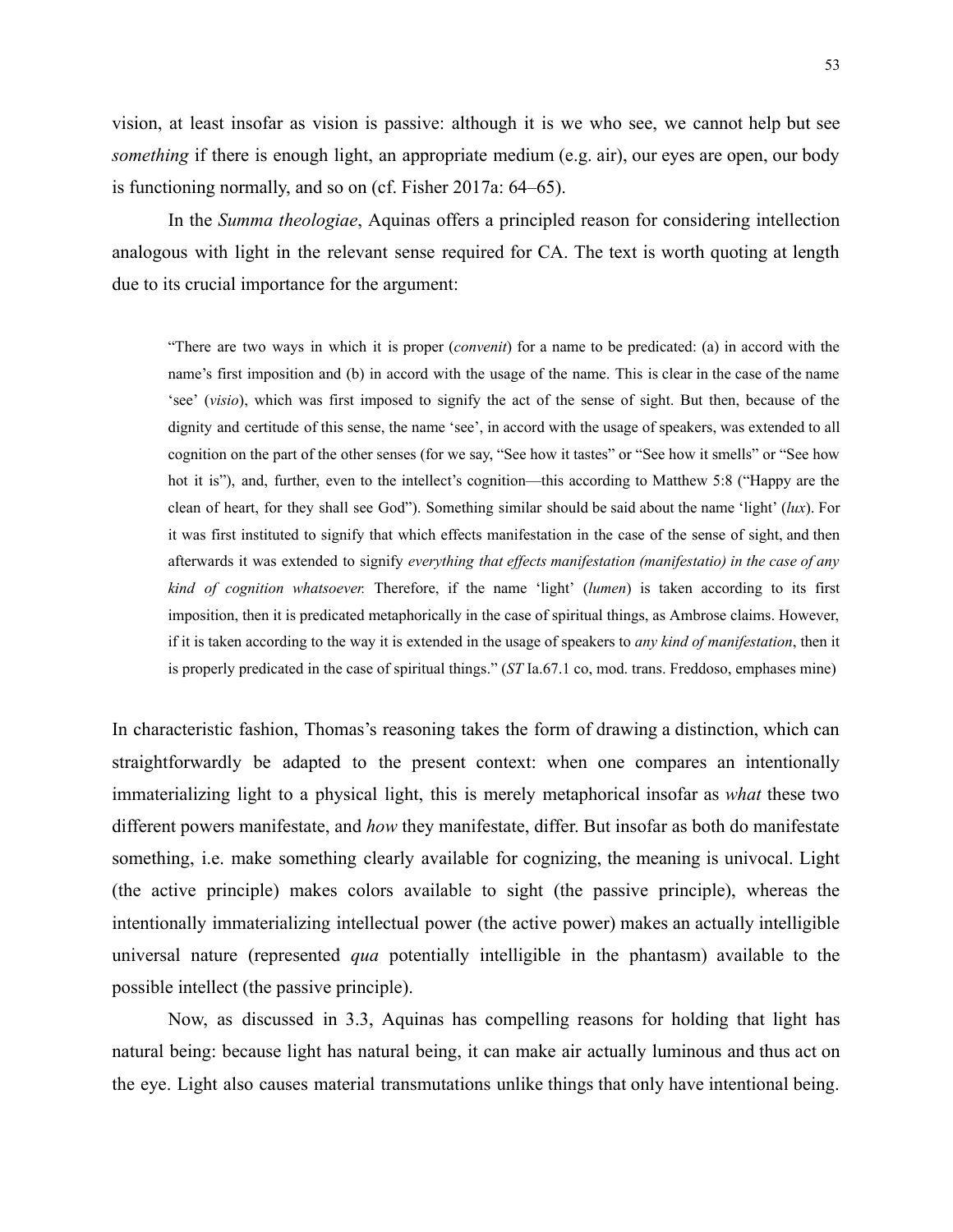vision, at least insofar as vision is passive: although it is we who see, we cannot help but see *something* if there is enough light, an appropriate medium (e.g. air), our eyes are open, our body is functioning normally, and so on (cf. Fisher 2017a: 64–65).

In the *Summa theologiae*, Aquinas offers a principled reason for considering intellection analogous with light in the relevant sense required for CA. The text is worth quoting at length due to its crucial importance for the argument:

> "There are two ways in which it is proper (*convenit*) for a name to be predicated: (a) in accord with the name's first imposition and (b) in accord with the usage of the name. This is clear in the case of the name 'see' (*visio*), which was first imposed to signify the act of the sense of sight. But then, because of the dignity and certitude of this sense, the name 'see', in accord with the usage of speakers, was extended to all cognition on the part of the other senses (for we say, "See how it tastes" or "See how it smells" or "See how hot it is"), and, further, even to the intellect's cognition—this according to Matthew 5:8 ("Happy are the clean of heart, for they shall see God"). Something similar should be said about the name 'light' (*lux*). For it was first instituted to signify that which effects manifestation in the case of the sense of sight, and then afterwards it was extended to signify *everything that effects manifestation (manifestatio) in the case of any kind of cognition whatsoever.* Therefore, if the name 'light' (*lumen*) is taken according to its first imposition, then it is predicated metaphorically in the case of spiritual things, as Ambrose claims. However, if it is taken according to the way it is extended in the usage of speakers to *any kind of manifestation*, then it is properly predicated in the case of spiritual things." (*ST* Ia.67.1 co, mod. trans. Freddoso, emphases mine)

In characteristic fashion, Thomas's reasoning takes the form of drawing a distinction, which can straightforwardly be adapted to the present context: when one compares an intentionally immaterializing light to a physical light, this is merely metaphorical insofar as *what* these two different powers manifestate, and *how* they manifestate, differ. But insofar as both do manifestate something, i.e. make something clearly available for cognizing, the meaning is univocal. Light (the active principle) makes colors available to sight (the passive principle), whereas the intentionally immaterializing intellectual power (the active power) makes an actually intelligible universal nature (represented *qua* potentially intelligible in the phantasm) available to the possible intellect (the passive principle).

Now, as discussed in 3.3, Aquinas has compelling reasons for holding that light has natural being: because light has natural being, it can make air actually luminous and thus act on the eye. Light also causes material transmutations unlike things that only have intentional being.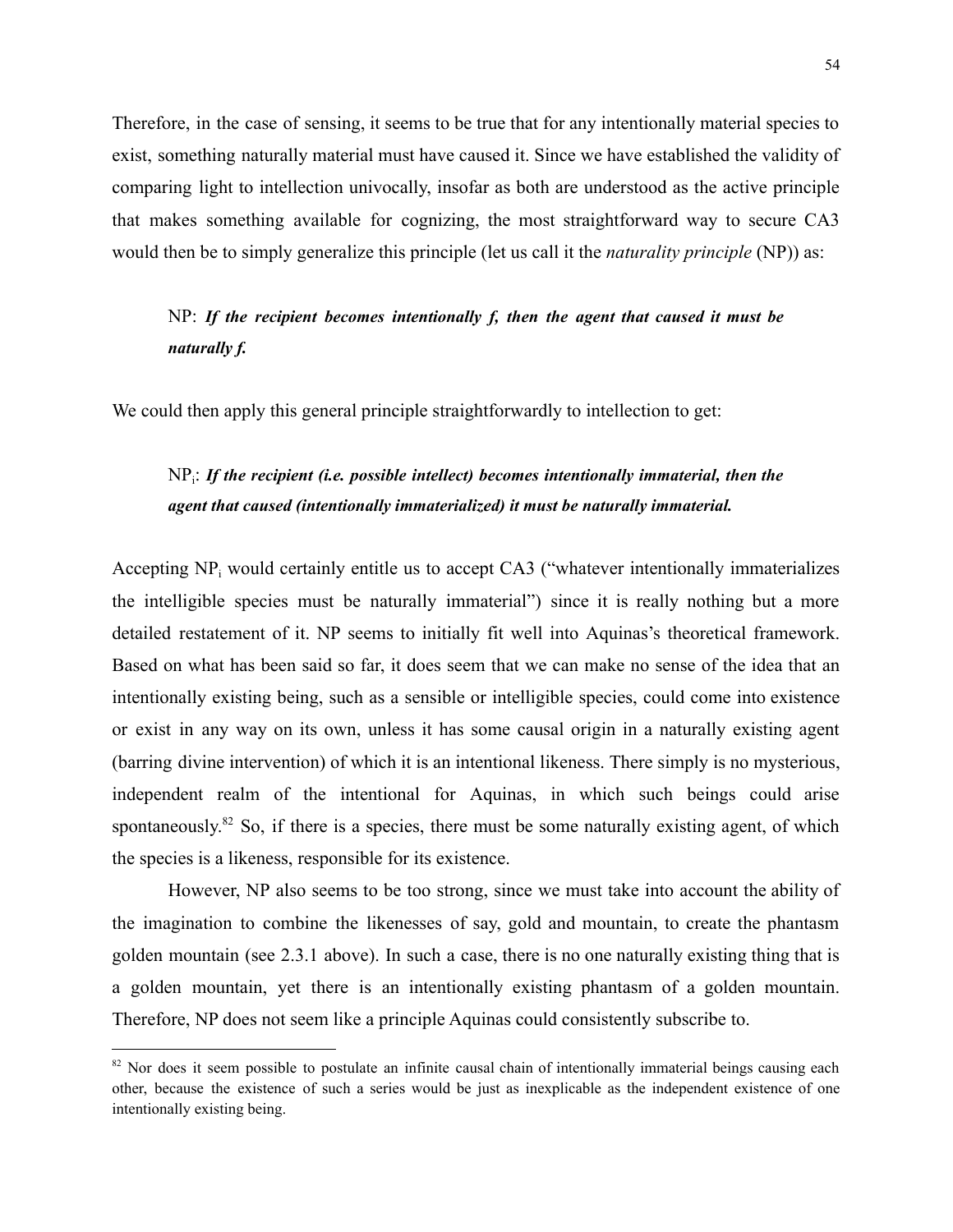Therefore, in the case of sensing, it seems to be true that for any intentionally material species to exist, something naturally material must have caused it. Since we have established the validity of comparing light to intellection univocally, insofar as both are understood as the active principle that makes something available for cognizing, the most straightforward way to secure CA3 would then be to simply generalize this principle (let us call it the *naturality principle* (NP)) as:

> NP: ***If the recipient becomes intentionally f, then the agent that caused it must be naturally f.***

We could then apply this general principle straightforwardly to intellection to get:

> $NP_i$: ***If the recipient (i.e. possible intellect) becomes intentionally immaterial, then the agent that caused (intentionally immaterialized) it must be naturally immaterial.***

Accepting $NP_i$ would certainly entitle us to accept CA3 ("whatever intentionally immaterializes the intelligible species must be naturally immaterial") since it is really nothing but a more detailed restatement of it. NP seems to initially fit well into Aquinas's theoretical framework. Based on what has been said so far, it does seem that we can make no sense of the idea that an intentionally existing being, such as a sensible or intelligible species, could come into existence or exist in any way on its own, unless it has some causal origin in a naturally existing agent (barring divine intervention) of which it is an intentional likeness. There simply is no mysterious, independent realm of the intentional for Aquinas, in which such beings could arise spontaneously.[82] So, if there is a species, there must be some naturally existing agent, of which the species is a likeness, responsible for its existence.

However, NP also seems to be too strong, since we must take into account the ability of the imagination to combine the likenesses of say, gold and mountain, to create the phantasm golden mountain (see 2.3.1 above). In such a case, there is no one naturally existing thing that is a golden mountain, yet there is an intentionally existing phantasm of a golden mountain. Therefore, NP does not seem like a principle Aquinas could consistently subscribe to.

---

[82] Nor does it seem possible to postulate an infinite causal chain of intentionally immaterial beings causing each other, because the existence of such a series would be just as inexplicable as the independent existence of one intentionally existing being.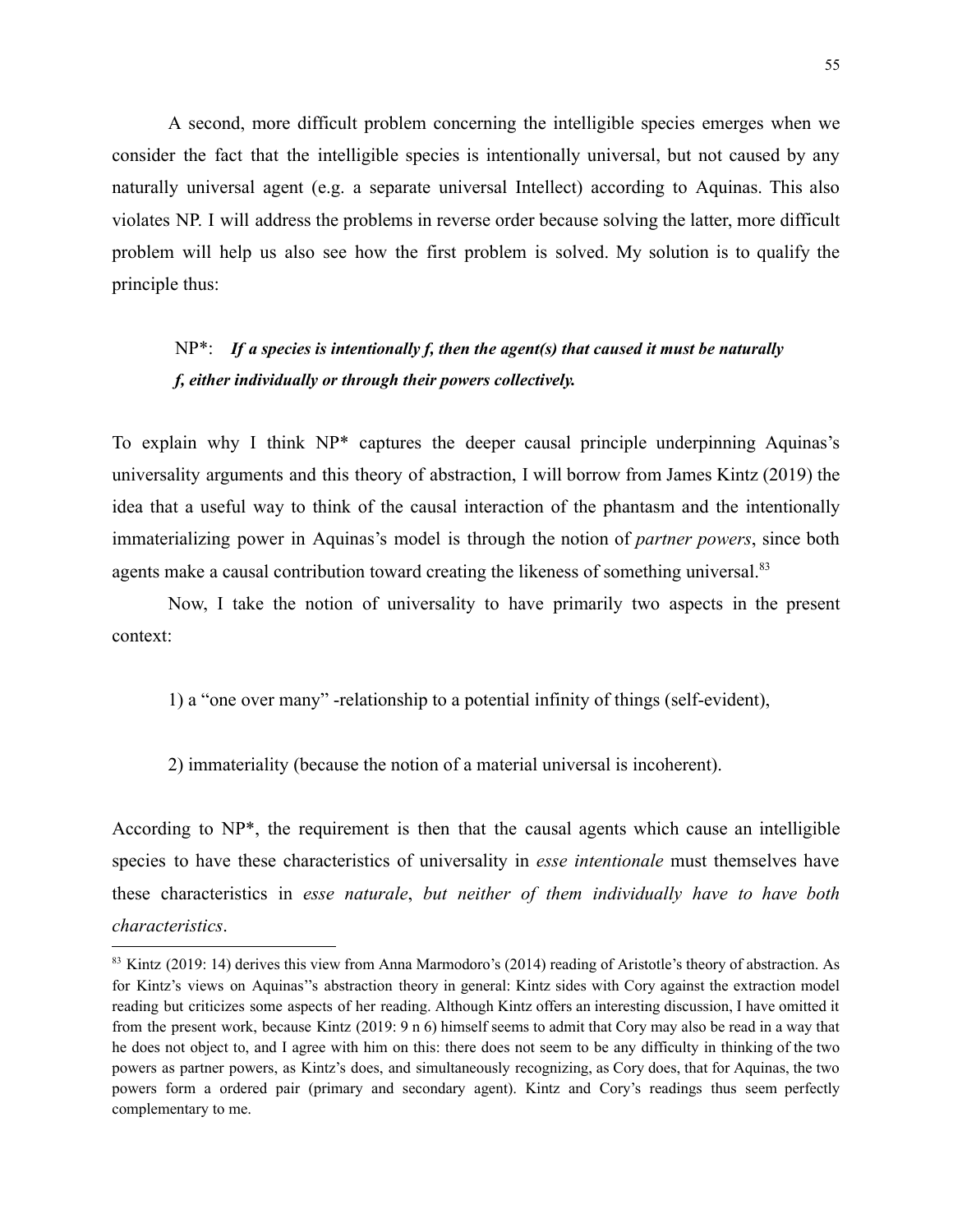A second, more difficult problem concerning the intelligible species emerges when we consider the fact that the intelligible species is intentionally universal, but not caused by any naturally universal agent (e.g. a separate universal Intellect) according to Aquinas. This also violates NP. I will address the problems in reverse order because solving the latter, more difficult problem will help us also see how the first problem is solved. My solution is to qualify the principle thus:

> NP*: ***If a species is intentionally f, then the agent(s) that caused it must be naturally f, either individually or through their powers collectively.***

To explain why I think NP* captures the deeper causal principle underpinning Aquinas's universality arguments and this theory of abstraction, I will borrow from James Kintz (2019) the idea that a useful way to think of the causal interaction of the phantasm and the intentionally immaterializing power in Aquinas's model is through the notion of *partner powers*, since both agents make a causal contribution toward creating the likeness of something universal.[83]

Now, I take the notion of universality to have primarily two aspects in the present context:

1) a "one over many" -relationship to a potential infinity of things (self-evident),

2) immateriality (because the notion of a material universal is incoherent).

According to NP*, the requirement is then that the causal agents which cause an intelligible species to have these characteristics of universality in *esse intentionale* must themselves have these characteristics in *esse naturale*, *but neither of them individually have to have both characteristics*.

---

[83] Kintz (2019: 14) derives this view from Anna Marmodoro's (2014) reading of Aristotle's theory of abstraction. As for Kintz's views on Aquinas''s abstraction theory in general: Kintz sides with Cory against the extraction model reading but criticizes some aspects of her reading. Although Kintz offers an interesting discussion, I have omitted it from the present work, because Kintz (2019: 9 n 6) himself seems to admit that Cory may also be read in a way that he does not object to, and I agree with him on this: there does not seem to be any difficulty in thinking of the two powers as partner powers, as Kintz's does, and simultaneously recognizing, as Cory does, that for Aquinas, the two powers form a ordered pair (primary and secondary agent). Kintz and Cory's readings thus seem perfectly complementary to me.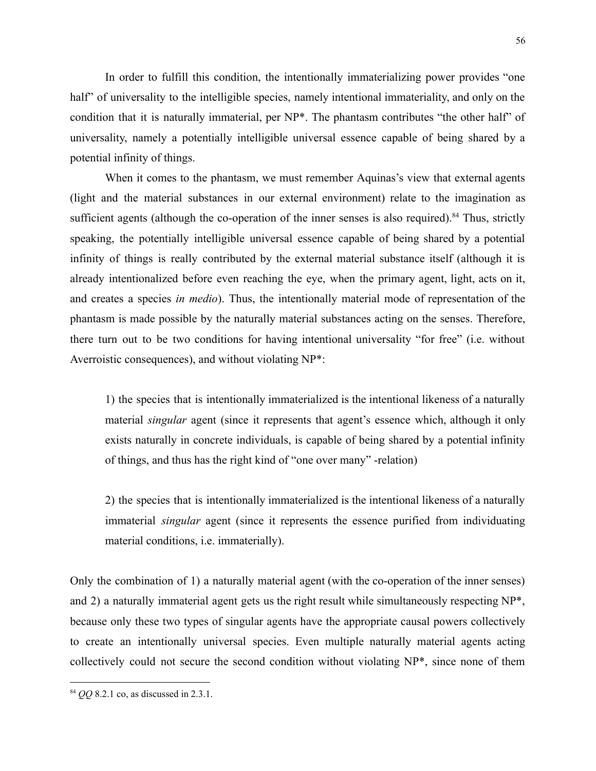In order to fulfill this condition, the intentionally immaterializing power provides "one half" of universality to the intelligible species, namely intentional immateriality, and only on the condition that it is naturally immaterial, per NP*. The phantasm contributes "the other half" of universality, namely a potentially intelligible universal essence capable of being shared by a potential infinity of things.

When it comes to the phantasm, we must remember Aquinas's view that external agents (light and the material substances in our external environment) relate to the imagination as sufficient agents (although the co-operation of the inner senses is also required).[84] Thus, strictly speaking, the potentially intelligible universal essence capable of being shared by a potential infinity of things is really contributed by the external material substance itself (although it is already intentionalized before even reaching the eye, when the primary agent, light, acts on it, and creates a species *in medio*). Thus, the intentionally material mode of representation of the phantasm is made possible by the naturally material substances acting on the senses. Therefore, there turn out to be two conditions for having intentional universality "for free" (i.e. without Averroistic consequences), and without violating NP*:

> 1) the species that is intentionally immaterialized is the intentional likeness of a naturally material *singular* agent (since it represents that agent's essence which, although it only exists naturally in concrete individuals, is capable of being shared by a potential infinity of things, and thus has the right kind of "one over many" -relation)
>
> 2) the species that is intentionally immaterialized is the intentional likeness of a naturally immaterial *singular* agent (since it represents the essence purified from individuating material conditions, i.e. immaterially).

Only the combination of 1) a naturally material agent (with the co-operation of the inner senses) and 2) a naturally immaterial agent gets us the right result while simultaneously respecting NP*, because only these two types of singular agents have the appropriate causal powers collectively to create an intentionally universal species. Even multiple naturally material agents acting collectively could not secure the second condition without violating NP*, since none of them

---

[84] *QQ* 8.2.1 co, as discussed in 2.3.1.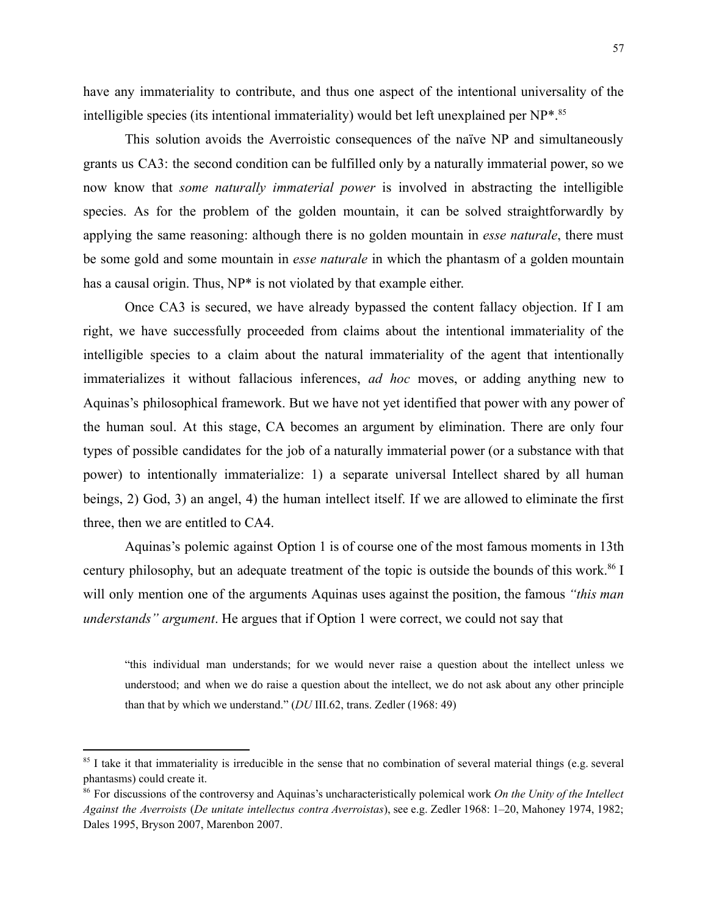have any immateriality to contribute, and thus one aspect of the intentional universality of the intelligible species (its intentional immateriality) would bet left unexplained per NP*.[85]

This solution avoids the Averroistic consequences of the naïve NP and simultaneously grants us CA3: the second condition can be fulfilled only by a naturally immaterial power, so we now know that *some naturally immaterial power* is involved in abstracting the intelligible species. As for the problem of the golden mountain, it can be solved straightforwardly by applying the same reasoning: although there is no golden mountain in *esse naturale*, there must be some gold and some mountain in *esse naturale* in which the phantasm of a golden mountain has a causal origin. Thus, NP* is not violated by that example either.

Once CA3 is secured, we have already bypassed the content fallacy objection. If I am right, we have successfully proceeded from claims about the intentional immateriality of the intelligible species to a claim about the natural immateriality of the agent that intentionally immaterializes it without fallacious inferences, *ad hoc* moves, or adding anything new to Aquinas's philosophical framework. But we have not yet identified that power with any power of the human soul. At this stage, CA becomes an argument by elimination. There are only four types of possible candidates for the job of a naturally immaterial power (or a substance with that power) to intentionally immaterialize: 1) a separate universal Intellect shared by all human beings, 2) God, 3) an angel, 4) the human intellect itself. If we are allowed to eliminate the first three, then we are entitled to CA4.

Aquinas's polemic against Option 1 is of course one of the most famous moments in 13th century philosophy, but an adequate treatment of the topic is outside the bounds of this work.[86] I will only mention one of the arguments Aquinas uses against the position, the famous *"this man understands" argument*. He argues that if Option 1 were correct, we could not say that

> "this individual man understands; for we would never raise a question about the intellect unless we understood; and when we do raise a question about the intellect, we do not ask about any other principle than that by which we understand." (*DU* III.62, trans. Zedler (1968: 49)

---

[85] I take it that immateriality is irreducible in the sense that no combination of several material things (e.g. several phantasms) could create it.

[86] For discussions of the controversy and Aquinas's uncharacteristically polemical work *On the Unity of the Intellect Against the Averroists* (*De unitate intellectus contra Averroistas*), see e.g. Zedler 1968: 1–20, Mahoney 1974, 1982; Dales 1995, Bryson 2007, Marenbon 2007.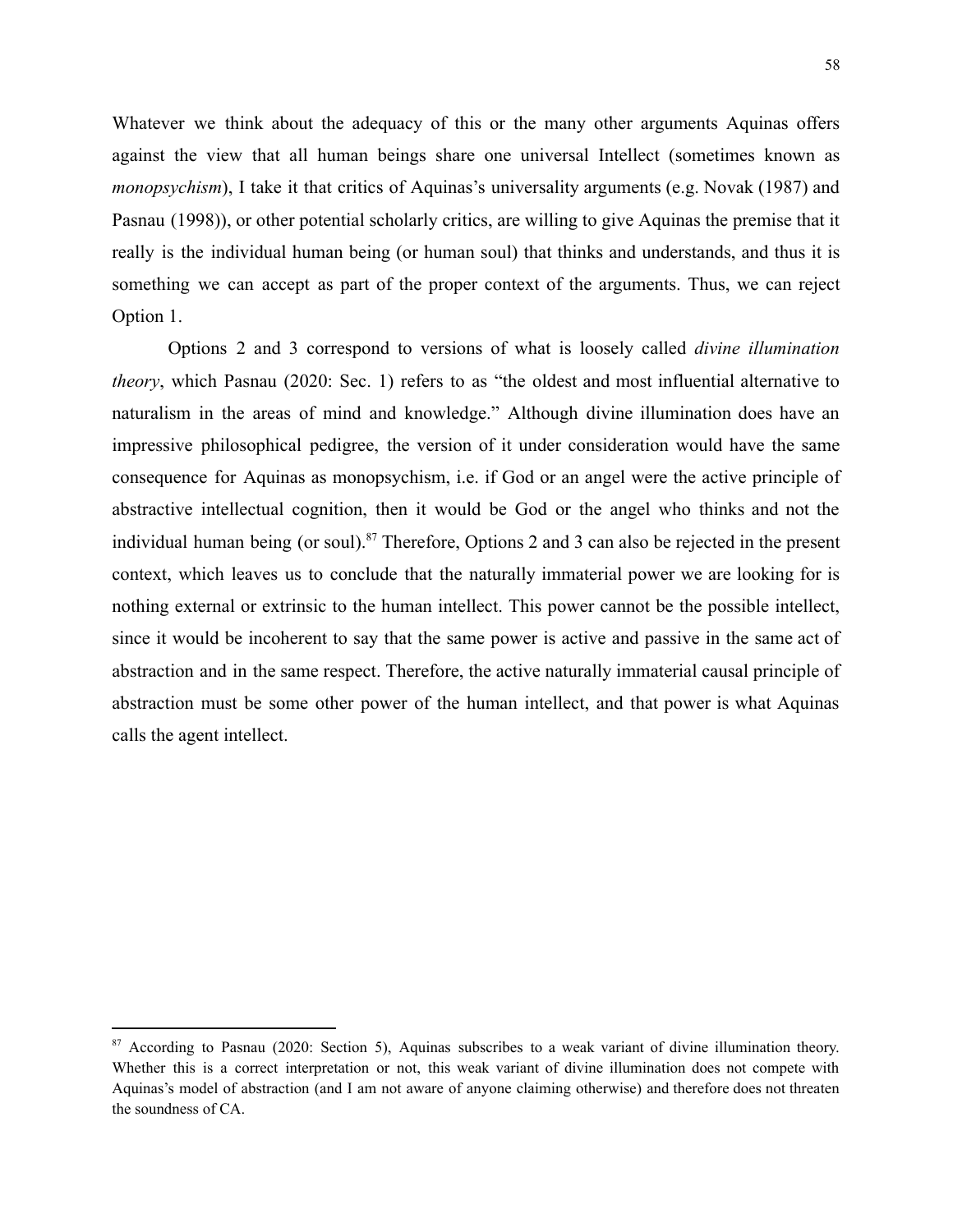Whatever we think about the adequacy of this or the many other arguments Aquinas offers against the view that all human beings share one universal Intellect (sometimes known as *monopsychism*), I take it that critics of Aquinas's universality arguments (e.g. Novak (1987) and Pasnau (1998)), or other potential scholarly critics, are willing to give Aquinas the premise that it really is the individual human being (or human soul) that thinks and understands, and thus it is something we can accept as part of the proper context of the arguments. Thus, we can reject Option 1.

Options 2 and 3 correspond to versions of what is loosely called *divine illumination theory*, which Pasnau (2020: Sec. 1) refers to as "the oldest and most influential alternative to naturalism in the areas of mind and knowledge." Although divine illumination does have an impressive philosophical pedigree, the version of it under consideration would have the same consequence for Aquinas as monopsychism, i.e. if God or an angel were the active principle of abstractive intellectual cognition, then it would be God or the angel who thinks and not the individual human being (or soul).[87] Therefore, Options 2 and 3 can also be rejected in the present context, which leaves us to conclude that the naturally immaterial power we are looking for is nothing external or extrinsic to the human intellect. This power cannot be the possible intellect, since it would be incoherent to say that the same power is active and passive in the same act of abstraction and in the same respect. Therefore, the active naturally immaterial causal principle of abstraction must be some other power of the human intellect, and that power is what Aquinas calls the agent intellect.

---

[87] According to Pasnau (2020: Section 5), Aquinas subscribes to a weak variant of divine illumination theory. Whether this is a correct interpretation or not, this weak variant of divine illumination does not compete with Aquinas's model of abstraction (and I am not aware of anyone claiming otherwise) and therefore does not threaten the soundness of CA.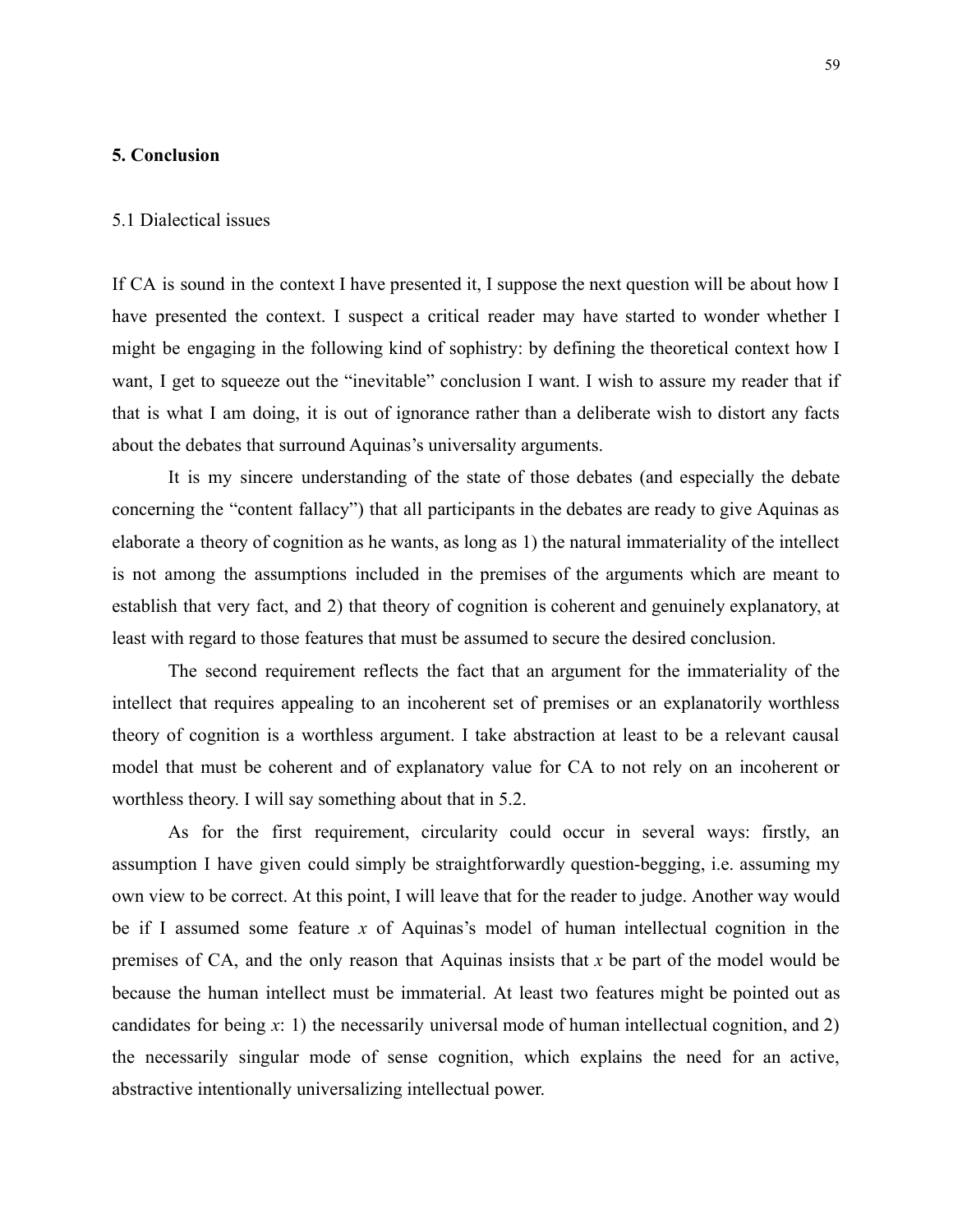## 5. Conclusion

### 5.1 Dialectical issues

If CA is sound in the context I have presented it, I suppose the next question will be about how I have presented the context. I suspect a critical reader may have started to wonder whether I might be engaging in the following kind of sophistry: by defining the theoretical context how I want, I get to squeeze out the "inevitable" conclusion I want. I wish to assure my reader that if that is what I am doing, it is out of ignorance rather than a deliberate wish to distort any facts about the debates that surround Aquinas's universality arguments.

It is my sincere understanding of the state of those debates (and especially the debate concerning the "content fallacy") that all participants in the debates are ready to give Aquinas as elaborate a theory of cognition as he wants, as long as 1) the natural immateriality of the intellect is not among the assumptions included in the premises of the arguments which are meant to establish that very fact, and 2) that theory of cognition is coherent and genuinely explanatory, at least with regard to those features that must be assumed to secure the desired conclusion.

The second requirement reflects the fact that an argument for the immateriality of the intellect that requires appealing to an incoherent set of premises or an explanatorily worthless theory of cognition is a worthless argument. I take abstraction at least to be a relevant causal model that must be coherent and of explanatory value for CA to not rely on an incoherent or worthless theory. I will say something about that in 5.2.

As for the first requirement, circularity could occur in several ways: firstly, an assumption I have given could simply be straightforwardly question-begging, i.e. assuming my own view to be correct. At this point, I will leave that for the reader to judge. Another way would be if I assumed some feature *x* of Aquinas's model of human intellectual cognition in the premises of CA, and the only reason that Aquinas insists that *x* be part of the model would be because the human intellect must be immaterial. At least two features might be pointed out as candidates for being *x*: 1) the necessarily universal mode of human intellectual cognition, and 2) the necessarily singular mode of sense cognition, which explains the need for an active, abstractive intentionally universalizing intellectual power.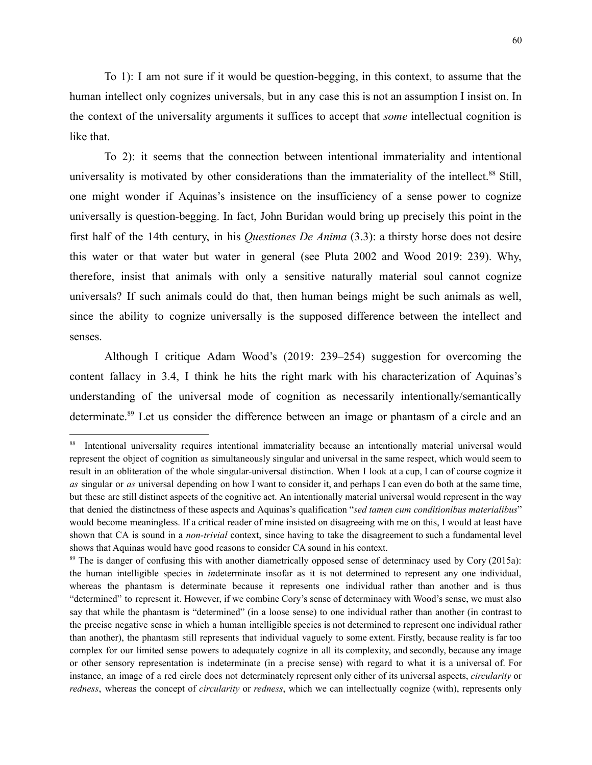To 1): I am not sure if it would be question-begging, in this context, to assume that the human intellect only cognizes universals, but in any case this is not an assumption I insist on. In the context of the universality arguments it suffices to accept that *some* intellectual cognition is like that.

To 2): it seems that the connection between intentional immateriality and intentional universality is motivated by other considerations than the immateriality of the intellect.[88] Still, one might wonder if Aquinas's insistence on the insufficiency of a sense power to cognize universally is question-begging. In fact, John Buridan would bring up precisely this point in the first half of the 14th century, in his *Questiones De Anima* (3.3): a thirsty horse does not desire this water or that water but water in general (see Pluta 2002 and Wood 2019: 239). Why, therefore, insist that animals with only a sensitive naturally material soul cannot cognize universals? If such animals could do that, then human beings might be such animals as well, since the ability to cognize universally is the supposed difference between the intellect and senses.

Although I critique Adam Wood's (2019: 239–254) suggestion for overcoming the content fallacy in 3.4, I think he hits the right mark with his characterization of Aquinas's understanding of the universal mode of cognition as necessarily intentionally/semantically determinate.[89] Let us consider the difference between an image or phantasm of a circle and an

---

[88] Intentional universality requires intentional immateriality because an intentionally material universal would represent the object of cognition as simultaneously singular and universal in the same respect, which would seem to result in an obliteration of the whole singular-universal distinction. When I look at a cup, I can of course cognize it *as* singular or *as* universal depending on how I want to consider it, and perhaps I can even do both at the same time, but these are still distinct aspects of the cognitive act. An intentionally material universal would represent in the way that denied the distinctness of these aspects and Aquinas's qualification "*sed tamen cum conditionibus materialibus*" would become meaningless. If a critical reader of mine insisted on disagreeing with me on this, I would at least have shown that CA is sound in a *non-trivial* context, since having to take the disagreement to such a fundamental level shows that Aquinas would have good reasons to consider CA sound in his context.

[89] The is danger of confusing this with another diametrically opposed sense of determinacy used by Cory (2015a): the human intelligible species in *in*determinate insofar as it is not determined to represent any one individual, whereas the phantasm is determinate because it represents one individual rather than another and is thus "determined" to represent it. However, if we combine Cory's sense of determinacy with Wood's sense, we must also say that while the phantasm is "determined" (in a loose sense) to one individual rather than another (in contrast to the precise negative sense in which a human intelligible species is not determined to represent one individual rather than another), the phantasm still represents that individual vaguely to some extent. Firstly, because reality is far too complex for our limited sense powers to adequately cognize in all its complexity, and secondly, because any image or other sensory representation is indeterminate (in a precise sense) with regard to what it is a universal of. For instance, an image of a red circle does not determinately represent only either of its universal aspects, *circularity* or *redness*, whereas the concept of *circularity* or *redness*, which we can intellectually cognize (with), represents only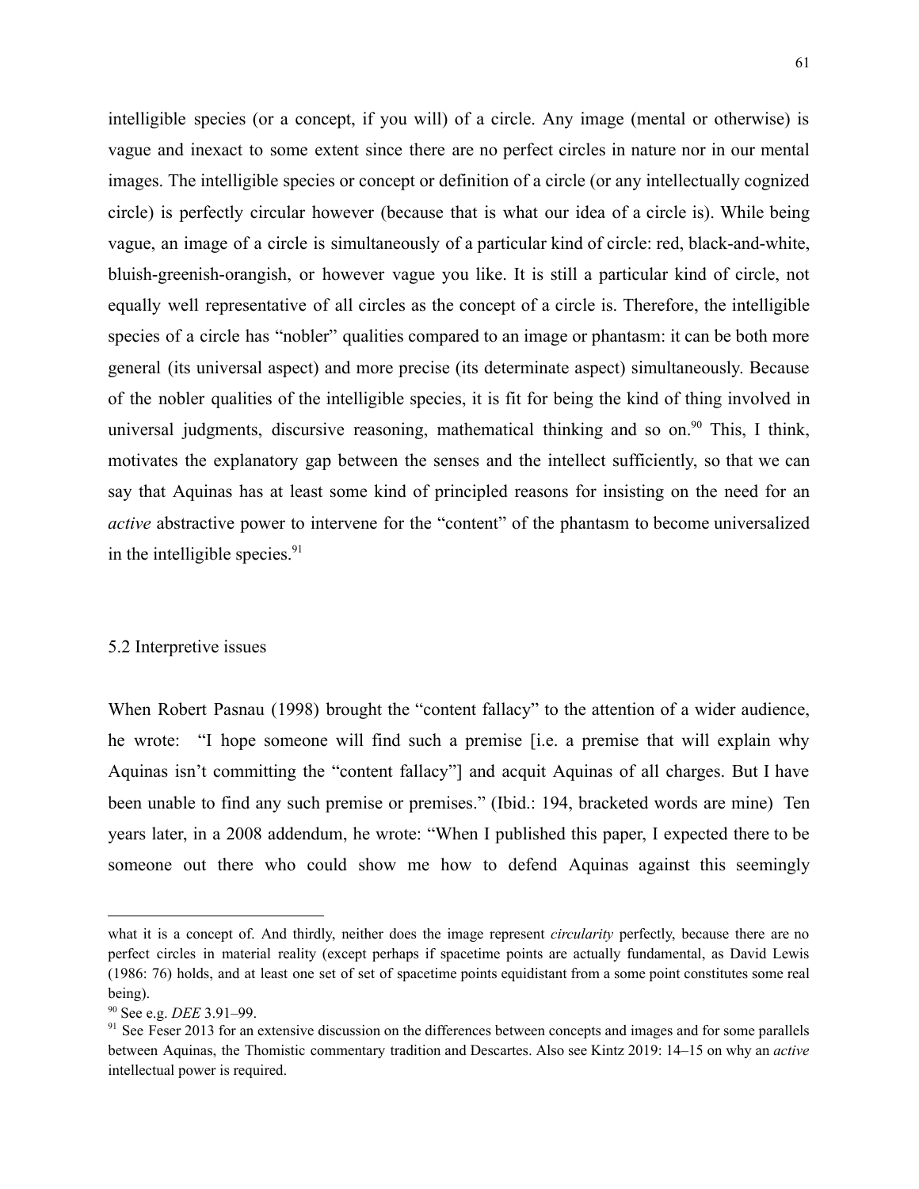intelligible species (or a concept, if you will) of a circle. Any image (mental or otherwise) is vague and inexact to some extent since there are no perfect circles in nature nor in our mental images. The intelligible species or concept or definition of a circle (or any intellectually cognized circle) is perfectly circular however (because that is what our idea of a circle is). While being vague, an image of a circle is simultaneously of a particular kind of circle: red, black-and-white, bluish-greenish-orangish, or however vague you like. It is still a particular kind of circle, not equally well representative of all circles as the concept of a circle is. Therefore, the intelligible species of a circle has "nobler" qualities compared to an image or phantasm: it can be both more general (its universal aspect) and more precise (its determinate aspect) simultaneously. Because of the nobler qualities of the intelligible species, it is fit for being the kind of thing involved in universal judgments, discursive reasoning, mathematical thinking and so on.[90] This, I think, motivates the explanatory gap between the senses and the intellect sufficiently, so that we can say that Aquinas has at least some kind of principled reasons for insisting on the need for an *active* abstractive power to intervene for the "content" of the phantasm to become universalized in the intelligible species.[91]

## 5.2 Interpretive issues

When Robert Pasnau (1998) brought the "content fallacy" to the attention of a wider audience, he wrote: "I hope someone will find such a premise [i.e. a premise that will explain why Aquinas isn't committing the "content fallacy"] and acquit Aquinas of all charges. But I have been unable to find any such premise or premises." (Ibid.: 194, bracketed words are mine) Ten years later, in a 2008 addendum, he wrote: "When I published this paper, I expected there to be someone out there who could show me how to defend Aquinas against this seemingly

---

what it is a concept of. And thirdly, neither does the image represent *circularity* perfectly, because there are no perfect circles in material reality (except perhaps if spacetime points are actually fundamental, as David Lewis (1986: 76) holds, and at least one set of set of spacetime points equidistant from a some point constitutes some real being).

[90] See e.g. *DEE* 3.91–99.

[91] See Feser 2013 for an extensive discussion on the differences between concepts and images and for some parallels between Aquinas, the Thomistic commentary tradition and Descartes. Also see Kintz 2019: 14–15 on why an *active* intellectual power is required.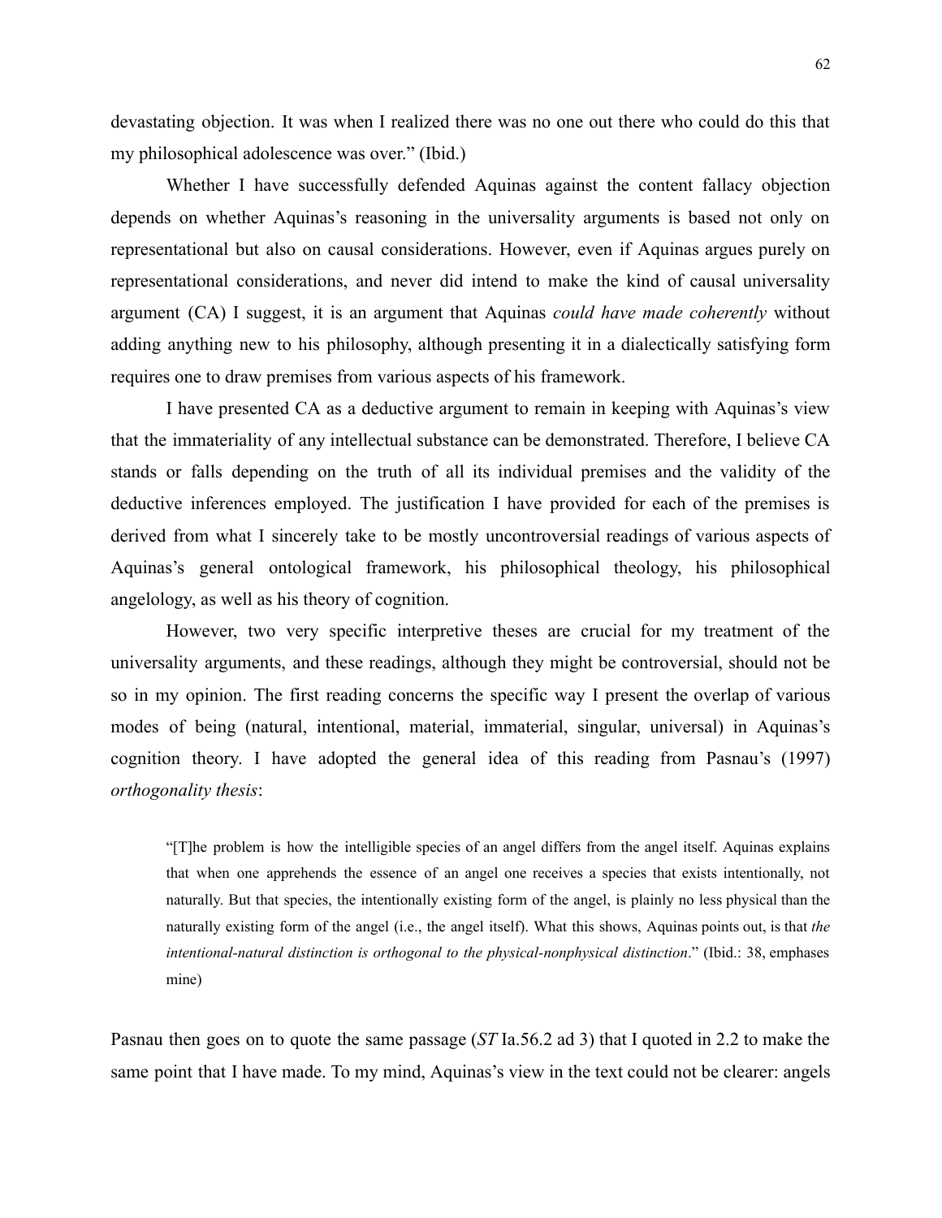devastating objection. It was when I realized there was no one out there who could do this that my philosophical adolescence was over." (Ibid.)

Whether I have successfully defended Aquinas against the content fallacy objection depends on whether Aquinas's reasoning in the universality arguments is based not only on representational but also on causal considerations. However, even if Aquinas argues purely on representational considerations, and never did intend to make the kind of causal universality argument (CA) I suggest, it is an argument that Aquinas *could have made coherently* without adding anything new to his philosophy, although presenting it in a dialectically satisfying form requires one to draw premises from various aspects of his framework.

I have presented CA as a deductive argument to remain in keeping with Aquinas's view that the immateriality of any intellectual substance can be demonstrated. Therefore, I believe CA stands or falls depending on the truth of all its individual premises and the validity of the deductive inferences employed. The justification I have provided for each of the premises is derived from what I sincerely take to be mostly uncontroversial readings of various aspects of Aquinas's general ontological framework, his philosophical theology, his philosophical angelology, as well as his theory of cognition.

However, two very specific interpretive theses are crucial for my treatment of the universality arguments, and these readings, although they might be controversial, should not be so in my opinion. The first reading concerns the specific way I present the overlap of various modes of being (natural, intentional, material, immaterial, singular, universal) in Aquinas's cognition theory. I have adopted the general idea of this reading from Pasnau's (1997) *orthogonality thesis*:

> "[T]he problem is how the intelligible species of an angel differs from the angel itself. Aquinas explains that when one apprehends the essence of an angel one receives a species that exists intentionally, not naturally. But that species, the intentionally existing form of the angel, is plainly no less physical than the naturally existing form of the angel (i.e., the angel itself). What this shows, Aquinas points out, is that *the intentional-natural distinction is orthogonal to the physical-nonphysical distinction*." (Ibid.: 38, emphases mine)

Pasnau then goes on to quote the same passage (*ST* Ia.56.2 ad 3) that I quoted in 2.2 to make the same point that I have made. To my mind, Aquinas's view in the text could not be clearer: angels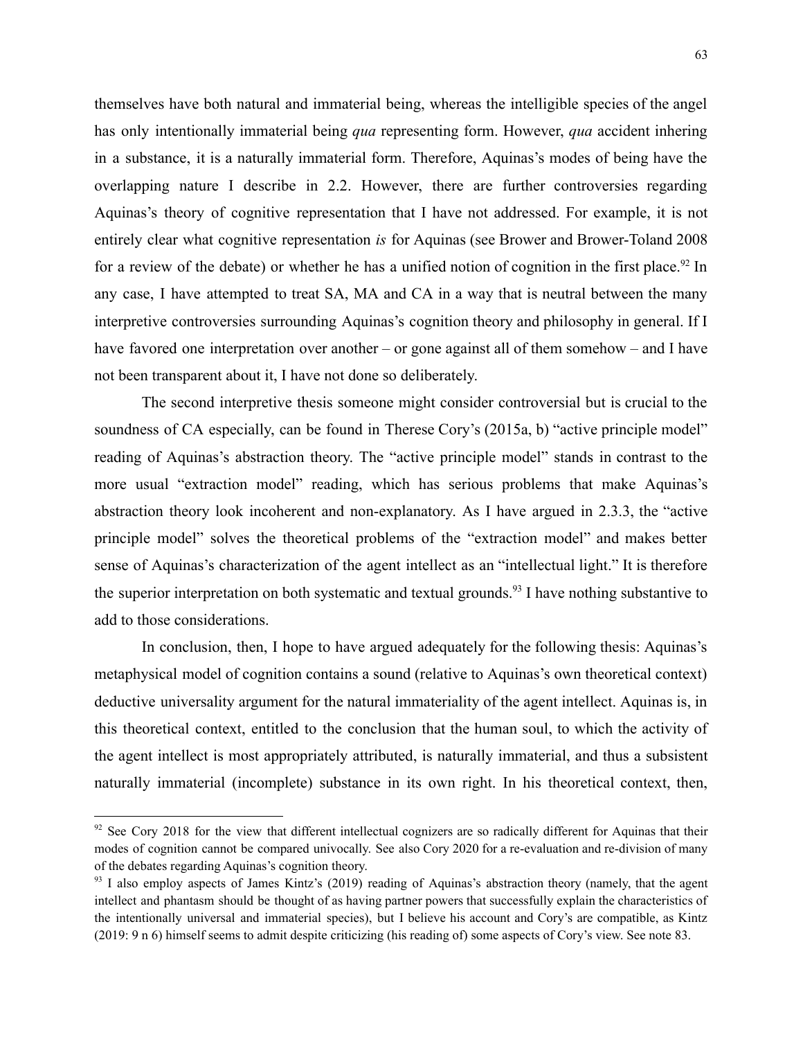themselves have both natural and immaterial being, whereas the intelligible species of the angel has only intentionally immaterial being *qua* representing form. However, *qua* accident inhering in a substance, it is a naturally immaterial form. Therefore, Aquinas's modes of being have the overlapping nature I describe in 2.2. However, there are further controversies regarding Aquinas's theory of cognitive representation that I have not addressed. For example, it is not entirely clear what cognitive representation *is* for Aquinas (see Brower and Brower-Toland 2008 for a review of the debate) or whether he has a unified notion of cognition in the first place.[92] In any case, I have attempted to treat SA, MA and CA in a way that is neutral between the many interpretive controversies surrounding Aquinas's cognition theory and philosophy in general. If I have favored one interpretation over another – or gone against all of them somehow – and I have not been transparent about it, I have not done so deliberately.

The second interpretive thesis someone might consider controversial but is crucial to the soundness of CA especially, can be found in Therese Cory's (2015a, b) "active principle model" reading of Aquinas's abstraction theory. The "active principle model" stands in contrast to the more usual "extraction model" reading, which has serious problems that make Aquinas's abstraction theory look incoherent and non-explanatory. As I have argued in 2.3.3, the "active principle model" solves the theoretical problems of the "extraction model" and makes better sense of Aquinas's characterization of the agent intellect as an "intellectual light." It is therefore the superior interpretation on both systematic and textual grounds.[93] I have nothing substantive to add to those considerations.

In conclusion, then, I hope to have argued adequately for the following thesis: Aquinas's metaphysical model of cognition contains a sound (relative to Aquinas's own theoretical context) deductive universality argument for the natural immateriality of the agent intellect. Aquinas is, in this theoretical context, entitled to the conclusion that the human soul, to which the activity of the agent intellect is most appropriately attributed, is naturally immaterial, and thus a subsistent naturally immaterial (incomplete) substance in its own right. In his theoretical context, then,

---

[92] See Cory 2018 for the view that different intellectual cognizers are so radically different for Aquinas that their modes of cognition cannot be compared univocally. See also Cory 2020 for a re-evaluation and re-division of many of the debates regarding Aquinas's cognition theory.

[93] I also employ aspects of James Kintz's (2019) reading of Aquinas's abstraction theory (namely, that the agent intellect and phantasm should be thought of as having partner powers that successfully explain the characteristics of the intentionally universal and immaterial species), but I believe his account and Cory's are compatible, as Kintz (2019: 9 n 6) himself seems to admit despite criticizing (his reading of) some aspects of Cory's view. See note 83.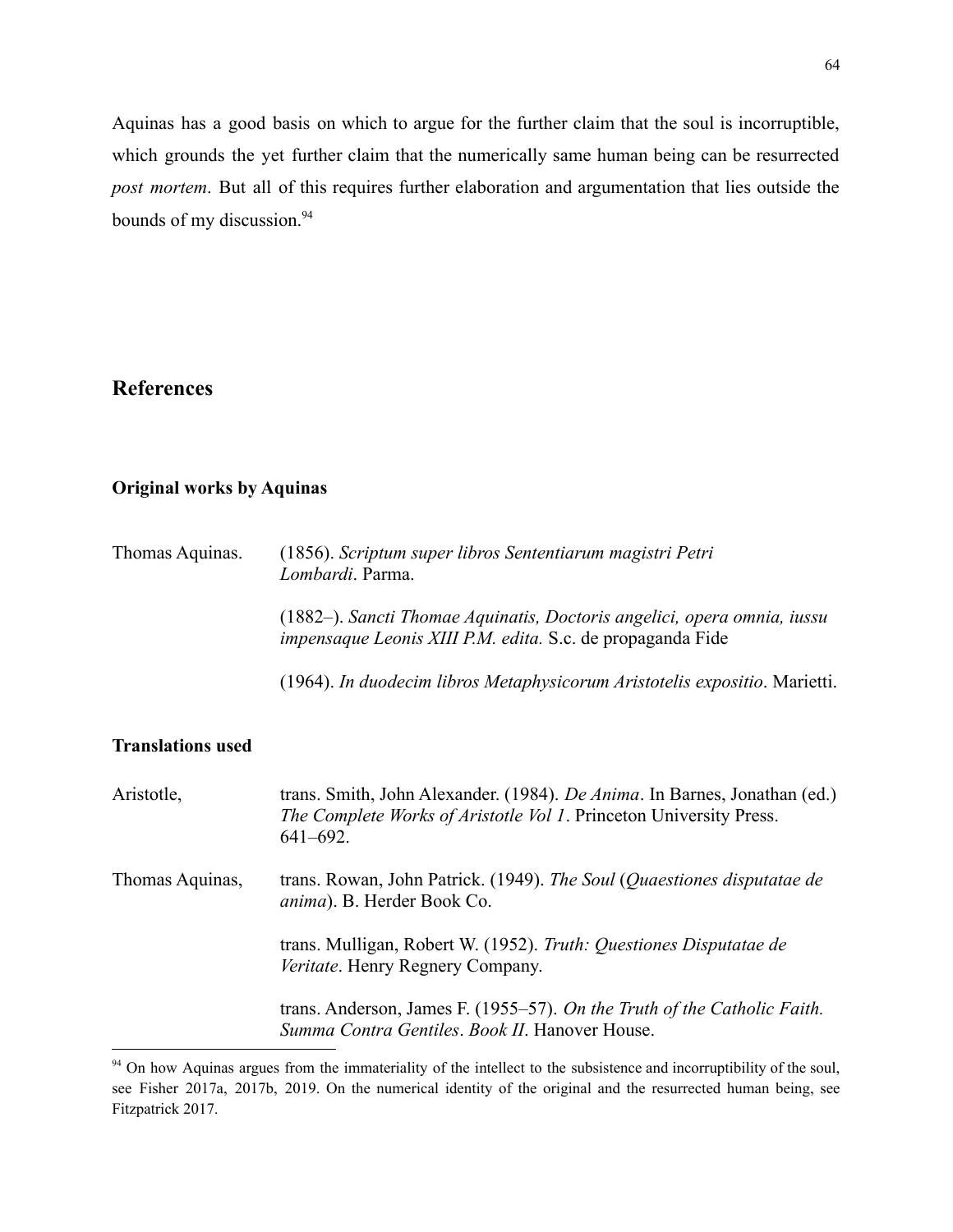Aquinas has a good basis on which to argue for the further claim that the soul is incorruptible, which grounds the yet further claim that the numerically same human being can be resurrected *post mortem*. But all of this requires further elaboration and argumentation that lies outside the bounds of my discussion.[94]

## References

### Original works by Aquinas

Thomas Aquinas. (1856). *Scriptum super libros Sententiarum magistri Petri Lombardi*. Parma.

(1882–). *Sancti Thomae Aquinatis, Doctoris angelici, opera omnia, iussu impensaque Leonis XIII P.M. edita.* S.c. de propaganda Fide

(1964). *In duodecim libros Metaphysicorum Aristotelis expositio*. Marietti.

### Translations used

Aristotle, trans. Smith, John Alexander. (1984). *De Anima*. In Barnes, Jonathan (ed.) *The Complete Works of Aristotle Vol 1*. Princeton University Press. 641–692.

Thomas Aquinas, trans. Rowan, John Patrick. (1949). *The Soul* (*Quaestiones disputatae de anima*). B. Herder Book Co.

trans. Mulligan, Robert W. (1952). *Truth: Questiones Disputatae de Veritate*. Henry Regnery Company.

trans. Anderson, James F. (1955–57). *On the Truth of the Catholic Faith. Summa Contra Gentiles*. *Book II*. Hanover House.

---

[94] On how Aquinas argues from the immateriality of the intellect to the subsistence and incorruptibility of the soul, see Fisher 2017a, 2017b, 2019. On the numerical identity of the original and the resurrected human being, see Fitzpatrick 2017.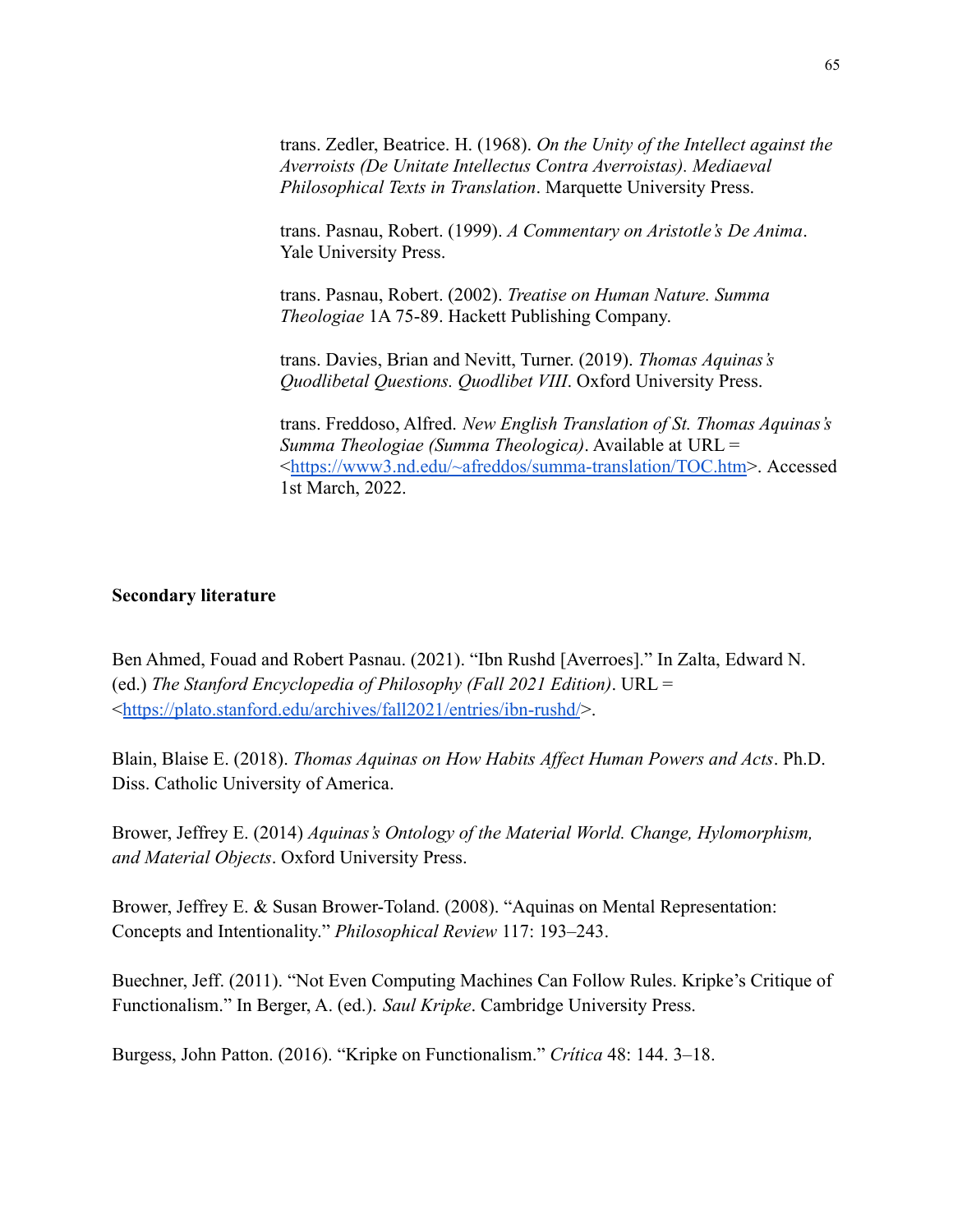trans. Zedler, Beatrice. H. (1968). *On the Unity of the Intellect against the Averroists (De Unitate Intellectus Contra Averroistas). Mediaeval Philosophical Texts in Translation*. Marquette University Press.

trans. Pasnau, Robert. (1999). *A Commentary on Aristotle's De Anima*. Yale University Press.

trans. Pasnau, Robert. (2002). *Treatise on Human Nature. Summa Theologiae* 1A 75-89. Hackett Publishing Company.

trans. Davies, Brian and Nevitt, Turner. (2019). *Thomas Aquinas's Quodlibetal Questions. Quodlibet VIII*. Oxford University Press.

trans. Freddoso, Alfred. *New English Translation of St. Thomas Aquinas's Summa Theologiae (Summa Theologica)*. Available at URL = <https://www3.nd.edu/~afreddos/summa-translation/TOC.htm>. Accessed 1st March, 2022.

**Secondary literature**

Ben Ahmed, Fouad and Robert Pasnau. (2021). "Ibn Rushd [Averroes]." In Zalta, Edward N. (ed.) *The Stanford Encyclopedia of Philosophy (Fall 2021 Edition)*. URL = <https://plato.stanford.edu/archives/fall2021/entries/ibn-rushd/>.

Blain, Blaise E. (2018). *Thomas Aquinas on How Habits Affect Human Powers and Acts*. Ph.D. Diss. Catholic University of America.

Brower, Jeffrey E. (2014) *Aquinas's Ontology of the Material World. Change, Hylomorphism, and Material Objects*. Oxford University Press.

Brower, Jeffrey E. & Susan Brower-Toland. (2008). "Aquinas on Mental Representation: Concepts and Intentionality." *Philosophical Review* 117: 193–243.

Buechner, Jeff. (2011). "Not Even Computing Machines Can Follow Rules. Kripke's Critique of Functionalism." In Berger, A. (ed.). *Saul Kripke*. Cambridge University Press.

Burgess, John Patton. (2016). "Kripke on Functionalism." *Crítica* 48: 144. 3–18.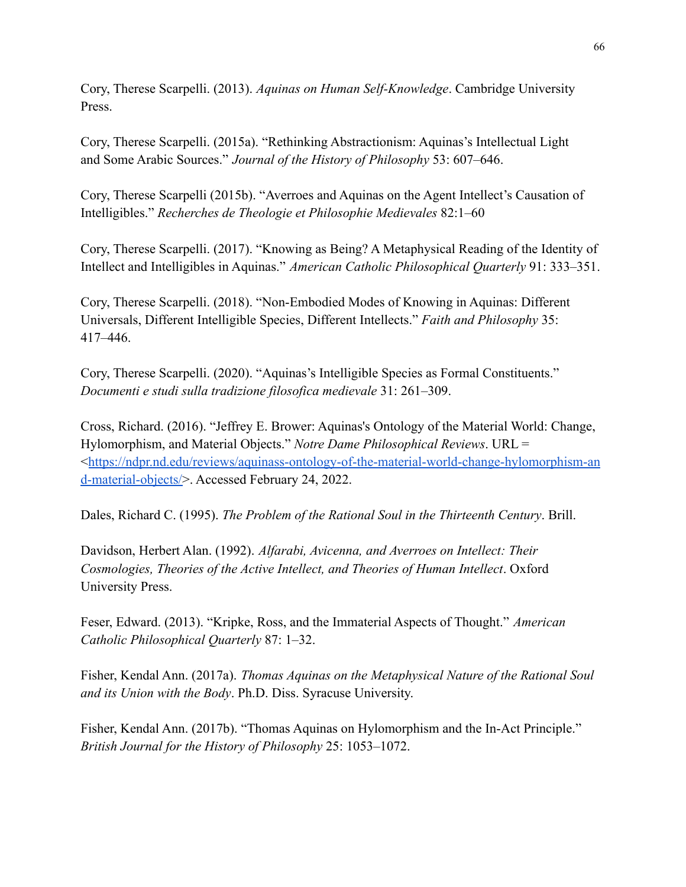Cory, Therese Scarpelli. (2013). *Aquinas on Human Self-Knowledge*. Cambridge University Press.

Cory, Therese Scarpelli. (2015a). "Rethinking Abstractionism: Aquinas's Intellectual Light and Some Arabic Sources." *Journal of the History of Philosophy* 53: 607–646.

Cory, Therese Scarpelli (2015b). "Averroes and Aquinas on the Agent Intellect's Causation of Intelligibles." *Recherches de Theologie et Philosophie Medievales* 82:1–60

Cory, Therese Scarpelli. (2017). "Knowing as Being? A Metaphysical Reading of the Identity of Intellect and Intelligibles in Aquinas." *American Catholic Philosophical Quarterly* 91: 333–351.

Cory, Therese Scarpelli. (2018). "Non-Embodied Modes of Knowing in Aquinas: Different Universals, Different Intelligible Species, Different Intellects." *Faith and Philosophy* 35: 417–446.

Cory, Therese Scarpelli. (2020). "Aquinas's Intelligible Species as Formal Constituents." *Documenti e studi sulla tradizione filosofica medievale* 31: 261–309.

Cross, Richard. (2016). "Jeffrey E. Brower: Aquinas's Ontology of the Material World: Change, Hylomorphism, and Material Objects." *Notre Dame Philosophical Reviews*. URL = <https://ndpr.nd.edu/reviews/aquinass-ontology-of-the-material-world-change-hylomorphism-and-material-objects/>. Accessed February 24, 2022.

Dales, Richard C. (1995). *The Problem of the Rational Soul in the Thirteenth Century*. Brill.

Davidson, Herbert Alan. (1992). *Alfarabi, Avicenna, and Averroes on Intellect: Their Cosmologies, Theories of the Active Intellect, and Theories of Human Intellect*. Oxford University Press.

Feser, Edward. (2013). "Kripke, Ross, and the Immaterial Aspects of Thought." *American Catholic Philosophical Quarterly* 87: 1–32.

Fisher, Kendal Ann. (2017a). *Thomas Aquinas on the Metaphysical Nature of the Rational Soul and its Union with the Body*. Ph.D. Diss. Syracuse University.

Fisher, Kendal Ann. (2017b). "Thomas Aquinas on Hylomorphism and the In-Act Principle." *British Journal for the History of Philosophy* 25: 1053–1072.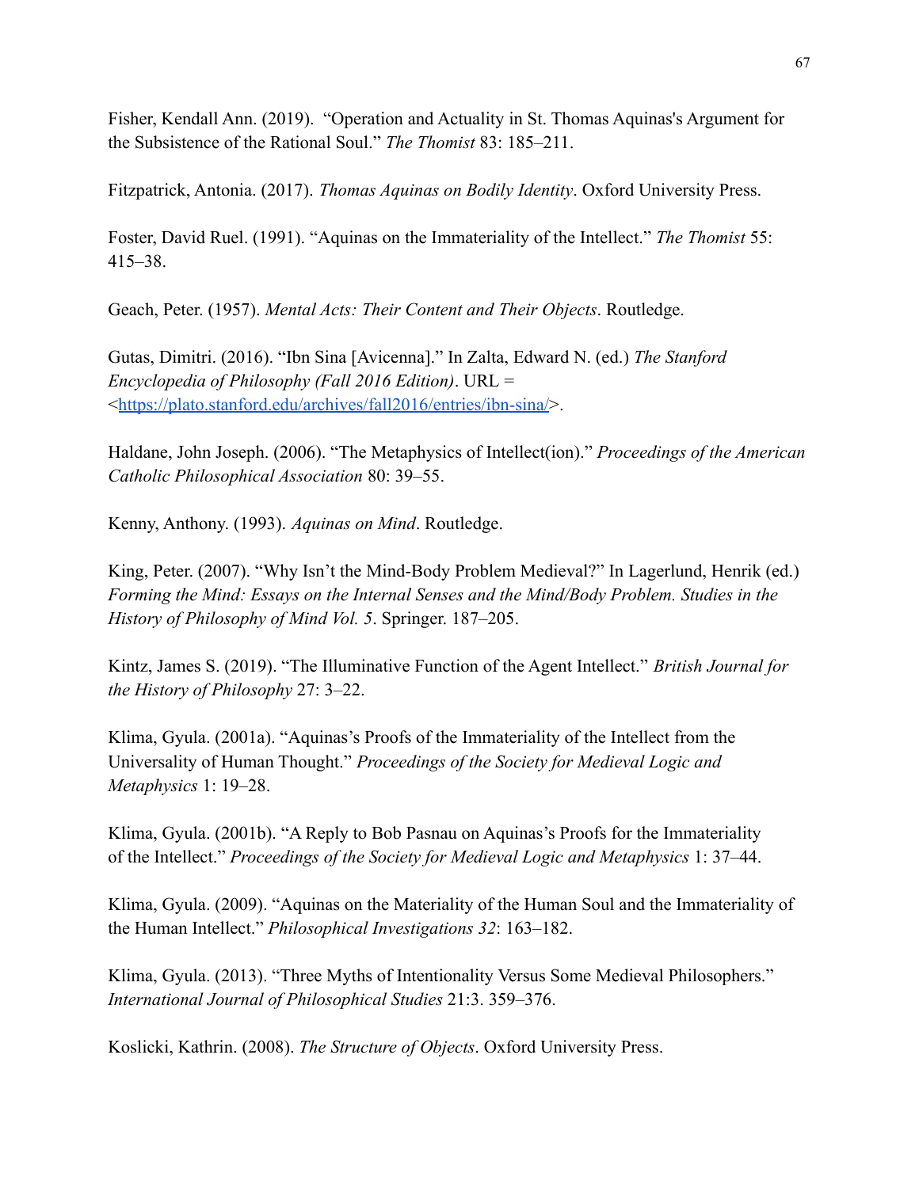Fisher, Kendall Ann. (2019). "Operation and Actuality in St. Thomas Aquinas's Argument for the Subsistence of the Rational Soul." *The Thomist* 83: 185–211.

Fitzpatrick, Antonia. (2017). *Thomas Aquinas on Bodily Identity*. Oxford University Press.

Foster, David Ruel. (1991). "Aquinas on the Immateriality of the Intellect." *The Thomist* 55: 415–38.

Geach, Peter. (1957). *Mental Acts: Their Content and Their Objects*. Routledge.

Gutas, Dimitri. (2016). "Ibn Sina [Avicenna]." In Zalta, Edward N. (ed.) *The Stanford Encyclopedia of Philosophy (Fall 2016 Edition)*. URL = <https://plato.stanford.edu/archives/fall2016/entries/ibn-sina/>.

Haldane, John Joseph. (2006). "The Metaphysics of Intellect(ion)." *Proceedings of the American Catholic Philosophical Association* 80: 39–55.

Kenny, Anthony. (1993). *Aquinas on Mind*. Routledge.

King, Peter. (2007). "Why Isn't the Mind-Body Problem Medieval?" In Lagerlund, Henrik (ed.) *Forming the Mind: Essays on the Internal Senses and the Mind/Body Problem. Studies in the History of Philosophy of Mind Vol. 5*. Springer. 187–205.

Kintz, James S. (2019). "The Illuminative Function of the Agent Intellect." *British Journal for the History of Philosophy* 27: 3–22.

Klima, Gyula. (2001a). "Aquinas's Proofs of the Immateriality of the Intellect from the Universality of Human Thought." *Proceedings of the Society for Medieval Logic and Metaphysics* 1: 19–28.

Klima, Gyula. (2001b). "A Reply to Bob Pasnau on Aquinas's Proofs for the Immateriality of the Intellect." *Proceedings of the Society for Medieval Logic and Metaphysics* 1: 37–44.

Klima, Gyula. (2009). "Aquinas on the Materiality of the Human Soul and the Immateriality of the Human Intellect." *Philosophical Investigations 32*: 163–182.

Klima, Gyula. (2013). "Three Myths of Intentionality Versus Some Medieval Philosophers." *International Journal of Philosophical Studies* 21:3. 359–376.

Koslicki, Kathrin. (2008). *The Structure of Objects*. Oxford University Press.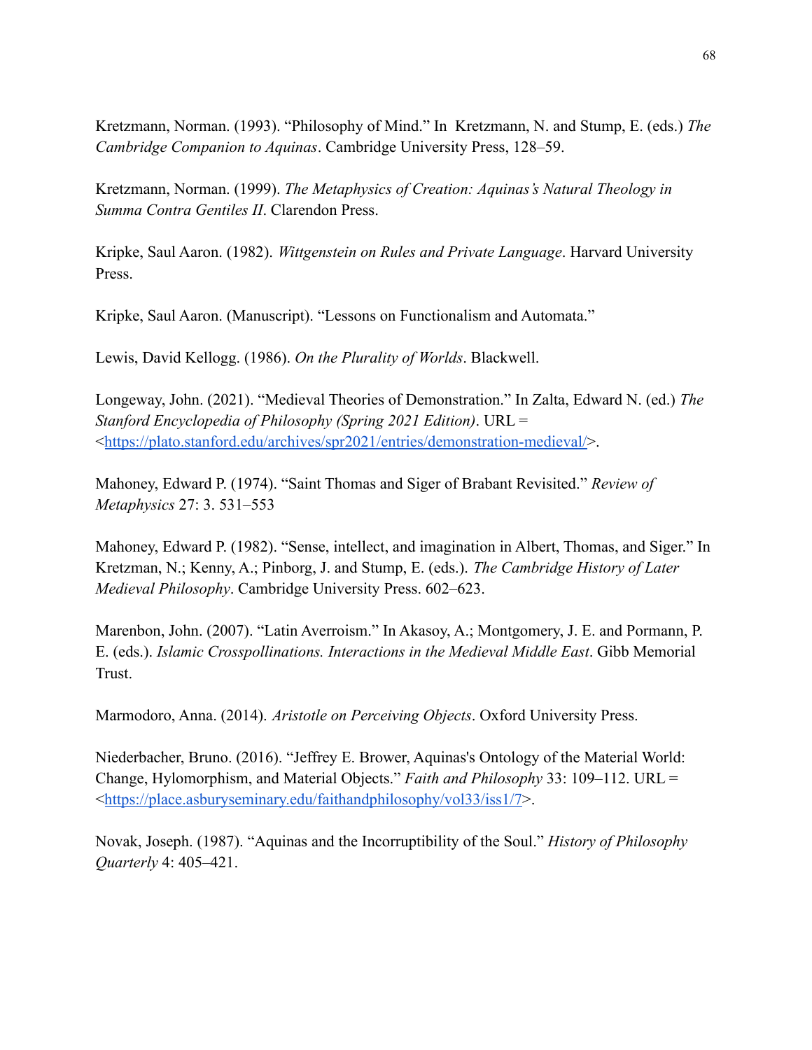Kretzmann, Norman. (1993). "Philosophy of Mind." In  Kretzmann, N. and Stump, E. (eds.) *The Cambridge Companion to Aquinas*. Cambridge University Press, 128–59.

Kretzmann, Norman. (1999). *The Metaphysics of Creation: Aquinas's Natural Theology in Summa Contra Gentiles II*. Clarendon Press.

Kripke, Saul Aaron. (1982). *Wittgenstein on Rules and Private Language*. Harvard University Press.

Kripke, Saul Aaron. (Manuscript). "Lessons on Functionalism and Automata."

Lewis, David Kellogg. (1986). *On the Plurality of Worlds*. Blackwell.

Longeway, John. (2021). "Medieval Theories of Demonstration." In Zalta, Edward N. (ed.) *The Stanford Encyclopedia of Philosophy (Spring 2021 Edition)*. URL = <https://plato.stanford.edu/archives/spr2021/entries/demonstration-medieval/>.

Mahoney, Edward P. (1974). "Saint Thomas and Siger of Brabant Revisited." *Review of Metaphysics* 27: 3. 531–553

Mahoney, Edward P. (1982). "Sense, intellect, and imagination in Albert, Thomas, and Siger." In Kretzman, N.; Kenny, A.; Pinborg, J. and Stump, E. (eds.). *The Cambridge History of Later Medieval Philosophy*. Cambridge University Press. 602–623.

Marenbon, John. (2007). "Latin Averroism." In Akasoy, A.; Montgomery, J. E. and Pormann, P. E. (eds.). *Islamic Crosspollinations. Interactions in the Medieval Middle East*. Gibb Memorial Trust.

Marmodoro, Anna. (2014). *Aristotle on Perceiving Objects*. Oxford University Press.

Niederbacher, Bruno. (2016). "Jeffrey E. Brower, Aquinas's Ontology of the Material World: Change, Hylomorphism, and Material Objects." *Faith and Philosophy* 33: 109–112. URL = <https://place.asburyseminary.edu/faithandphilosophy/vol33/iss1/7>.

Novak, Joseph. (1987). "Aquinas and the Incorruptibility of the Soul." *History of Philosophy Quarterly* 4: 405–421.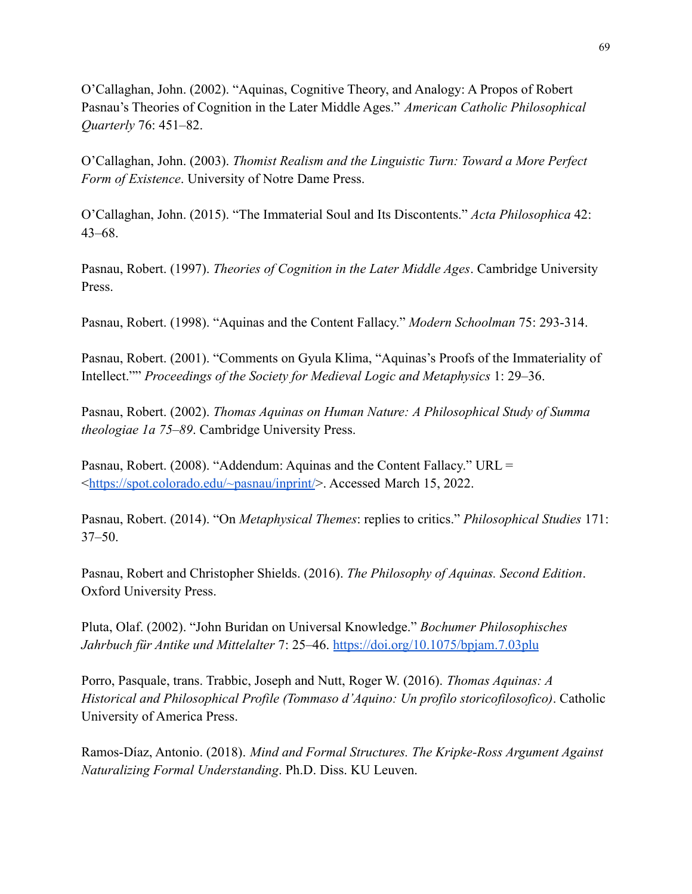O'Callaghan, John. (2002). "Aquinas, Cognitive Theory, and Analogy: A Propos of Robert Pasnau's Theories of Cognition in the Later Middle Ages." *American Catholic Philosophical Quarterly* 76: 451–82.

O'Callaghan, John. (2003). *Thomist Realism and the Linguistic Turn: Toward a More Perfect Form of Existence*. University of Notre Dame Press.

O'Callaghan, John. (2015). "The Immaterial Soul and Its Discontents." *Acta Philosophica* 42: 43–68.

Pasnau, Robert. (1997). *Theories of Cognition in the Later Middle Ages*. Cambridge University Press.

Pasnau, Robert. (1998). "Aquinas and the Content Fallacy." *Modern Schoolman* 75: 293-314.

Pasnau, Robert. (2001). "Comments on Gyula Klima, "Aquinas's Proofs of the Immateriality of Intellect."" *Proceedings of the Society for Medieval Logic and Metaphysics* 1: 29–36.

Pasnau, Robert. (2002). *Thomas Aquinas on Human Nature: A Philosophical Study of Summa theologiae 1a 75–89*. Cambridge University Press.

Pasnau, Robert. (2008). "Addendum: Aquinas and the Content Fallacy." URL = <https://spot.colorado.edu/~pasnau/inprint/>. Accessed March 15, 2022.

Pasnau, Robert. (2014). "On *Metaphysical Themes*: replies to critics." *Philosophical Studies* 171: 37–50.

Pasnau, Robert and Christopher Shields. (2016). *The Philosophy of Aquinas. Second Edition*. Oxford University Press.

Pluta, Olaf. (2002). "John Buridan on Universal Knowledge." *Bochumer Philosophisches Jahrbuch für Antike und Mittelalter* 7: 25–46. https://doi.org/10.1075/bpjam.7.03plu

Porro, Pasquale, trans. Trabbic, Joseph and Nutt, Roger W. (2016). *Thomas Aquinas: A Historical and Philosophical Profile (Tommaso d'Aquino: Un profilo storicofilosofico)*. Catholic University of America Press.

Ramos-Díaz, Antonio. (2018). *Mind and Formal Structures. The Kripke-Ross Argument Against Naturalizing Formal Understanding*. Ph.D. Diss. KU Leuven.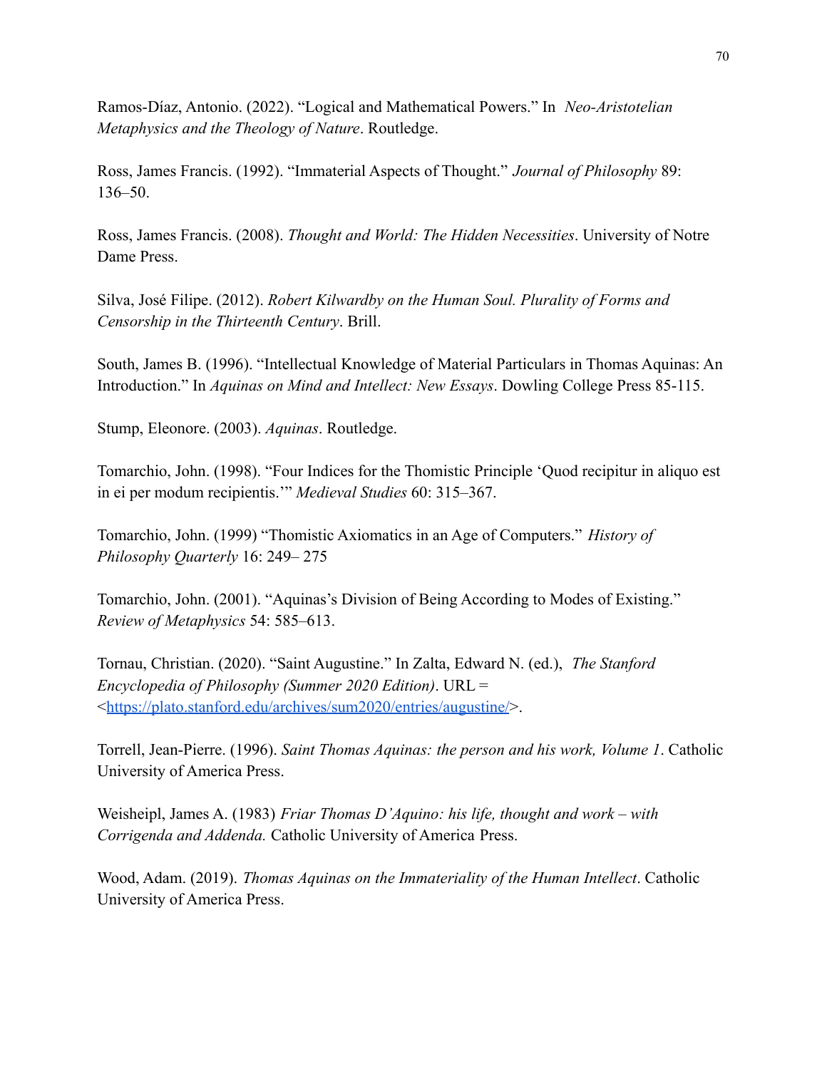Ramos-Díaz, Antonio. (2022). "Logical and Mathematical Powers." In *Neo-Aristotelian Metaphysics and the Theology of Nature*. Routledge.

Ross, James Francis. (1992). "Immaterial Aspects of Thought." *Journal of Philosophy* 89: 136–50.

Ross, James Francis. (2008). *Thought and World: The Hidden Necessities*. University of Notre Dame Press.

Silva, José Filipe. (2012). *Robert Kilwardby on the Human Soul. Plurality of Forms and Censorship in the Thirteenth Century*. Brill.

South, James B. (1996). "Intellectual Knowledge of Material Particulars in Thomas Aquinas: An Introduction." In *Aquinas on Mind and Intellect: New Essays*. Dowling College Press 85-115.

Stump, Eleonore. (2003). *Aquinas*. Routledge.

Tomarchio, John. (1998). "Four Indices for the Thomistic Principle 'Quod recipitur in aliquo est in ei per modum recipientis.'" *Medieval Studies* 60: 315–367.

Tomarchio, John. (1999) "Thomistic Axiomatics in an Age of Computers." *History of Philosophy Quarterly* 16: 249– 275

Tomarchio, John. (2001). "Aquinas's Division of Being According to Modes of Existing." *Review of Metaphysics* 54: 585–613.

Tornau, Christian. (2020). "Saint Augustine." In Zalta, Edward N. (ed.), *The Stanford Encyclopedia of Philosophy (Summer 2020 Edition)*. URL = <https://plato.stanford.edu/archives/sum2020/entries/augustine/>.

Torrell, Jean-Pierre. (1996). *Saint Thomas Aquinas: the person and his work, Volume 1*. Catholic University of America Press.

Weisheipl, James A. (1983) *Friar Thomas D'Aquino: his life, thought and work – with Corrigenda and Addenda.* Catholic University of America Press.

Wood, Adam. (2019). *Thomas Aquinas on the Immateriality of the Human Intellect*. Catholic University of America Press.